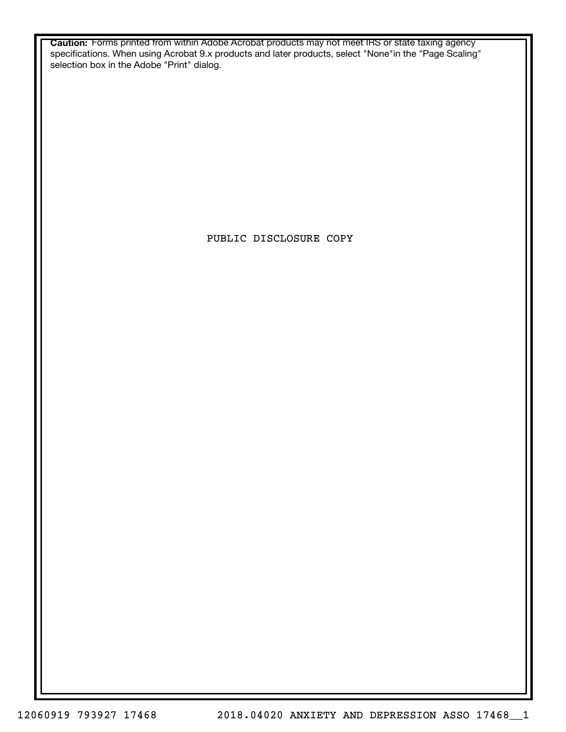**Caution:** Forms printed from within Adobe Acrobat products may not meet IRS or state taxing agency specifications. When using Acrobat 9.x products and later products, select "None"in the "Page Scaling" selection box in the Adobe "Print" dialog.

PUBLIC DISCLOSURE COPY

12060919 793927 17468 2018.04020 ANXIETY AND DEPRESSION ASSO 17468__1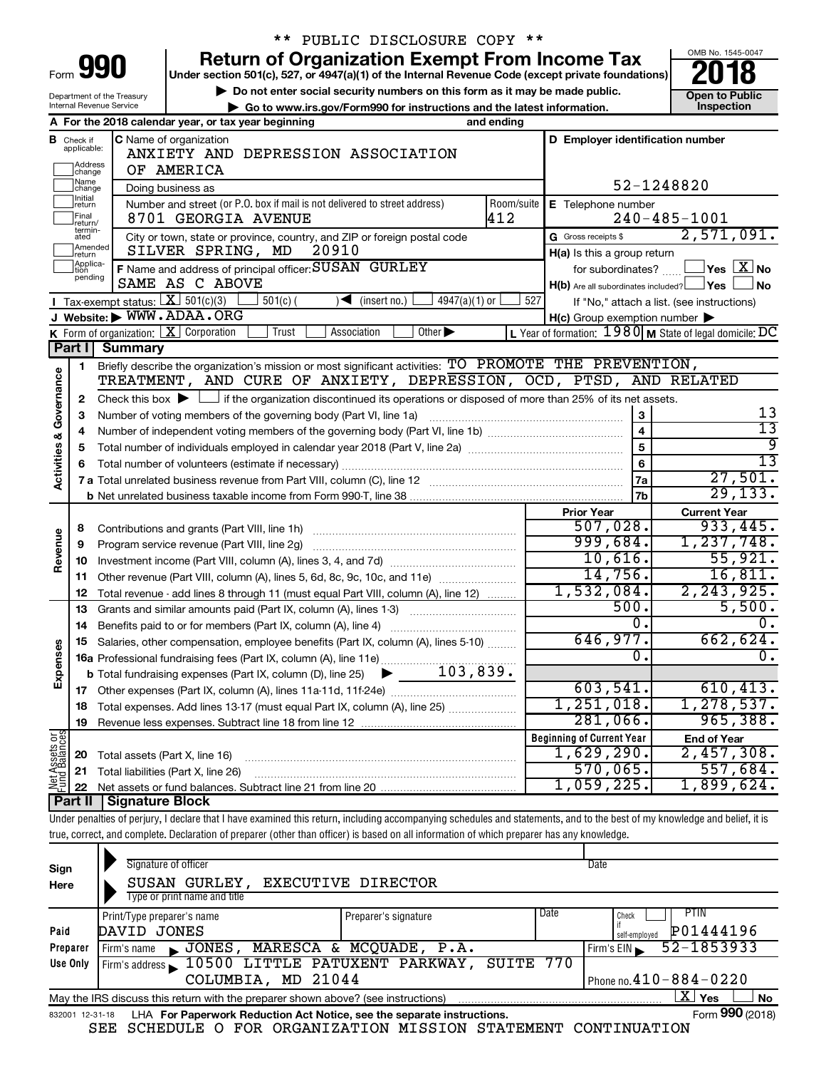\*\* PUBLIC DISCLOSURE COPY \*\*

# Form 990 — Return of Organization Exempt From Income Tax — 2018

Under section 501(c), 527, or 4947(a)(1) of the Internal Revenue Code (except private foundations)

▶ Do not enter social security numbers on this form as it may be made public.

▶ Go to www.irs.gov/Form990 for instructions and the latest information.

Department of the Treasury
Internal Revenue Service

OMB No. 1545-0047

**Open to Public Inspection**

**A** For the 2018 calendar year, or tax year beginning and ending

**B** Check if applicable: Address change / Name change / Initial return / Final return/terminated / Amended return / Application pending

**C** Name of organization: ANXIETY AND DEPRESSION ASSOCIATION OF AMERICA

Doing business as

Number and street (or P.O. box if mail is not delivered to street address): 8701 GEORGIA AVENUE — Room/suite: 412

City or town, state or province, country, and ZIP or foreign postal code: SILVER SPRING, MD 20910

**D** Employer identification number: 52-1248820

**E** Telephone number: 240-485-1001

**G** Gross receipts $ 2,571,091.

**F** Name and address of principal officer: SUSAN GURLEY, SAME AS C ABOVE

**H(a)** Is this a group return for subordinates? ☐ Yes ☒ No

**H(b)** Are all subordinates included? ☐ Yes ☐ No — If "No," attach a list. (see instructions)

**H(c)** Group exemption number ▶

**I** Tax-exempt status: ☒ 501(c)(3) ☐ 501(c) ( ) ◀ (insert no.) ☐ 4947(a)(1) or ☐ 527

**J** Website: ▶ WWW.ADAA.ORG

**K** Form of organization: ☒ Corporation ☐ Trust ☐ Association ☐ Other ▶

**L** Year of formation: 1980 **M** State of legal domicile: DC

## Part I Summary

**Activities & Governance**

1. Briefly describe the organization's mission or most significant activities: TO PROMOTE THE PREVENTION, TREATMENT, AND CURE OF ANXIETY, DEPRESSION, OCD, PTSD, AND RELATED
2. Check this box ▶ ☐ if the organization discontinued its operations or disposed of more than 25% of its net assets.

| Line | Description | | Value |
|---|---|---|---|
| 3 | Number of voting members of the governing body (Part VI, line 1a) | 3 | 13 |
| 4 | Number of independent voting members of the governing body (Part VI, line 1b) | 4 | 13 |
| 5 | Total number of individuals employed in calendar year 2018 (Part V, line 2a) | 5 | 9 |
| 6 | Total number of volunteers (estimate if necessary) | 6 | 13 |
| 7a | Total unrelated business revenue from Part VIII, column (C), line 12 | 7a | 27,501. |
| 7b | Net unrelated business taxable income from Form 990-T, line 38 | 7b | 29,133. |

| Line | Description | Prior Year | Current Year |
|---|---|---|---|
| **Revenue** | | | |
| 8 | Contributions and grants (Part VIII, line 1h) | 507,028. | 933,445. |
| 9 | Program service revenue (Part VIII, line 2g) | 999,684. | 1,237,748. |
| 10 | Investment income (Part VIII, column (A), lines 3, 4, and 7d) | 10,616. | 55,921. |
| 11 | Other revenue (Part VIII, column (A), lines 5, 6d, 8c, 9c, 10c, and 11e) | 14,756. | 16,811. |
| 12 | Total revenue - add lines 8 through 11 (must equal Part VIII, column (A), line 12) | 1,532,084. | 2,243,925. |
| **Expenses** | | | |
| 13 | Grants and similar amounts paid (Part IX, column (A), lines 1-3) | 500. | 5,500. |
| 14 | Benefits paid to or for members (Part IX, column (A), line 4) | 0. | 0. |
| 15 | Salaries, other compensation, employee benefits (Part IX, column (A), lines 5-10) | 646,977. | 662,624. |
| 16a | Professional fundraising fees (Part IX, column (A), line 11e) | 0. | 0. |
| b | Total fundraising expenses (Part IX, column (D), line 25) ▶ 103,839. | | |
| 17 | Other expenses (Part IX, column (A), lines 11a-11d, 11f-24e) | 603,541. | 610,413. |
| 18 | Total expenses. Add lines 13-17 (must equal Part IX, column (A), line 25) | 1,251,018. | 1,278,537. |
| 19 | Revenue less expenses. Subtract line 18 from line 12 | 281,066. | 965,388. |
| **Net Assets or Fund Balances** | | **Beginning of Current Year** | **End of Year** |
| 20 | Total assets (Part X, line 16) | 1,629,290. | 2,457,308. |
| 21 | Total liabilities (Part X, line 26) | 570,065. | 557,684. |
| 22 | Net assets or fund balances. Subtract line 21 from line 20 | 1,059,225. | 1,899,624. |

## Part II Signature Block

Under penalties of perjury, I declare that I have examined this return, including accompanying schedules and statements, and to the best of my knowledge and belief, it is true, correct, and complete. Declaration of preparer (other than officer) is based on all information of which preparer has any knowledge.

**Sign Here**

Signature of officer — Date

SUSAN GURLEY, EXECUTIVE DIRECTOR
Type or print name and title

**Paid Preparer Use Only**

| Print/Type preparer's name | Preparer's signature | Date | Check if self-employed | PTIN |
|---|---|---|---|---|
| DAVID JONES | | | ☐ | P01444196 |

Firm's name ▶ JONES, MARESCA & MCQUADE, P.A. — Firm's EIN ▶ 52-1853933

Firm's address ▶ 10500 LITTLE PATUXENT PARKWAY, SUITE 770, COLUMBIA, MD 21044 — Phone no. 410-884-0220

May the IRS discuss this return with the preparer shown above? (see instructions) ☒ Yes ☐ No

832001 12-31-18 LHA For Paperwork Reduction Act Notice, see the separate instructions. Form **990** (2018)

SEE SCHEDULE O FOR ORGANIZATION MISSION STATEMENT CONTINUATION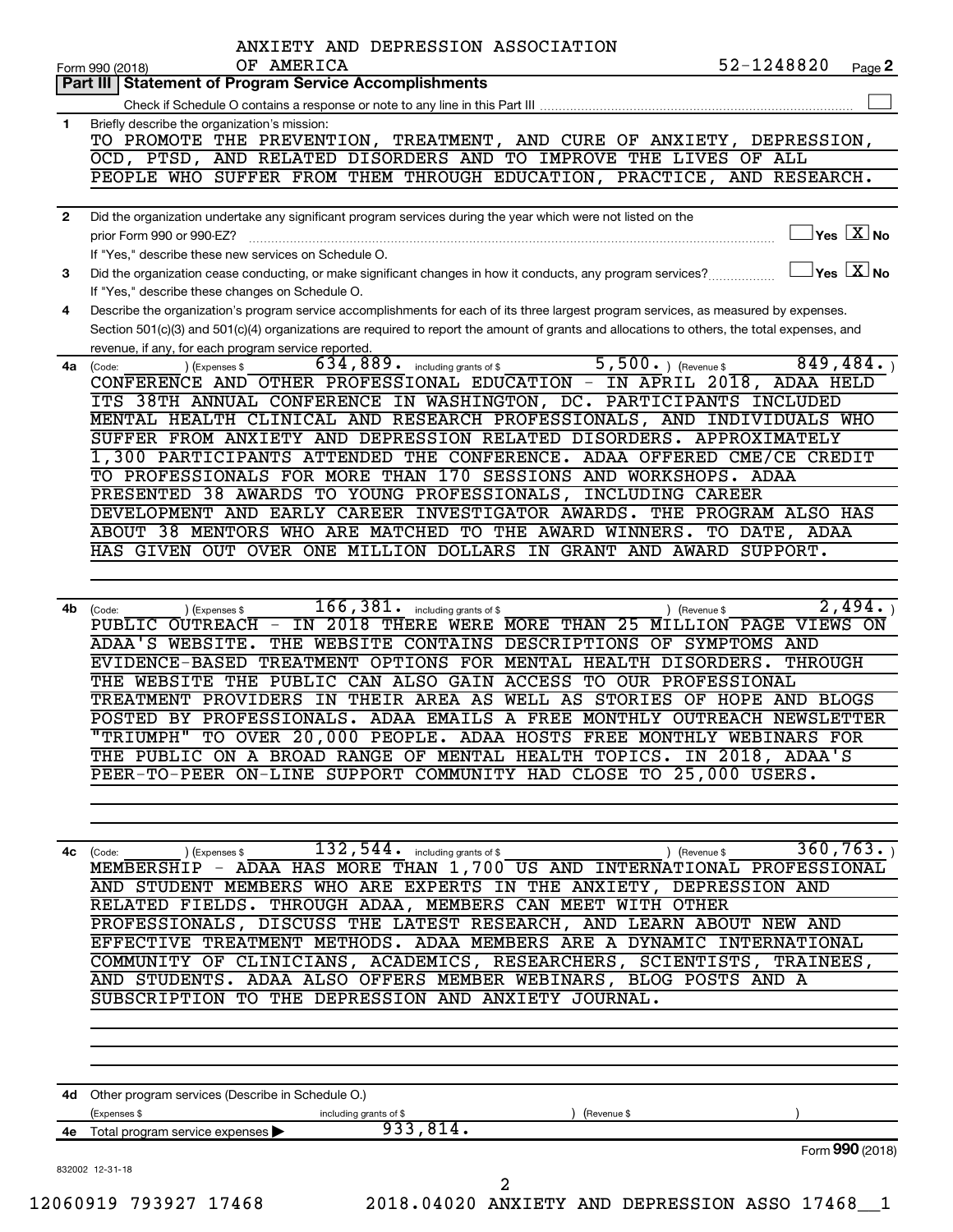ANXIETY AND DEPRESSION ASSOCIATION OF AMERICA

Form 990 (2018) 52-1248820 Page 2

## Part III | Statement of Program Service Accomplishments

Check if Schedule O contains a response or note to any line in this Part III ☐

**1** Briefly describe the organization's mission:

TO PROMOTE THE PREVENTION, TREATMENT, AND CURE OF ANXIETY, DEPRESSION, OCD, PTSD, AND RELATED DISORDERS AND TO IMPROVE THE LIVES OF ALL PEOPLE WHO SUFFER FROM THEM THROUGH EDUCATION, PRACTICE, AND RESEARCH.

**2** Did the organization undertake any significant program services during the year which were not listed on the prior Form 990 or 990-EZ? ☐ Yes ☒ No

If "Yes," describe these new services on Schedule O.

**3** Did the organization cease conducting, or make significant changes in how it conducts, any program services? ☐ Yes ☒ No

If "Yes," describe these changes on Schedule O.

**4** Describe the organization's program service accomplishments for each of its three largest program services, as measured by expenses. Section 501(c)(3) and 501(c)(4) organizations are required to report the amount of grants and allocations to others, the total expenses, and revenue, if any, for each program service reported.

**4a** (Code: ) (Expenses $ 634,889. including grants of $ 5,500. ) (Revenue $ 849,484. )

CONFERENCE AND OTHER PROFESSIONAL EDUCATION - IN APRIL 2018, ADAA HELD ITS 38TH ANNUAL CONFERENCE IN WASHINGTON, DC. PARTICIPANTS INCLUDED MENTAL HEALTH CLINICAL AND RESEARCH PROFESSIONALS, AND INDIVIDUALS WHO SUFFER FROM ANXIETY AND DEPRESSION RELATED DISORDERS. APPROXIMATELY 1,300 PARTICIPANTS ATTENDED THE CONFERENCE. ADAA OFFERED CME/CE CREDIT TO PROFESSIONALS FOR MORE THAN 170 SESSIONS AND WORKSHOPS. ADAA PRESENTED 38 AWARDS TO YOUNG PROFESSIONALS, INCLUDING CAREER DEVELOPMENT AND EARLY CAREER INVESTIGATOR AWARDS. THE PROGRAM ALSO HAS ABOUT 38 MENTORS WHO ARE MATCHED TO THE AWARD WINNERS. TO DATE, ADAA HAS GIVEN OUT OVER ONE MILLION DOLLARS IN GRANT AND AWARD SUPPORT.

**4b** (Code: ) (Expenses $ 166,381. including grants of $ ) (Revenue $ 2,494. )

PUBLIC OUTREACH - IN 2018 THERE WERE MORE THAN 25 MILLION PAGE VIEWS ON ADAA'S WEBSITE. THE WEBSITE CONTAINS DESCRIPTIONS OF SYMPTOMS AND EVIDENCE-BASED TREATMENT OPTIONS FOR MENTAL HEALTH DISORDERS. THROUGH THE WEBSITE THE PUBLIC CAN ALSO GAIN ACCESS TO OUR PROFESSIONAL TREATMENT PROVIDERS IN THEIR AREA AS WELL AS STORIES OF HOPE AND BLOGS POSTED BY PROFESSIONALS. ADAA EMAILS A FREE MONTHLY OUTREACH NEWSLETTER "TRIUMPH" TO OVER 20,000 PEOPLE. ADAA HOSTS FREE MONTHLY WEBINARS FOR THE PUBLIC ON A BROAD RANGE OF MENTAL HEALTH TOPICS. IN 2018, ADAA'S PEER-TO-PEER ON-LINE SUPPORT COMMUNITY HAD CLOSE TO 25,000 USERS.

**4c** (Code: ) (Expenses $ 132,544. including grants of $ ) (Revenue $ 360,763. )

MEMBERSHIP - ADAA HAS MORE THAN 1,700 US AND INTERNATIONAL PROFESSIONAL AND STUDENT MEMBERS WHO ARE EXPERTS IN THE ANXIETY, DEPRESSION AND RELATED FIELDS. THROUGH ADAA, MEMBERS CAN MEET WITH OTHER PROFESSIONALS, DISCUSS THE LATEST RESEARCH, AND LEARN ABOUT NEW AND EFFECTIVE TREATMENT METHODS. ADAA MEMBERS ARE A DYNAMIC INTERNATIONAL COMMUNITY OF CLINICIANS, ACADEMICS, RESEARCHERS, SCIENTISTS, TRAINEES, AND STUDENTS. ADAA ALSO OFFERS MEMBER WEBINARS, BLOG POSTS AND A SUBSCRIPTION TO THE DEPRESSION AND ANXIETY JOURNAL.

**4d** Other program services (Describe in Schedule O.)

(Expenses $ including grants of $ ) (Revenue $ )

**4e** Total program service expenses ▶ 933,814.

Form 990 (2018)

832002 12-31-18

12060919 793927 17468 2018.04020 ANXIETY AND DEPRESSION ASSO 17468__1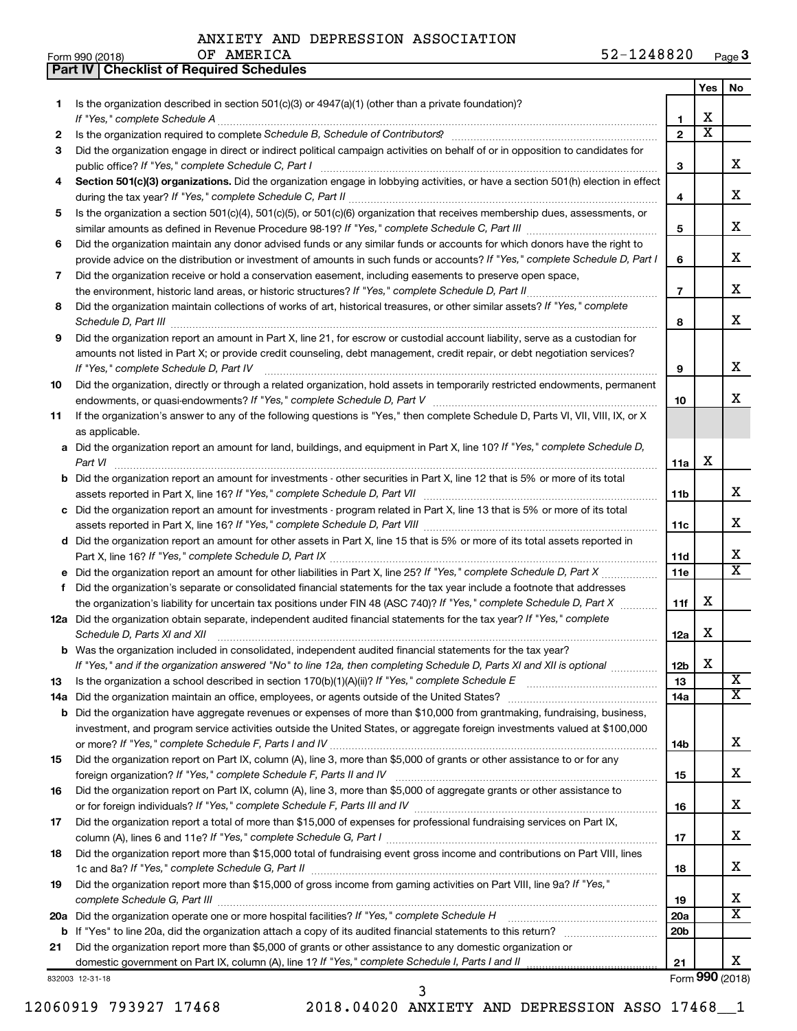ANXIETY AND DEPRESSION ASSOCIATION OF AMERICA 52-1248820

Form 990 (2018) Page 3

**Part IV | Checklist of Required Schedules**

| | | | Yes | No |
|---|---|---|---|---|
| 1 | Is the organization described in section 501(c)(3) or 4947(a)(1) (other than a private foundation)? *If "Yes," complete Schedule A* | 1 | X | |
| 2 | Is the organization required to complete *Schedule B, Schedule of Contributors*? | 2 | X | |
| 3 | Did the organization engage in direct or indirect political campaign activities on behalf of or in opposition to candidates for public office? *If "Yes," complete Schedule C, Part I* | 3 | | X |
| 4 | **Section 501(c)(3) organizations.** Did the organization engage in lobbying activities, or have a section 501(h) election in effect during the tax year? *If "Yes," complete Schedule C, Part II* | 4 | | X |
| 5 | Is the organization a section 501(c)(4), 501(c)(5), or 501(c)(6) organization that receives membership dues, assessments, or similar amounts as defined in Revenue Procedure 98-19? *If "Yes," complete Schedule C, Part III* | 5 | | X |
| 6 | Did the organization maintain any donor advised funds or any similar funds or accounts for which donors have the right to provide advice on the distribution or investment of amounts in such funds or accounts? *If "Yes," complete Schedule D, Part I* | 6 | | X |
| 7 | Did the organization receive or hold a conservation easement, including easements to preserve open space, the environment, historic land areas, or historic structures? *If "Yes," complete Schedule D, Part II* | 7 | | X |
| 8 | Did the organization maintain collections of works of art, historical treasures, or other similar assets? *If "Yes," complete Schedule D, Part III* | 8 | | X |
| 9 | Did the organization report an amount in Part X, line 21, for escrow or custodial account liability, serve as a custodian for amounts not listed in Part X; or provide credit counseling, debt management, credit repair, or debt negotiation services? *If "Yes," complete Schedule D, Part IV* | 9 | | X |
| 10 | Did the organization, directly or through a related organization, hold assets in temporarily restricted endowments, permanent endowments, or quasi-endowments? *If "Yes," complete Schedule D, Part V* | 10 | | X |
| 11 | If the organization's answer to any of the following questions is "Yes," then complete Schedule D, Parts VI, VII, VIII, IX, or X as applicable. | | | |
| a | Did the organization report an amount for land, buildings, and equipment in Part X, line 10? *If "Yes," complete Schedule D, Part VI* | 11a | X | |
| b | Did the organization report an amount for investments - other securities in Part X, line 12 that is 5% or more of its total assets reported in Part X, line 16? *If "Yes," complete Schedule D, Part VII* | 11b | | X |
| c | Did the organization report an amount for investments - program related in Part X, line 13 that is 5% or more of its total assets reported in Part X, line 16? *If "Yes," complete Schedule D, Part VIII* | 11c | | X |
| d | Did the organization report an amount for other assets in Part X, line 15 that is 5% or more of its total assets reported in Part X, line 16? *If "Yes," complete Schedule D, Part IX* | 11d | | X |
| e | Did the organization report an amount for other liabilities in Part X, line 25? *If "Yes," complete Schedule D, Part X* | 11e | | X |
| f | Did the organization's separate or consolidated financial statements for the tax year include a footnote that addresses the organization's liability for uncertain tax positions under FIN 48 (ASC 740)? *If "Yes," complete Schedule D, Part X* | 11f | X | |
| 12a | Did the organization obtain separate, independent audited financial statements for the tax year? *If "Yes," complete Schedule D, Parts XI and XII* | 12a | X | |
| b | Was the organization included in consolidated, independent audited financial statements for the tax year? *If "Yes," and if the organization answered "No" to line 12a, then completing Schedule D, Parts XI and XII is optional* | 12b | X | |
| 13 | Is the organization a school described in section 170(b)(1)(A)(ii)? *If "Yes," complete Schedule E* | 13 | | X |
| 14a | Did the organization maintain an office, employees, or agents outside of the United States? | 14a | | X |
| b | Did the organization have aggregate revenues or expenses of more than $10,000 from grantmaking, fundraising, business, investment, and program service activities outside the United States, or aggregate foreign investments valued at $100,000 or more? *If "Yes," complete Schedule F, Parts I and IV* | 14b | | X |
| 15 | Did the organization report on Part IX, column (A), line 3, more than $5,000 of grants or other assistance to or for any foreign organization? *If "Yes," complete Schedule F, Parts II and IV* | 15 | | X |
| 16 | Did the organization report on Part IX, column (A), line 3, more than $5,000 of aggregate grants or other assistance to or for foreign individuals? *If "Yes," complete Schedule F, Parts III and IV* | 16 | | X |
| 17 | Did the organization report a total of more than $15,000 of expenses for professional fundraising services on Part IX, column (A), lines 6 and 11e? *If "Yes," complete Schedule G, Part I* | 17 | | X |
| 18 | Did the organization report more than $15,000 total of fundraising event gross income and contributions on Part VIII, lines 1c and 8a? *If "Yes," complete Schedule G, Part II* | 18 | | X |
| 19 | Did the organization report more than $15,000 of gross income from gaming activities on Part VIII, line 9a? *If "Yes," complete Schedule G, Part III* | 19 | | X |
| 20a | Did the organization operate one or more hospital facilities? *If "Yes," complete Schedule H* | 20a | | X |
| b | If "Yes" to line 20a, did the organization attach a copy of its audited financial statements to this return? | 20b | | |
| 21 | Did the organization report more than $5,000 of grants or other assistance to any domestic organization or domestic government on Part IX, column (A), line 1? *If "Yes," complete Schedule I, Parts I and II* | 21 | | X |

832003 12-31-18

Form **990** (2018)

12060919 793927 17468 2018.04020 ANXIETY AND DEPRESSION ASSO 17468__1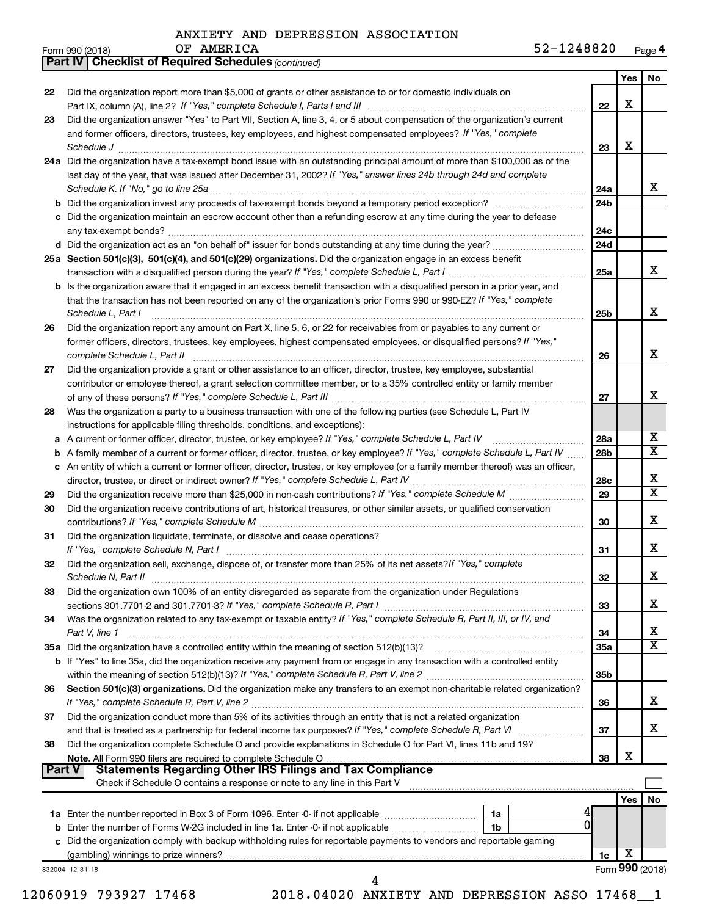ANXIETY AND DEPRESSION ASSOCIATION OF AMERICA 52-1248820

Form 990 (2018) Page 4

**Part IV | Checklist of Required Schedules** *(continued)*

| | | | Yes | No |
|---|---|---|---|---|
| 22 | Did the organization report more than $5,000 of grants or other assistance to or for domestic individuals on Part IX, column (A), line 2? *If "Yes," complete Schedule I, Parts I and III* | 22 | X | |
| 23 | Did the organization answer "Yes" to Part VII, Section A, line 3, 4, or 5 about compensation of the organization's current and former officers, directors, trustees, key employees, and highest compensated employees? *If "Yes," complete Schedule J* | 23 | X | |
| 24a | Did the organization have a tax-exempt bond issue with an outstanding principal amount of more than $100,000 as of the last day of the year, that was issued after December 31, 2002? *If "Yes," answer lines 24b through 24d and complete Schedule K. If "No," go to line 25a* | 24a | | X |
| b | Did the organization invest any proceeds of tax-exempt bonds beyond a temporary period exception? | 24b | | |
| c | Did the organization maintain an escrow account other than a refunding escrow at any time during the year to defease any tax-exempt bonds? | 24c | | |
| d | Did the organization act as an "on behalf of" issuer for bonds outstanding at any time during the year? | 24d | | |
| 25a | **Section 501(c)(3), 501(c)(4), and 501(c)(29) organizations.** Did the organization engage in an excess benefit transaction with a disqualified person during the year? *If "Yes," complete Schedule L, Part I* | 25a | | X |
| b | Is the organization aware that it engaged in an excess benefit transaction with a disqualified person in a prior year, and that the transaction has not been reported on any of the organization's prior Forms 990 or 990-EZ? *If "Yes," complete Schedule L, Part I* | 25b | | X |
| 26 | Did the organization report any amount on Part X, line 5, 6, or 22 for receivables from or payables to any current or former officers, directors, trustees, key employees, highest compensated employees, or disqualified persons? *If "Yes," complete Schedule L, Part II* | 26 | | X |
| 27 | Did the organization provide a grant or other assistance to an officer, director, trustee, key employee, substantial contributor or employee thereof, a grant selection committee member, or to a 35% controlled entity or family member of any of these persons? *If "Yes," complete Schedule L, Part III* | 27 | | X |
| 28 | Was the organization a party to a business transaction with one of the following parties (see Schedule L, Part IV instructions for applicable filing thresholds, conditions, and exceptions): | | | |
| a | A current or former officer, director, trustee, or key employee? *If "Yes," complete Schedule L, Part IV* | 28a | | X |
| b | A family member of a current or former officer, director, trustee, or key employee? *If "Yes," complete Schedule L, Part IV* | 28b | | X |
| c | An entity of which a current or former officer, director, trustee, or key employee (or a family member thereof) was an officer, director, trustee, or direct or indirect owner? *If "Yes," complete Schedule L, Part IV* | 28c | | X |
| 29 | Did the organization receive more than $25,000 in non-cash contributions? *If "Yes," complete Schedule M* | 29 | | X |
| 30 | Did the organization receive contributions of art, historical treasures, or other similar assets, or qualified conservation contributions? *If "Yes," complete Schedule M* | 30 | | X |
| 31 | Did the organization liquidate, terminate, or dissolve and cease operations? *If "Yes," complete Schedule N, Part I* | 31 | | X |
| 32 | Did the organization sell, exchange, dispose of, or transfer more than 25% of its net assets? *If "Yes," complete Schedule N, Part II* | 32 | | X |
| 33 | Did the organization own 100% of an entity disregarded as separate from the organization under Regulations sections 301.7701-2 and 301.7701-3? *If "Yes," complete Schedule R, Part I* | 33 | | X |
| 34 | Was the organization related to any tax-exempt or taxable entity? *If "Yes," complete Schedule R, Part II, III, or IV, and Part V, line 1* | 34 | | X |
| 35a | Did the organization have a controlled entity within the meaning of section 512(b)(13)? | 35a | | X |
| b | If "Yes" to line 35a, did the organization receive any payment from or engage in any transaction with a controlled entity within the meaning of section 512(b)(13)? *If "Yes," complete Schedule R, Part V, line 2* | 35b | | |
| 36 | **Section 501(c)(3) organizations.** Did the organization make any transfers to an exempt non-charitable related organization? *If "Yes," complete Schedule R, Part V, line 2* | 36 | | X |
| 37 | Did the organization conduct more than 5% of its activities through an entity that is not a related organization and that is treated as a partnership for federal income tax purposes? *If "Yes," complete Schedule R, Part VI* | 37 | | X |
| 38 | Did the organization complete Schedule O and provide explanations in Schedule O for Part VI, lines 11b and 19? **Note.** All Form 990 filers are required to complete Schedule O | 38 | X | |

**Part V | Statements Regarding Other IRS Filings and Tax Compliance**

Check if Schedule O contains a response or note to any line in this Part V ☐

| | | | | | Yes | No |
|---|---|---|---|---|---|---|
| 1a | Enter the number reported in Box 3 of Form 1096. Enter -0- if not applicable | 1a | 4 | | | |
| b | Enter the number of Forms W-2G included in line 1a. Enter -0- if not applicable | 1b | 0 | | | |
| c | Did the organization comply with backup withholding rules for reportable payments to vendors and reportable gaming (gambling) winnings to prize winners? | | | 1c | X | |

832004 12-31-18

Form **990** (2018)

12060919 793927 17468 2018.04020 ANXIETY AND DEPRESSION ASSO 17468__1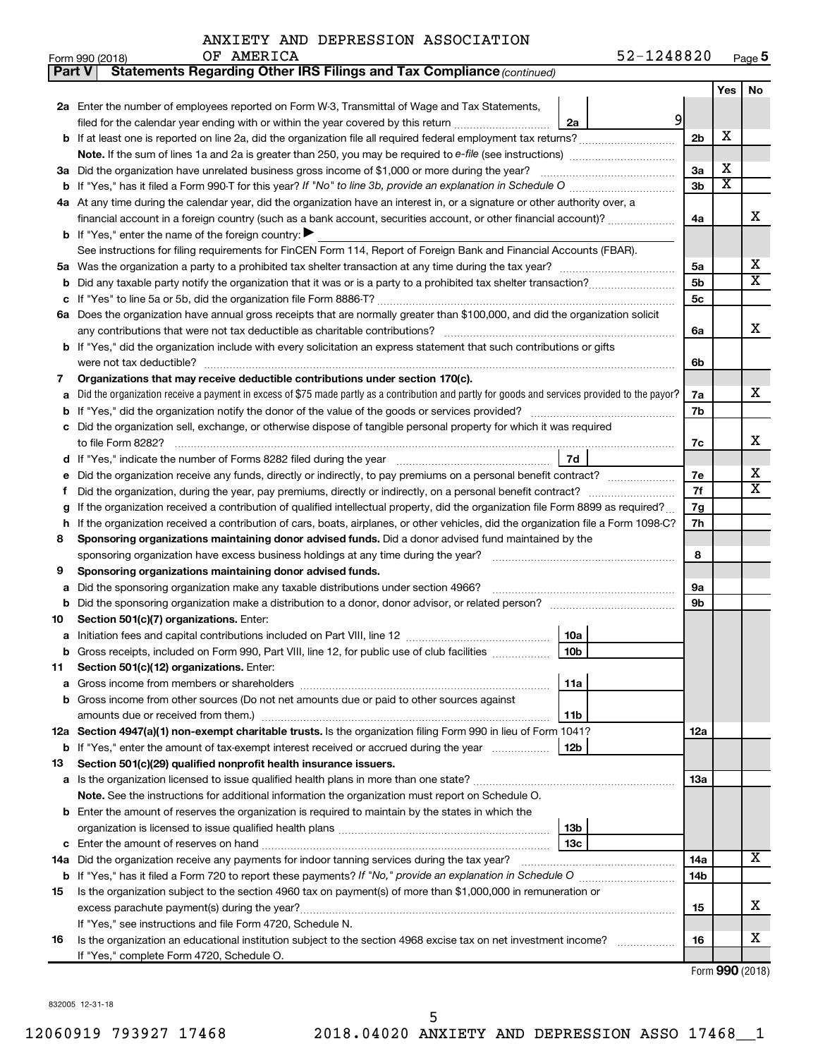ANXIETY AND DEPRESSION ASSOCIATION OF AMERICA 52-1248820

Form 990 (2018) Page **5**

**Part V Statements Regarding Other IRS Filings and Tax Compliance** *(continued)*

| | | | | | Yes | No |
|---|---|---|---|---|---|---|
| **2a** | Enter the number of employees reported on Form W-3, Transmittal of Wage and Tax Statements, filed for the calendar year ending with or within the year covered by this return | 2a | 9 | | | |
| **b** | If at least one is reported on line 2a, did the organization file all required federal employment tax returns? | | | 2b | X | |
| | **Note.** If the sum of lines 1a and 2a is greater than 250, you may be required to *e-file* (see instructions) | | | | | |
| **3a** | Did the organization have unrelated business gross income of $1,000 or more during the year? | | | 3a | X | |
| **b** | If "Yes," has it filed a Form 990-T for this year? *If "No" to line 3b, provide an explanation in Schedule O* | | | 3b | X | |
| **4a** | At any time during the calendar year, did the organization have an interest in, or a signature or other authority over, a financial account in a foreign country (such as a bank account, securities account, or other financial account)? | | | 4a | | X |
| **b** | If "Yes," enter the name of the foreign country: ▶ | | | | | |
| | See instructions for filing requirements for FinCEN Form 114, Report of Foreign Bank and Financial Accounts (FBAR). | | | | | |
| **5a** | Was the organization a party to a prohibited tax shelter transaction at any time during the tax year? | | | 5a | | X |
| **b** | Did any taxable party notify the organization that it was or is a party to a prohibited tax shelter transaction? | | | 5b | | X |
| **c** | If "Yes" to line 5a or 5b, did the organization file Form 8886-T? | | | 5c | | |
| **6a** | Does the organization have annual gross receipts that are normally greater than $100,000, and did the organization solicit any contributions that were not tax deductible as charitable contributions? | | | 6a | | X |
| **b** | If "Yes," did the organization include with every solicitation an express statement that such contributions or gifts were not tax deductible? | | | 6b | | |
| **7** | **Organizations that may receive deductible contributions under section 170(c).** | | | | | |
| **a** | Did the organization receive a payment in excess of $75 made partly as a contribution and partly for goods and services provided to the payor? | | | 7a | | X |
| **b** | If "Yes," did the organization notify the donor of the value of the goods or services provided? | | | 7b | | |
| **c** | Did the organization sell, exchange, or otherwise dispose of tangible personal property for which it was required to file Form 8282? | | | 7c | | X |
| **d** | If "Yes," indicate the number of Forms 8282 filed during the year | 7d | | | | |
| **e** | Did the organization receive any funds, directly or indirectly, to pay premiums on a personal benefit contract? | | | 7e | | X |
| **f** | Did the organization, during the year, pay premiums, directly or indirectly, on a personal benefit contract? | | | 7f | | X |
| **g** | If the organization received a contribution of qualified intellectual property, did the organization file Form 8899 as required? | | | 7g | | |
| **h** | If the organization received a contribution of cars, boats, airplanes, or other vehicles, did the organization file a Form 1098-C? | | | 7h | | |
| **8** | **Sponsoring organizations maintaining donor advised funds.** Did a donor advised fund maintained by the sponsoring organization have excess business holdings at any time during the year? | | | 8 | | |
| **9** | **Sponsoring organizations maintaining donor advised funds.** | | | | | |
| **a** | Did the sponsoring organization make any taxable distributions under section 4966? | | | 9a | | |
| **b** | Did the sponsoring organization make a distribution to a donor, donor advisor, or related person? | | | 9b | | |
| **10** | **Section 501(c)(7) organizations.** Enter: | | | | | |
| **a** | Initiation fees and capital contributions included on Part VIII, line 12 | 10a | | | | |
| **b** | Gross receipts, included on Form 990, Part VIII, line 12, for public use of club facilities | 10b | | | | |
| **11** | **Section 501(c)(12) organizations.** Enter: | | | | | |
| **a** | Gross income from members or shareholders | 11a | | | | |
| **b** | Gross income from other sources (Do not net amounts due or paid to other sources against amounts due or received from them.) | 11b | | | | |
| **12a** | **Section 4947(a)(1) non-exempt charitable trusts.** Is the organization filing Form 990 in lieu of Form 1041? | | | 12a | | |
| **b** | If "Yes," enter the amount of tax-exempt interest received or accrued during the year | 12b | | | | |
| **13** | **Section 501(c)(29) qualified nonprofit health insurance issuers.** | | | | | |
| **a** | Is the organization licensed to issue qualified health plans in more than one state? | | | 13a | | |
| | **Note.** See the instructions for additional information the organization must report on Schedule O. | | | | | |
| **b** | Enter the amount of reserves the organization is required to maintain by the states in which the organization is licensed to issue qualified health plans | 13b | | | | |
| **c** | Enter the amount of reserves on hand | 13c | | | | |
| **14a** | Did the organization receive any payments for indoor tanning services during the tax year? | | | 14a | | X |
| **b** | If "Yes," has it filed a Form 720 to report these payments? *If "No," provide an explanation in Schedule O* | | | 14b | | |
| **15** | Is the organization subject to the section 4960 tax on payment(s) of more than $1,000,000 in remuneration or excess parachute payment(s) during the year? | | | 15 | | X |
| | If "Yes," see instructions and file Form 4720, Schedule N. | | | | | |
| **16** | Is the organization an educational institution subject to the section 4968 excise tax on net investment income? | | | 16 | | X |
| | If "Yes," complete Form 4720, Schedule O. | | | | | |

Form **990** (2018)

832005 12-31-18

12060919 793927 17468 2018.04020 ANXIETY AND DEPRESSION ASSO 17468__1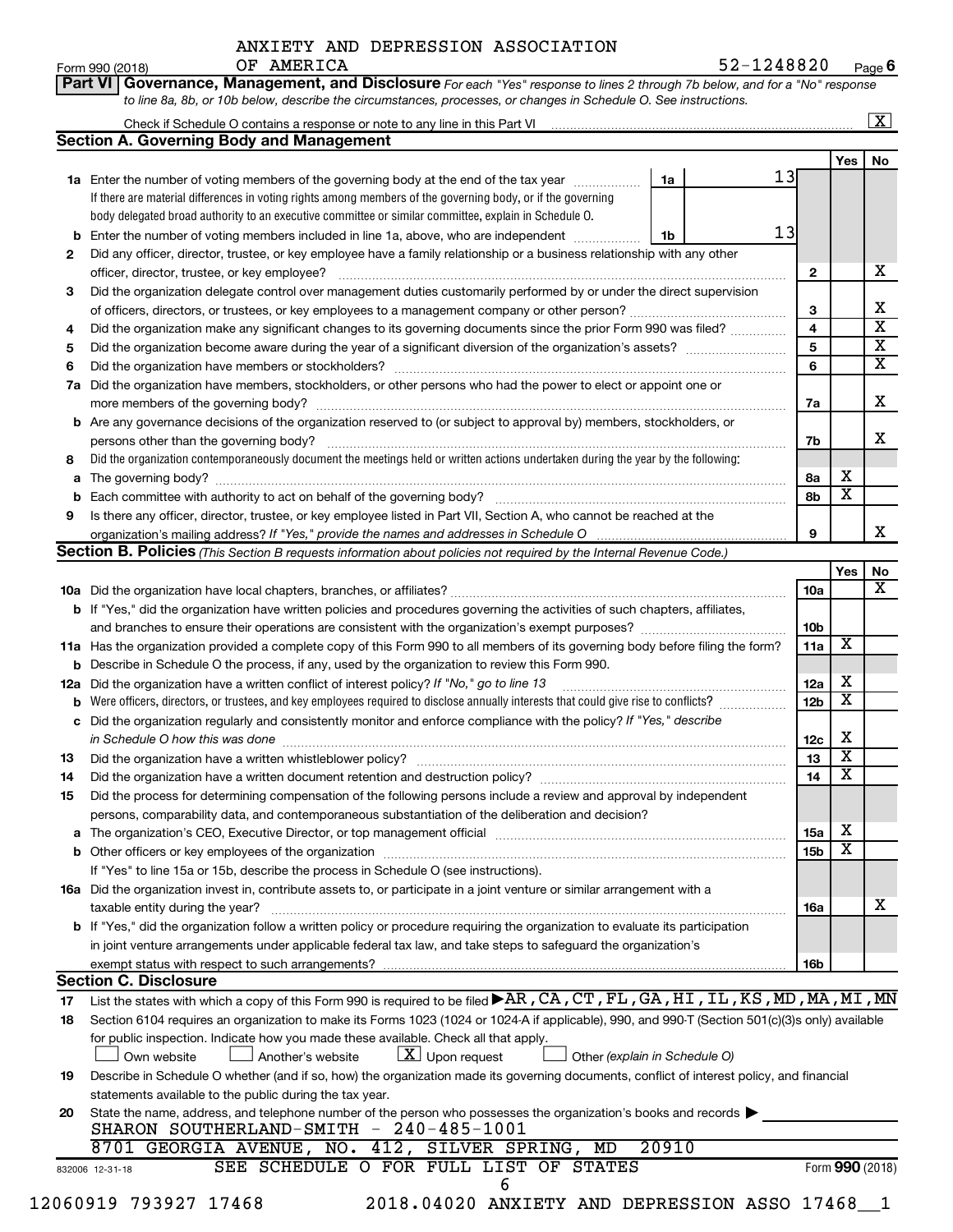ANXIETY AND DEPRESSION ASSOCIATION OF AMERICA

Form 990 (2018) 52-1248820 Page **6**

**Part VI Governance, Management, and Disclosure** *For each "Yes" response to lines 2 through 7b below, and for a "No" response to line 8a, 8b, or 10b below, describe the circumstances, processes, or changes in Schedule O. See instructions.*

Check if Schedule O contains a response or note to any line in this Part VI ..... [X]

**Section A. Governing Body and Management**

| | | | | Yes | No |
|---|---|---|---|---|---|
| **1a** | Enter the number of voting members of the governing body at the end of the tax year ..... If there are material differences in voting rights among members of the governing body, or if the governing body delegated broad authority to an executive committee or similar committee, explain in Schedule O. | 1a | 13 | | |
| **b** | Enter the number of voting members included in line 1a, above, who are independent ..... | 1b | 13 | | |
| **2** | Did any officer, director, trustee, or key employee have a family relationship or a business relationship with any other officer, director, trustee, or key employee? ..... | 2 | | | X |
| **3** | Did the organization delegate control over management duties customarily performed by or under the direct supervision of officers, directors, or trustees, or key employees to a management company or other person? ..... | 3 | | | X |
| **4** | Did the organization make any significant changes to its governing documents since the prior Form 990 was filed? ..... | 4 | | | X |
| **5** | Did the organization become aware during the year of a significant diversion of the organization's assets? ..... | 5 | | | X |
| **6** | Did the organization have members or stockholders? ..... | 6 | | | X |
| **7a** | Did the organization have members, stockholders, or other persons who had the power to elect or appoint one or more members of the governing body? ..... | 7a | | | X |
| **b** | Are any governance decisions of the organization reserved to (or subject to approval by) members, stockholders, or persons other than the governing body? ..... | 7b | | | X |
| **8** | Did the organization contemporaneously document the meetings held or written actions undertaken during the year by the following: | | | | |
| **a** | The governing body? ..... | 8a | | X | |
| **b** | Each committee with authority to act on behalf of the governing body? ..... | 8b | | X | |
| **9** | Is there any officer, director, trustee, or key employee listed in Part VII, Section A, who cannot be reached at the organization's mailing address? *If "Yes," provide the names and addresses in Schedule O* ..... | 9 | | | X |

**Section B. Policies** *(This Section B requests information about policies not required by the Internal Revenue Code.)*

| | | | Yes | No |
|---|---|---|---|---|
| **10a** | Did the organization have local chapters, branches, or affiliates? ..... | 10a | | X |
| **b** | If "Yes," did the organization have written policies and procedures governing the activities of such chapters, affiliates, and branches to ensure their operations are consistent with the organization's exempt purposes? ..... | 10b | | |
| **11a** | Has the organization provided a complete copy of this Form 990 to all members of its governing body before filing the form? | 11a | X | |
| **b** | Describe in Schedule O the process, if any, used by the organization to review this Form 990. | | | |
| **12a** | Did the organization have a written conflict of interest policy? *If "No," go to line 13* ..... | 12a | X | |
| **b** | Were officers, directors, or trustees, and key employees required to disclose annually interests that could give rise to conflicts? ..... | 12b | X | |
| **c** | Did the organization regularly and consistently monitor and enforce compliance with the policy? *If "Yes," describe in Schedule O how this was done* ..... | 12c | X | |
| **13** | Did the organization have a written whistleblower policy? ..... | 13 | X | |
| **14** | Did the organization have a written document retention and destruction policy? ..... | 14 | X | |
| **15** | Did the process for determining compensation of the following persons include a review and approval by independent persons, comparability data, and contemporaneous substantiation of the deliberation and decision? | | | |
| **a** | The organization's CEO, Executive Director, or top management official ..... | 15a | X | |
| **b** | Other officers or key employees of the organization ..... | 15b | X | |
| | If "Yes" to line 15a or 15b, describe the process in Schedule O (see instructions). | | | |
| **16a** | Did the organization invest in, contribute assets to, or participate in a joint venture or similar arrangement with a taxable entity during the year? ..... | 16a | | X |
| **b** | If "Yes," did the organization follow a written policy or procedure requiring the organization to evaluate its participation in joint venture arrangements under applicable federal tax law, and take steps to safeguard the organization's exempt status with respect to such arrangements? ..... | 16b | | |

**Section C. Disclosure**

**17** List the states with which a copy of this Form 990 is required to be filed ▶ AR,CA,CT,FL,GA,HI,IL,KS,MD,MA,MI,MN

**18** Section 6104 requires an organization to make its Forms 1023 (1024 or 1024-A if applicable), 990, and 990-T (Section 501(c)(3)s only) available for public inspection. Indicate how you made these available. Check all that apply.

[ ] Own website [ ] Another's website [X] Upon request [ ] Other *(explain in Schedule O)*

**19** Describe in Schedule O whether (and if so, how) the organization made its governing documents, conflict of interest policy, and financial statements available to the public during the tax year.

**20** State the name, address, and telephone number of the person who possesses the organization's books and records ▶

SHARON SOUTHERLAND-SMITH - 240-485-1001

8701 GEORGIA AVENUE, NO. 412, SILVER SPRING, MD 20910

SEE SCHEDULE O FOR FULL LIST OF STATES

Form **990** (2018)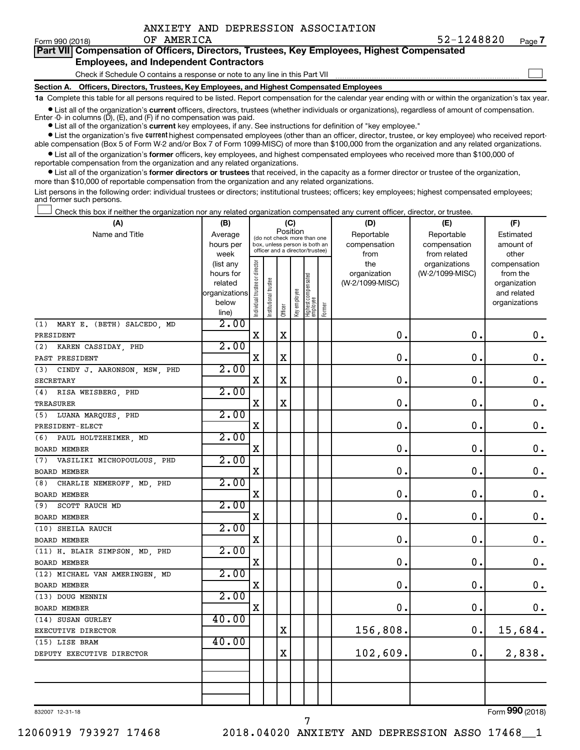ANXIETY AND DEPRESSION ASSOCIATION OF AMERICA

Form 990 (2018) 52-1248820 Page 7

**Part VII Compensation of Officers, Directors, Trustees, Key Employees, Highest Compensated Employees, and Independent Contractors**

Check if Schedule O contains a response or note to any line in this Part VII ☐

**Section A. Officers, Directors, Trustees, Key Employees, and Highest Compensated Employees**

**1a** Complete this table for all persons required to be listed. Report compensation for the calendar year ending with or within the organization's tax year.

- List all of the organization's **current** officers, directors, trustees (whether individuals or organizations), regardless of amount of compensation. Enter -0- in columns (D), (E), and (F) if no compensation was paid.
- List all of the organization's **current** key employees, if any. See instructions for definition of "key employee."
- List the organization's five **current** highest compensated employees (other than an officer, director, trustee, or key employee) who received reportable compensation (Box 5 of Form W-2 and/or Box 7 of Form 1099-MISC) of more than $100,000 from the organization and any related organizations.
- List all of the organization's **former** officers, key employees, and highest compensated employees who received more than $100,000 of reportable compensation from the organization and any related organizations.
- List all of the organization's **former directors or trustees** that received, in the capacity as a former director or trustee of the organization, more than $10,000 of reportable compensation from the organization and any related organizations.

List persons in the following order: individual trustees or directors; institutional trustees; officers; key employees; highest compensated employees; and former such persons.

☐ Check this box if neither the organization nor any related organization compensated any current officer, director, or trustee.

| (A) Name and Title | (B) Average hours per week (list any hours for related organizations below line) | (C) Position: Individual trustee or director | Institutional trustee | Officer | Key employee | Highest compensated employee | Former | (D) Reportable compensation from the organization (W-2/1099-MISC) | (E) Reportable compensation from related organizations (W-2/1099-MISC) | (F) Estimated amount of other compensation from the organization and related organizations |
|---|---|---|---|---|---|---|---|---|---|---|
| (1) MARY E. (BETH) SALCEDO, MD<br>PRESIDENT | 2.00 | X | | X | | | | 0. | 0. | 0. |
| (2) KAREN CASSIDAY, PHD<br>PAST PRESIDENT | 2.00 | X | | X | | | | 0. | 0. | 0. |
| (3) CINDY J. AARONSON, MSW, PHD<br>SECRETARY | 2.00 | X | | X | | | | 0. | 0. | 0. |
| (4) RISA WEISBERG, PHD<br>TREASURER | 2.00 | X | | X | | | | 0. | 0. | 0. |
| (5) LUANA MARQUES, PHD<br>PRESIDENT-ELECT | 2.00 | X | | | | | | 0. | 0. | 0. |
| (6) PAUL HOLTZHEIMER, MD<br>BOARD MEMBER | 2.00 | X | | | | | | 0. | 0. | 0. |
| (7) VASILIKI MICHOPOULOUS, PHD<br>BOARD MEMBER | 2.00 | X | | | | | | 0. | 0. | 0. |
| (8) CHARLIE NEMEROFF, MD, PHD<br>BOARD MEMBER | 2.00 | X | | | | | | 0. | 0. | 0. |
| (9) SCOTT RAUCH MD<br>BOARD MEMBER | 2.00 | X | | | | | | 0. | 0. | 0. |
| (10) SHEILA RAUCH<br>BOARD MEMBER | 2.00 | X | | | | | | 0. | 0. | 0. |
| (11) H. BLAIR SIMPSON, MD, PHD<br>BOARD MEMBER | 2.00 | X | | | | | | 0. | 0. | 0. |
| (12) MICHAEL VAN AMERINGEN, MD<br>BOARD MEMBER | 2.00 | X | | | | | | 0. | 0. | 0. |
| (13) DOUG MENNIN<br>BOARD MEMBER | 2.00 | X | | | | | | 0. | 0. | 0. |
| (14) SUSAN GURLEY<br>EXECUTIVE DIRECTOR | 40.00 | | | X | | | | 156,808. | 0. | 15,684. |
| (15) LISE BRAM<br>DEPUTY EXECUTIVE DIRECTOR | 40.00 | | | X | | | | 102,609. | 0. | 2,838. |
| | | | | | | | | | | |
| | | | | | | | | | | |

832007 12-31-18 Form 990 (2018)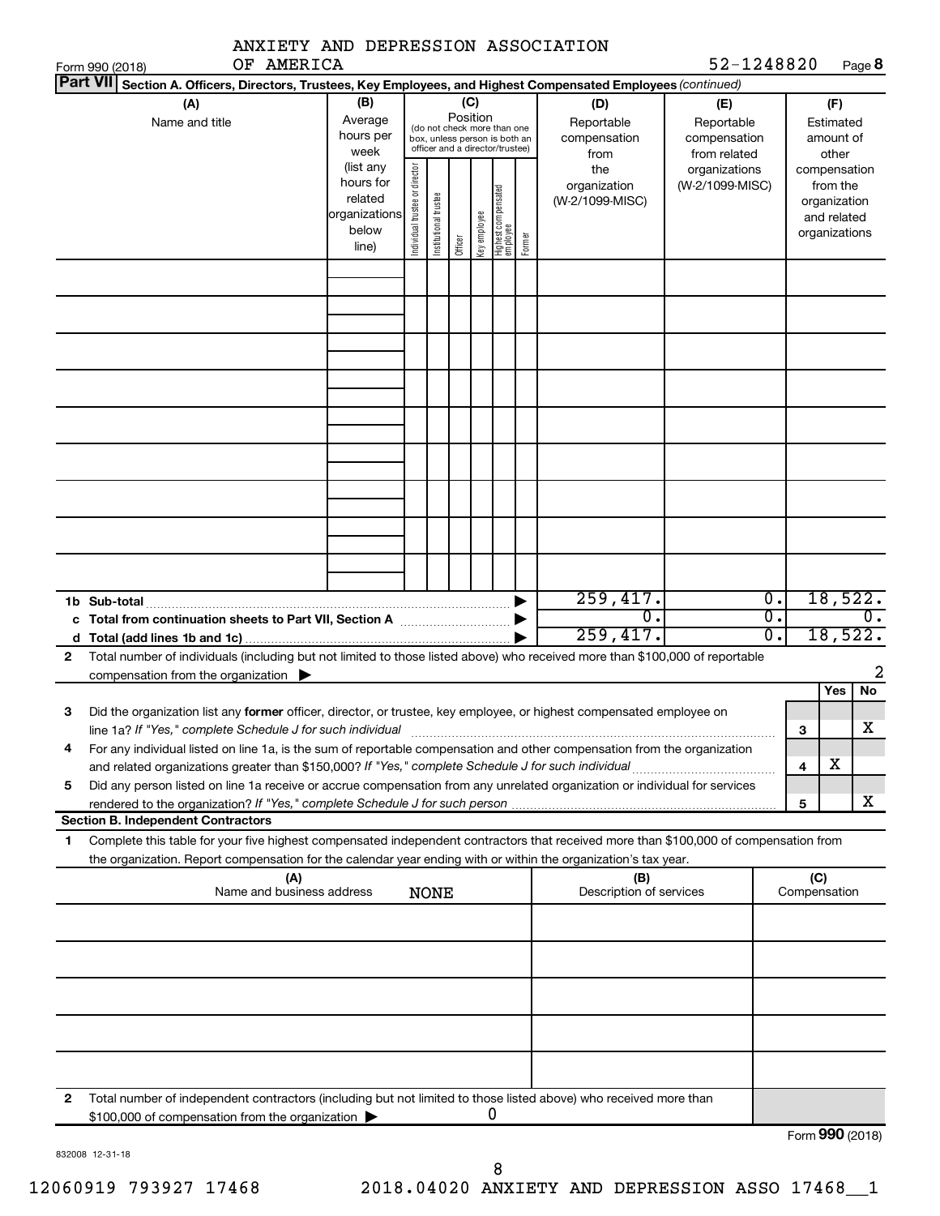ANXIETY AND DEPRESSION ASSOCIATION OF AMERICA 52-1248820

Form 990 (2018) Page **8**

**Part VII** **Section A. Officers, Directors, Trustees, Key Employees, and Highest Compensated Employees** *(continued)*

| (A) Name and title | (B) Average hours per week (list any hours for related organizations below line) | (C) Position: Individual trustee or director | Institutional trustee | Officer | Key employee | Highest compensated employee | Former | (D) Reportable compensation from the organization (W-2/1099-MISC) | (E) Reportable compensation from related organizations (W-2/1099-MISC) | (F) Estimated amount of other compensation from the organization and related organizations |
|---|---|---|---|---|---|---|---|---|---|---|
| | | | | | | | | | | |
| | | | | | | | | | | |
| | | | | | | | | | | |
| | | | | | | | | | | |
| | | | | | | | | | | |
| | | | | | | | | | | |
| | | | | | | | | | | |
| | | | | | | | | | | |
| | | | | | | | | | | |

| | | (D) | (E) | (F) |
|---|---|---|---|---|
| **1b** | **Sub-total** | 259,417. | 0. | 18,522. |
| **c** | **Total from continuation sheets to Part VII, Section A** | 0. | 0. | 0. |
| **d** | **Total (add lines 1b and 1c)** | 259,417. | 0. | 18,522. |

**2** Total number of individuals (including but not limited to those listed above) who received more than $100,000 of reportable compensation from the organization ▶ 2

| | | | Yes | No |
|---|---|---|---|---|
| **3** | Did the organization list any **former** officer, director, or trustee, key employee, or highest compensated employee on line 1a? *If "Yes," complete Schedule J for such individual* | 3 | | X |
| **4** | For any individual listed on line 1a, is the sum of reportable compensation and other compensation from the organization and related organizations greater than $150,000? *If "Yes," complete Schedule J for such individual* | 4 | X | |
| **5** | Did any person listed on line 1a receive or accrue compensation from any unrelated organization or individual for services rendered to the organization? *If "Yes," complete Schedule J for such person* | 5 | | X |

**Section B. Independent Contractors**

**1** Complete this table for your five highest compensated independent contractors that received more than $100,000 of compensation from the organization. Report compensation for the calendar year ending with or within the organization's tax year.

| (A) Name and business address | (B) Description of services | (C) Compensation |
|---|---|---|
| NONE | | |
| | | |
| | | |
| | | |
| | | |

**2** Total number of independent contractors (including but not limited to those listed above) who received more than $100,000 of compensation from the organization ▶ 0

Form **990** (2018)

832008 12-31-18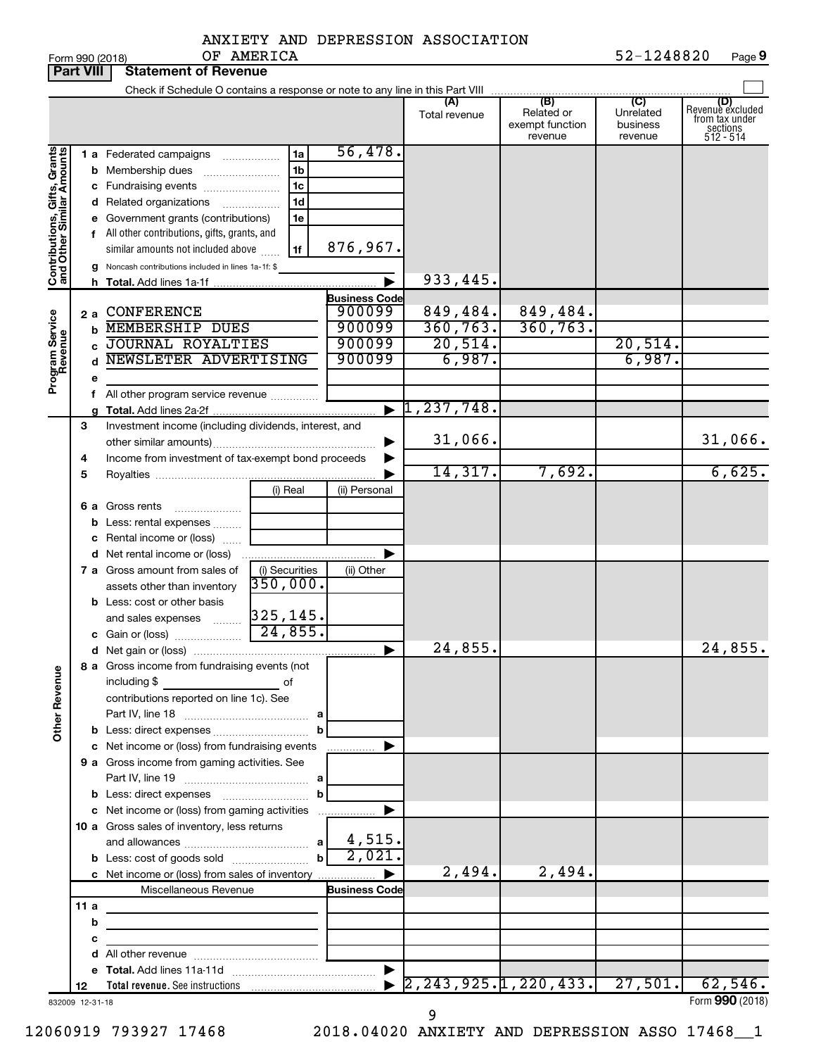ANXIETY AND DEPRESSION ASSOCIATION OF AMERICA

Form 990 (2018) 52-1248820 Page 9

**Part VIII Statement of Revenue**

Check if Schedule O contains a response or note to any line in this Part VIII

| | | | | (A) Total revenue | (B) Related or exempt function revenue | (C) Unrelated business revenue | (D) Revenue excluded from tax under sections 512 - 514 |
|---|---|---|---|---|---|---|---|
| **Contributions, Gifts, Grants and Other Similar Amounts** | 1 a Federated campaigns | 1a | 56,478. | | | | |
| | b Membership dues | 1b | | | | | |
| | c Fundraising events | 1c | | | | | |
| | d Related organizations | 1d | | | | | |
| | e Government grants (contributions) | 1e | | | | | |
| | f All other contributions, gifts, grants, and similar amounts not included above | 1f | 876,967. | | | | |
| | g Noncash contributions included in lines 1a-1f: $ | | | | | | |
| | h **Total.** Add lines 1a-1f | | ▶ | 933,445. | | | |
| **Program Service Revenue** | | | Business Code | | | | |
| | 2 a CONFERENCE | | 900099 | 849,484. | 849,484. | | |
| | b MEMBERSHIP DUES | | 900099 | 360,763. | 360,763. | | |
| | c JOURNAL ROYALTIES | | 900099 | 20,514. | | 20,514. | |
| | d NEWSLETER ADVERTISING | | 900099 | 6,987. | | 6,987. | |
| | e | | | | | | |
| | f All other program service revenue | | | | | | |
| | g **Total.** Add lines 2a-2f | | ▶ | 1,237,748. | | | |
| **Other Revenue** | 3 Investment income (including dividends, interest, and other similar amounts) | | ▶ | 31,066. | | | 31,066. |
| | 4 Income from investment of tax-exempt bond proceeds | | ▶ | | | | |
| | 5 Royalties | | ▶ | 14,317. | 7,692. | | 6,625. |
| | | (i) Real | (ii) Personal | | | | |
| | 6 a Gross rents | | | | | | |
| | b Less: rental expenses | | | | | | |
| | c Rental income or (loss) | | | | | | |
| | d Net rental income or (loss) | | ▶ | | | | |
| | | (i) Securities | (ii) Other | | | | |
| | 7 a Gross amount from sales of assets other than inventory | 350,000. | | | | | |
| | b Less: cost or other basis and sales expenses | 325,145. | | | | | |
| | c Gain or (loss) | 24,855. | | | | | |
| | d Net gain or (loss) | | ▶ | 24,855. | | | 24,855. |
| | 8 a Gross income from fundraising events (not including $ of contributions reported on line 1c). See Part IV, line 18 | a | | | | | |
| | b Less: direct expenses | b | | | | | |
| | c Net income or (loss) from fundraising events | | ▶ | | | | |
| | 9 a Gross income from gaming activities. See Part IV, line 19 | a | | | | | |
| | b Less: direct expenses | b | | | | | |
| | c Net income or (loss) from gaming activities | | ▶ | | | | |
| | 10 a Gross sales of inventory, less returns and allowances | a | 4,515. | | | | |
| | b Less: cost of goods sold | b | 2,021. | | | | |
| | c Net income or (loss) from sales of inventory | | ▶ | 2,494. | 2,494. | | |
| | Miscellaneous Revenue | | Business Code | | | | |
| | 11 a | | | | | | |
| | b | | | | | | |
| | c | | | | | | |
| | d All other revenue | | | | | | |
| | e **Total.** Add lines 11a-11d | | ▶ | | | | |
| | 12 **Total revenue.** See instructions | | ▶ | 2,243,925. | 1,220,433. | 27,501. | 62,546. |

832009 12-31-18

Form **990** (2018)

12060919 793927 17468 2018.04020 ANXIETY AND DEPRESSION ASSO 17468__1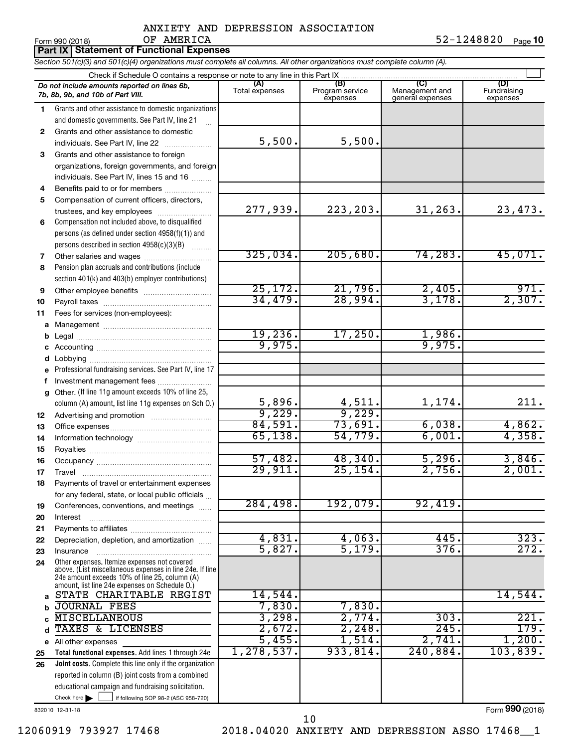ANXIETY AND DEPRESSION ASSOCIATION OF AMERICA

Form 990 (2018) 52-1248820 Page 10

**Part IX | Statement of Functional Expenses**

*Section 501(c)(3) and 501(c)(4) organizations must complete all columns. All other organizations must complete column (A).*

Check if Schedule O contains a response or note to any line in this Part IX

| | *Do not include amounts reported on lines 6b, 7b, 8b, 9b, and 10b of Part VIII.* | (A) Total expenses | (B) Program service expenses | (C) Management and general expenses | (D) Fundraising expenses |
|---|---|---|---|---|---|
| 1 | Grants and other assistance to domestic organizations and domestic governments. See Part IV, line 21 | | | | |
| 2 | Grants and other assistance to domestic individuals. See Part IV, line 22 | 5,500. | 5,500. | | |
| 3 | Grants and other assistance to foreign organizations, foreign governments, and foreign individuals. See Part IV, lines 15 and 16 | | | | |
| 4 | Benefits paid to or for members | | | | |
| 5 | Compensation of current officers, directors, trustees, and key employees | 277,939. | 223,203. | 31,263. | 23,473. |
| 6 | Compensation not included above, to disqualified persons (as defined under section 4958(f)(1)) and persons described in section 4958(c)(3)(B) | | | | |
| 7 | Other salaries and wages | 325,034. | 205,680. | 74,283. | 45,071. |
| 8 | Pension plan accruals and contributions (include section 401(k) and 403(b) employer contributions) | | | | |
| 9 | Other employee benefits | 25,172. | 21,796. | 2,405. | 971. |
| 10 | Payroll taxes | 34,479. | 28,994. | 3,178. | 2,307. |
| 11 | Fees for services (non-employees): | | | | |
| a | Management | | | | |
| b | Legal | 19,236. | 17,250. | 1,986. | |
| c | Accounting | 9,975. | | 9,975. | |
| d | Lobbying | | | | |
| e | Professional fundraising services. See Part IV, line 17 | | | | |
| f | Investment management fees | | | | |
| g | Other. (If line 11g amount exceeds 10% of line 25, column (A) amount, list line 11g expenses on Sch O.) | 5,896. | 4,511. | 1,174. | 211. |
| 12 | Advertising and promotion | 9,229. | 9,229. | | |
| 13 | Office expenses | 84,591. | 73,691. | 6,038. | 4,862. |
| 14 | Information technology | 65,138. | 54,779. | 6,001. | 4,358. |
| 15 | Royalties | | | | |
| 16 | Occupancy | 57,482. | 48,340. | 5,296. | 3,846. |
| 17 | Travel | 29,911. | 25,154. | 2,756. | 2,001. |
| 18 | Payments of travel or entertainment expenses for any federal, state, or local public officials | | | | |
| 19 | Conferences, conventions, and meetings | 284,498. | 192,079. | 92,419. | |
| 20 | Interest | | | | |
| 21 | Payments to affiliates | | | | |
| 22 | Depreciation, depletion, and amortization | 4,831. | 4,063. | 445. | 323. |
| 23 | Insurance | 5,827. | 5,179. | 376. | 272. |
| 24 | Other expenses. Itemize expenses not covered above. (List miscellaneous expenses in line 24e. If line 24e amount exceeds 10% of line 25, column (A) amount, list line 24e expenses on Schedule O.) | | | | |
| a | STATE CHARITABLE REGIST | 14,544. | | | 14,544. |
| b | JOURNAL FEES | 7,830. | 7,830. | | |
| c | MISCELLANEOUS | 3,298. | 2,774. | 303. | 221. |
| d | TAXES & LICENSES | 2,672. | 2,248. | 245. | 179. |
| e | All other expenses | 5,455. | 1,514. | 2,741. | 1,200. |
| 25 | **Total functional expenses.** Add lines 1 through 24e | 1,278,537. | 933,814. | 240,884. | 103,839. |
| 26 | **Joint costs.** Complete this line only if the organization reported in column (B) joint costs from a combined educational campaign and fundraising solicitation. Check here ☐ if following SOP 98-2 (ASC 958-720) | | | | |

832010 12-31-18

Form **990** (2018)

12060919 793927 17468 2018.04020 ANXIETY AND DEPRESSION ASSO 17468__1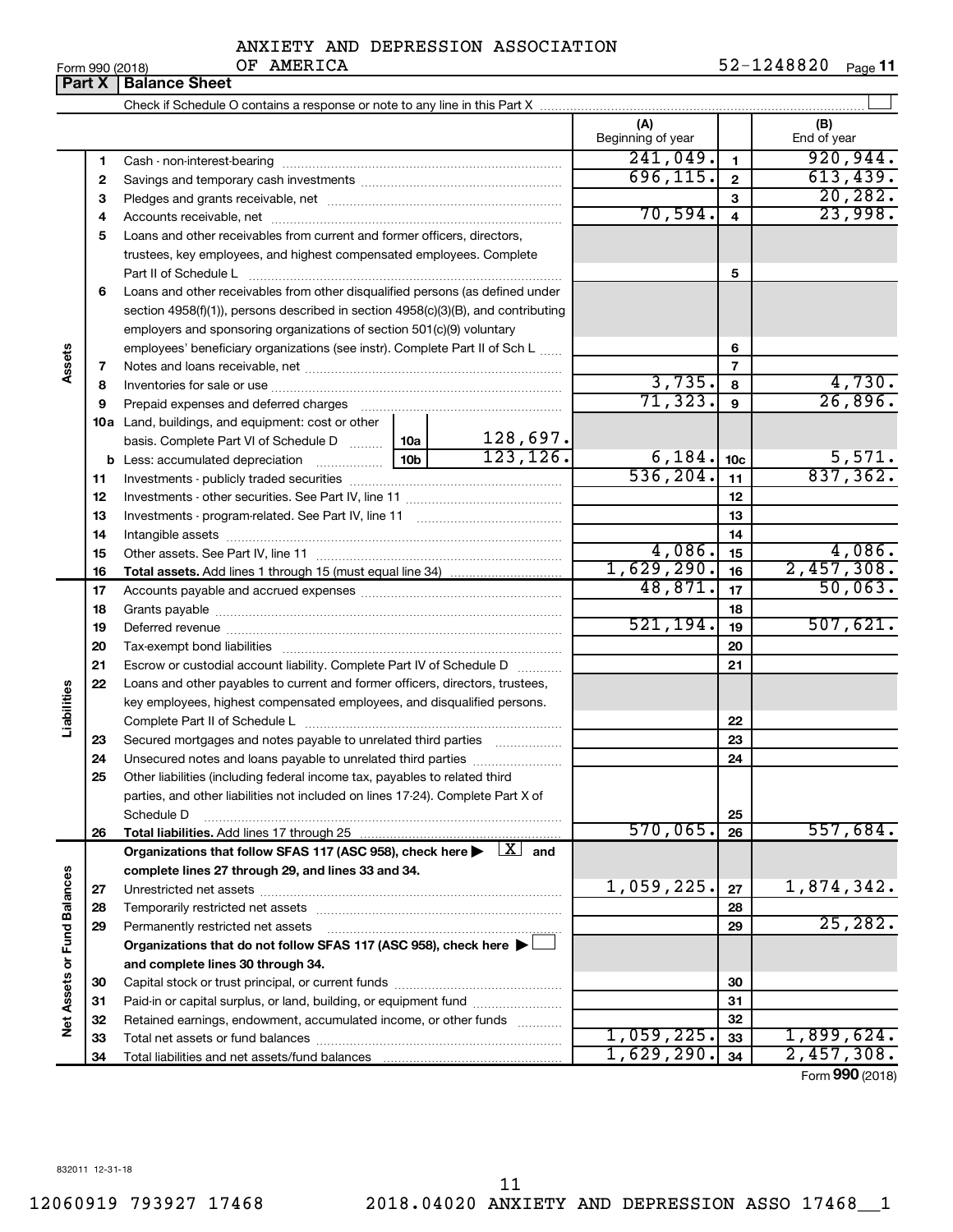ANXIETY AND DEPRESSION ASSOCIATION OF AMERICA

Form 990 (2018) 52-1248820 Page 11

## Part X | Balance Sheet

Check if Schedule O contains a response or note to any line in this Part X ☐

| | | | | | (A) Beginning of year | | (B) End of year |
|---|---|---|---|---|---|---|---|
| **Assets** | 1 | Cash - non-interest-bearing | | | 241,049. | 1 | 920,944. |
| | 2 | Savings and temporary cash investments | | | 696,115. | 2 | 613,439. |
| | 3 | Pledges and grants receivable, net | | | | 3 | 20,282. |
| | 4 | Accounts receivable, net | | | 70,594. | 4 | 23,998. |
| | 5 | Loans and other receivables from current and former officers, directors, trustees, key employees, and highest compensated employees. Complete Part II of Schedule L | | | | 5 | |
| | 6 | Loans and other receivables from other disqualified persons (as defined under section 4958(f)(1)), persons described in section 4958(c)(3)(B), and contributing employers and sponsoring organizations of section 501(c)(9) voluntary employees' beneficiary organizations (see instr). Complete Part II of Sch L | | | | 6 | |
| | 7 | Notes and loans receivable, net | | | | 7 | |
| | 8 | Inventories for sale or use | | | 3,735. | 8 | 4,730. |
| | 9 | Prepaid expenses and deferred charges | | | 71,323. | 9 | 26,896. |
| | 10a | Land, buildings, and equipment: cost or other basis. Complete Part VI of Schedule D | 10a | 128,697. | | | |
| | b | Less: accumulated depreciation | 10b | 123,126. | 6,184. | 10c | 5,571. |
| | 11 | Investments - publicly traded securities | | | 536,204. | 11 | 837,362. |
| | 12 | Investments - other securities. See Part IV, line 11 | | | | 12 | |
| | 13 | Investments - program-related. See Part IV, line 11 | | | | 13 | |
| | 14 | Intangible assets | | | | 14 | |
| | 15 | Other assets. See Part IV, line 11 | | | 4,086. | 15 | 4,086. |
| | 16 | **Total assets.** Add lines 1 through 15 (must equal line 34) | | | 1,629,290. | 16 | 2,457,308. |
| **Liabilities** | 17 | Accounts payable and accrued expenses | | | 48,871. | 17 | 50,063. |
| | 18 | Grants payable | | | | 18 | |
| | 19 | Deferred revenue | | | 521,194. | 19 | 507,621. |
| | 20 | Tax-exempt bond liabilities | | | | 20 | |
| | 21 | Escrow or custodial account liability. Complete Part IV of Schedule D | | | | 21 | |
| | 22 | Loans and other payables to current and former officers, directors, trustees, key employees, highest compensated employees, and disqualified persons. Complete Part II of Schedule L | | | | 22 | |
| | 23 | Secured mortgages and notes payable to unrelated third parties | | | | 23 | |
| | 24 | Unsecured notes and loans payable to unrelated third parties | | | | 24 | |
| | 25 | Other liabilities (including federal income tax, payables to related third parties, and other liabilities not included on lines 17-24). Complete Part X of Schedule D | | | | 25 | |
| | 26 | **Total liabilities.** Add lines 17 through 25 | | | 570,065. | 26 | 557,684. |
| **Net Assets or Fund Balances** | | **Organizations that follow SFAS 117 (ASC 958), check here ▶ ☒ and complete lines 27 through 29, and lines 33 and 34.** | | | | | |
| | 27 | Unrestricted net assets | | | 1,059,225. | 27 | 1,874,342. |
| | 28 | Temporarily restricted net assets | | | | 28 | |
| | 29 | Permanently restricted net assets | | | | 29 | 25,282. |
| | | **Organizations that do not follow SFAS 117 (ASC 958), check here ▶ ☐ and complete lines 30 through 34.** | | | | | |
| | 30 | Capital stock or trust principal, or current funds | | | | 30 | |
| | 31 | Paid-in or capital surplus, or land, building, or equipment fund | | | | 31 | |
| | 32 | Retained earnings, endowment, accumulated income, or other funds | | | | 32 | |
| | 33 | Total net assets or fund balances | | | 1,059,225. | 33 | 1,899,624. |
| | 34 | Total liabilities and net assets/fund balances | | | 1,629,290. | 34 | 2,457,308. |

Form **990** (2018)

832011 12-31-18

12060919 793927 17468 2018.04020 ANXIETY AND DEPRESSION ASSO 17468__1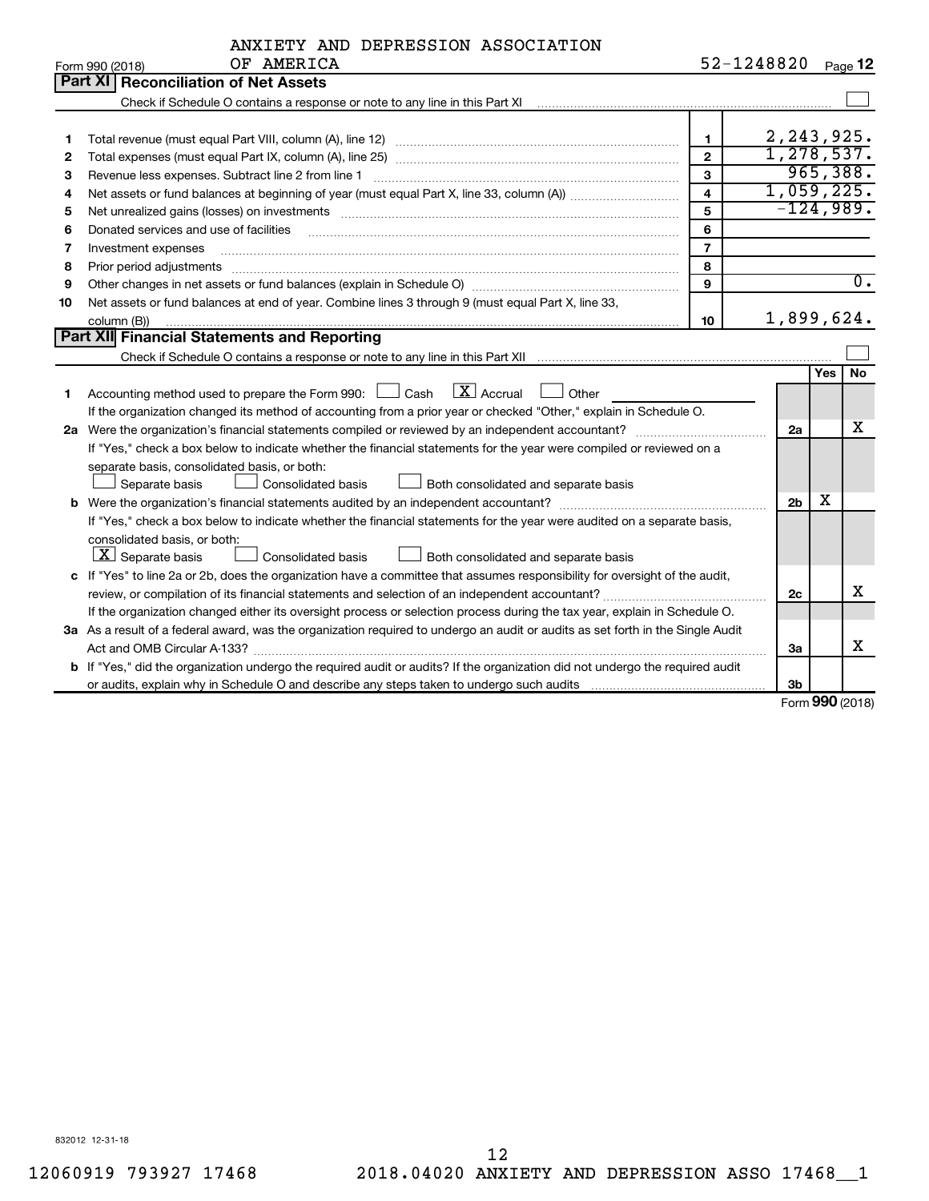ANXIETY AND DEPRESSION ASSOCIATION OF AMERICA

Form 990 (2018) 52-1248820 Page 12

## Part XI Reconciliation of Net Assets

Check if Schedule O contains a response or note to any line in this Part XI ☐

| | | | |
|---|---|---|---|
| 1 | Total revenue (must equal Part VIII, column (A), line 12) | 1 | 2,243,925. |
| 2 | Total expenses (must equal Part IX, column (A), line 25) | 2 | 1,278,537. |
| 3 | Revenue less expenses. Subtract line 2 from line 1 | 3 | 965,388. |
| 4 | Net assets or fund balances at beginning of year (must equal Part X, line 33, column (A)) | 4 | 1,059,225. |
| 5 | Net unrealized gains (losses) on investments | 5 | -124,989. |
| 6 | Donated services and use of facilities | 6 | |
| 7 | Investment expenses | 7 | |
| 8 | Prior period adjustments | 8 | |
| 9 | Other changes in net assets or fund balances (explain in Schedule O) | 9 | 0. |
| 10 | Net assets or fund balances at end of year. Combine lines 3 through 9 (must equal Part X, line 33, column (B)) | 10 | 1,899,624. |

## Part XII Financial Statements and Reporting

Check if Schedule O contains a response or note to any line in this Part XII ☐

| | | | Yes | No |
|---|---|---|---|---|
| 1 | Accounting method used to prepare the Form 990: ☐ Cash ☒ Accrual ☐ Other<br>If the organization changed its method of accounting from a prior year or checked "Other," explain in Schedule O. | | | |
| 2a | Were the organization's financial statements compiled or reviewed by an independent accountant?<br>If "Yes," check a box below to indicate whether the financial statements for the year were compiled or reviewed on a separate basis, consolidated basis, or both:<br>☐ Separate basis ☐ Consolidated basis ☐ Both consolidated and separate basis | 2a | | X |
| b | Were the organization's financial statements audited by an independent accountant?<br>If "Yes," check a box below to indicate whether the financial statements for the year were audited on a separate basis, consolidated basis, or both:<br>☒ Separate basis ☐ Consolidated basis ☐ Both consolidated and separate basis | 2b | X | |
| c | If "Yes" to line 2a or 2b, does the organization have a committee that assumes responsibility for oversight of the audit, review, or compilation of its financial statements and selection of an independent accountant?<br>If the organization changed either its oversight process or selection process during the tax year, explain in Schedule O. | 2c | | X |
| 3a | As a result of a federal award, was the organization required to undergo an audit or audits as set forth in the Single Audit Act and OMB Circular A-133? | 3a | | X |
| b | If "Yes," did the organization undergo the required audit or audits? If the organization did not undergo the required audit or audits, explain why in Schedule O and describe any steps taken to undergo such audits | 3b | | |

Form **990** (2018)

832012 12-31-18

12060919 793927 17468 2018.04020 ANXIETY AND DEPRESSION ASSO 17468__1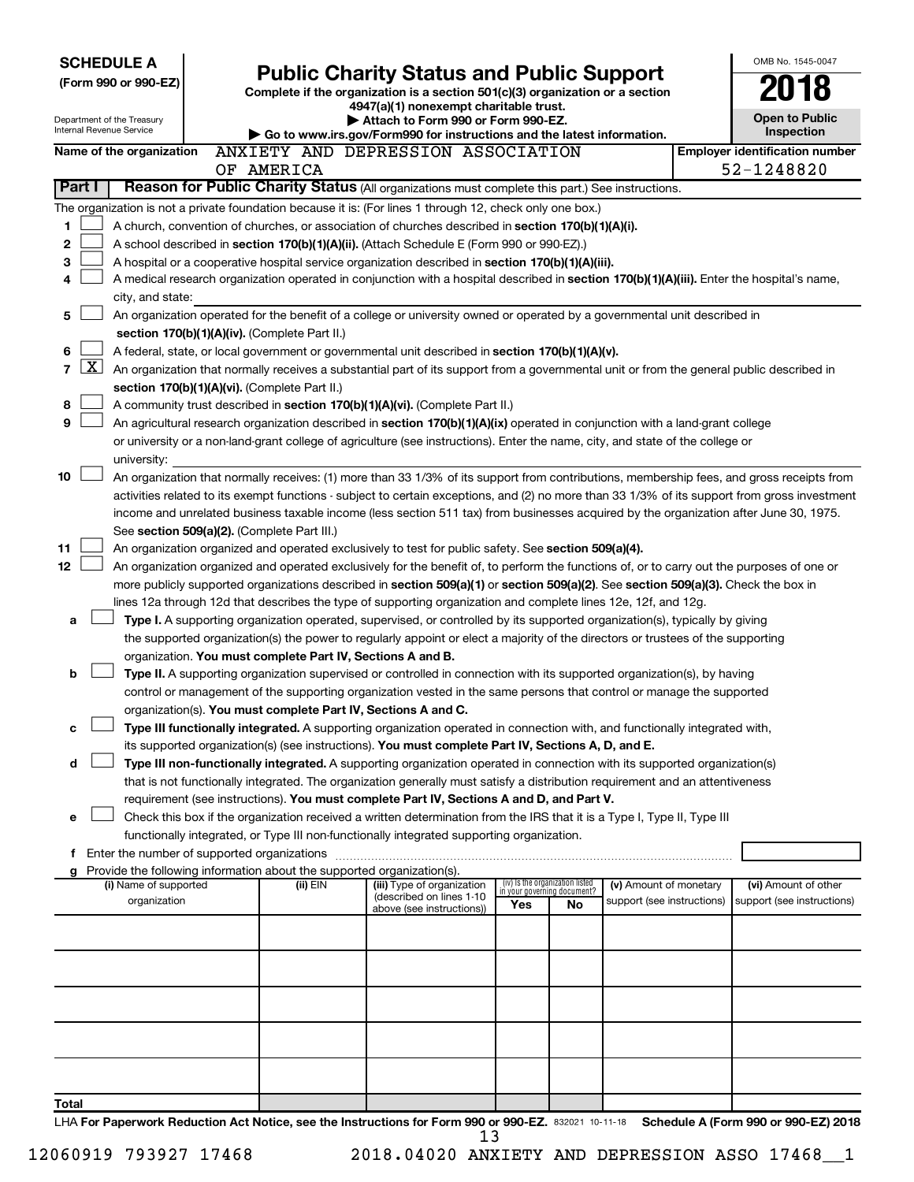**SCHEDULE A**
**(Form 990 or 990-EZ)**

Department of the Treasury
Internal Revenue Service

# Public Charity Status and Public Support

**Complete if the organization is a section 501(c)(3) organization or a section 4947(a)(1) nonexempt charitable trust.**
**▶ Attach to Form 990 or Form 990-EZ.**
**▶ Go to www.irs.gov/Form990 for instructions and the latest information.**

OMB No. 1545-0047
**2018**
**Open to Public Inspection**

**Name of the organization** ANXIETY AND DEPRESSION ASSOCIATION OF AMERICA
**Employer identification number** 52-1248820

**Part I** **Reason for Public Charity Status** (All organizations must complete this part.) See instructions.

The organization is not a private foundation because it is: (For lines 1 through 12, check only one box.)

1 ☐ A church, convention of churches, or association of churches described in **section 170(b)(1)(A)(i).**
2 ☐ A school described in **section 170(b)(1)(A)(ii).** (Attach Schedule E (Form 990 or 990-EZ).)
3 ☐ A hospital or a cooperative hospital service organization described in **section 170(b)(1)(A)(iii).**
4 ☐ A medical research organization operated in conjunction with a hospital described in **section 170(b)(1)(A)(iii).** Enter the hospital's name, city, and state:
5 ☐ An organization operated for the benefit of a college or university owned or operated by a governmental unit described in **section 170(b)(1)(A)(iv).** (Complete Part II.)
6 ☐ A federal, state, or local government or governmental unit described in **section 170(b)(1)(A)(v).**
7 ☒ An organization that normally receives a substantial part of its support from a governmental unit or from the general public described in **section 170(b)(1)(A)(vi).** (Complete Part II.)
8 ☐ A community trust described in **section 170(b)(1)(A)(vi).** (Complete Part II.)
9 ☐ An agricultural research organization described in **section 170(b)(1)(A)(ix)** operated in conjunction with a land-grant college or university or a non-land-grant college of agriculture (see instructions). Enter the name, city, and state of the college or university:
10 ☐ An organization that normally receives: (1) more than 33 1/3% of its support from contributions, membership fees, and gross receipts from activities related to its exempt functions - subject to certain exceptions, and (2) no more than 33 1/3% of its support from gross investment income and unrelated business taxable income (less section 511 tax) from businesses acquired by the organization after June 30, 1975. See **section 509(a)(2).** (Complete Part III.)
11 ☐ An organization organized and operated exclusively to test for public safety. See **section 509(a)(4).**
12 ☐ An organization organized and operated exclusively for the benefit of, to perform the functions of, or to carry out the purposes of one or more publicly supported organizations described in **section 509(a)(1)** or **section 509(a)(2)**. See **section 509(a)(3).** Check the box in lines 12a through 12d that describes the type of supporting organization and complete lines 12e, 12f, and 12g.

a ☐ **Type I.** A supporting organization operated, supervised, or controlled by its supported organization(s), typically by giving the supported organization(s) the power to regularly appoint or elect a majority of the directors or trustees of the supporting organization. **You must complete Part IV, Sections A and B.**
b ☐ **Type II.** A supporting organization supervised or controlled in connection with its supported organization(s), by having control or management of the supporting organization vested in the same persons that control or manage the supported organization(s). **You must complete Part IV, Sections A and C.**
c ☐ **Type III functionally integrated.** A supporting organization operated in connection with, and functionally integrated with, its supported organization(s) (see instructions). **You must complete Part IV, Sections A, D, and E.**
d ☐ **Type III non-functionally integrated.** A supporting organization operated in connection with its supported organization(s) that is not functionally integrated. The organization generally must satisfy a distribution requirement and an attentiveness requirement (see instructions). **You must complete Part IV, Sections A and D, and Part V.**
e ☐ Check this box if the organization received a written determination from the IRS that it is a Type I, Type II, Type III functionally integrated, or Type III non-functionally integrated supporting organization.
f Enter the number of supported organizations
g Provide the following information about the supported organization(s).

| (i) Name of supported organization | (ii) EIN | (iii) Type of organization (described on lines 1-10 above (see instructions)) | (iv) Is the organization listed in your governing document? Yes | No | (v) Amount of monetary support (see instructions) | (vi) Amount of other support (see instructions) |
|---|---|---|---|---|---|---|
| | | | | | | |
| | | | | | | |
| | | | | | | |
| | | | | | | |
| | | | | | | |
| **Total** | | | | | | |

LHA **For Paperwork Reduction Act Notice, see the Instructions for Form 990 or 990-EZ.** 832021 10-11-18 **Schedule A (Form 990 or 990-EZ) 2018**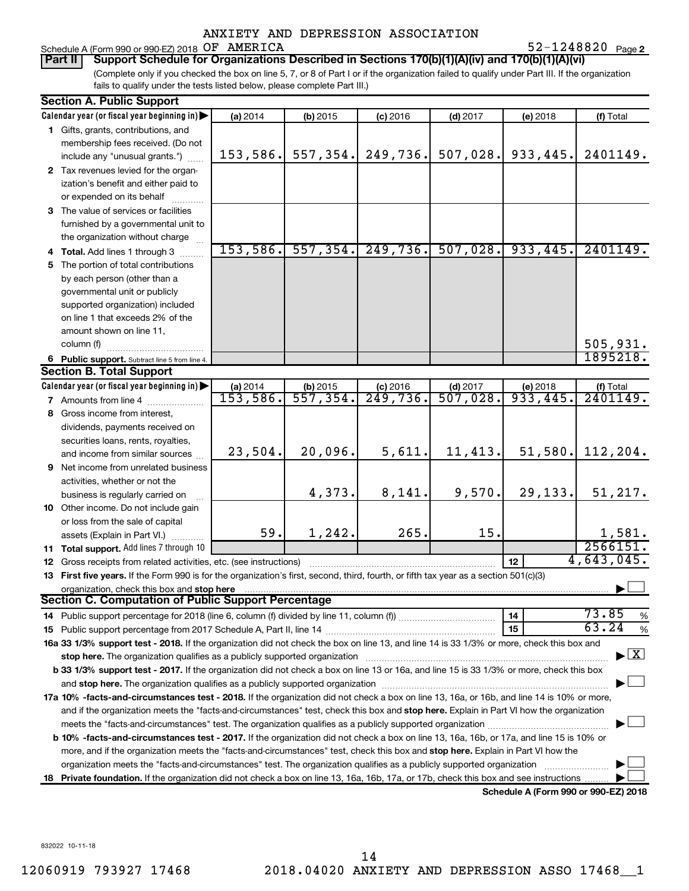ANXIETY AND DEPRESSION ASSOCIATION

Schedule A (Form 990 or 990-EZ) 2018 OF AMERICA 52-1248820 Page 2

**Part II** **Support Schedule for Organizations Described in Sections 170(b)(1)(A)(iv) and 170(b)(1)(A)(vi)**

(Complete only if you checked the box on line 5, 7, or 8 of Part I or if the organization failed to qualify under Part III. If the organization fails to qualify under the tests listed below, please complete Part III.)

**Section A. Public Support**

| Calendar year (or fiscal year beginning in) ▶ | (a) 2014 | (b) 2015 | (c) 2016 | (d) 2017 | (e) 2018 | (f) Total |
|---|---|---|---|---|---|---|
| **1** Gifts, grants, contributions, and membership fees received. (Do not include any "unusual grants.") | 153,586. | 557,354. | 249,736. | 507,028. | 933,445. | 2401149. |
| **2** Tax revenues levied for the organization's benefit and either paid to or expended on its behalf | | | | | | |
| **3** The value of services or facilities furnished by a governmental unit to the organization without charge | | | | | | |
| **4 Total.** Add lines 1 through 3 | 153,586. | 557,354. | 249,736. | 507,028. | 933,445. | 2401149. |
| **5** The portion of total contributions by each person (other than a governmental unit or publicly supported organization) included on line 1 that exceeds 2% of the amount shown on line 11, column (f) | | | | | | 505,931. |
| **6 Public support.** Subtract line 5 from line 4. | | | | | | 1895218. |

**Section B. Total Support**

| Calendar year (or fiscal year beginning in) ▶ | (a) 2014 | (b) 2015 | (c) 2016 | (d) 2017 | (e) 2018 | (f) Total |
|---|---|---|---|---|---|---|
| **7** Amounts from line 4 | 153,586. | 557,354. | 249,736. | 507,028. | 933,445. | 2401149. |
| **8** Gross income from interest, dividends, payments received on securities loans, rents, royalties, and income from similar sources | 23,504. | 20,096. | 5,611. | 11,413. | 51,580. | 112,204. |
| **9** Net income from unrelated business activities, whether or not the business is regularly carried on | | 4,373. | 8,141. | 9,570. | 29,133. | 51,217. |
| **10** Other income. Do not include gain or loss from the sale of capital assets (Explain in Part VI.) | 59. | 1,242. | 265. | 15. | | 1,581. |
| **11 Total support.** Add lines 7 through 10 | | | | | | 2566151. |
| **12** Gross receipts from related activities, etc. (see instructions) | | | | | **12** | 4,643,045. |

**13 First five years.** If the Form 990 is for the organization's first, second, third, fourth, or fifth tax year as a section 501(c)(3) organization, check this box and **stop here** ▶ ☐

**Section C. Computation of Public Support Percentage**

| | | |
|---|---|---|
| **14** Public support percentage for 2018 (line 6, column (f) divided by line 11, column (f)) | **14** | 73.85 % |
| **15** Public support percentage from 2017 Schedule A, Part II, line 14 | **15** | 63.24 % |

**16a 33 1/3% support test - 2018.** If the organization did not check the box on line 13, and line 14 is 33 1/3% or more, check this box and **stop here.** The organization qualifies as a publicly supported organization ▶ ☒

**b 33 1/3% support test - 2017.** If the organization did not check a box on line 13 or 16a, and line 15 is 33 1/3% or more, check this box and **stop here.** The organization qualifies as a publicly supported organization ▶ ☐

**17a 10% -facts-and-circumstances test - 2018.** If the organization did not check a box on line 13, 16a, or 16b, and line 14 is 10% or more, and if the organization meets the "facts-and-circumstances" test, check this box and **stop here.** Explain in Part VI how the organization meets the "facts-and-circumstances" test. The organization qualifies as a publicly supported organization ▶ ☐

**b 10% -facts-and-circumstances test - 2017.** If the organization did not check a box on line 13, 16a, 16b, or 17a, and line 15 is 10% or more, and if the organization meets the "facts-and-circumstances" test, check this box and **stop here.** Explain in Part VI how the organization meets the "facts-and-circumstances" test. The organization qualifies as a publicly supported organization ▶ ☐

**18 Private foundation.** If the organization did not check a box on line 13, 16a, 16b, 17a, or 17b, check this box and see instructions ▶ ☐

**Schedule A (Form 990 or 990-EZ) 2018**

832022 10-11-18

12060919 793927 17468 2018.04020 ANXIETY AND DEPRESSION ASSO 17468__1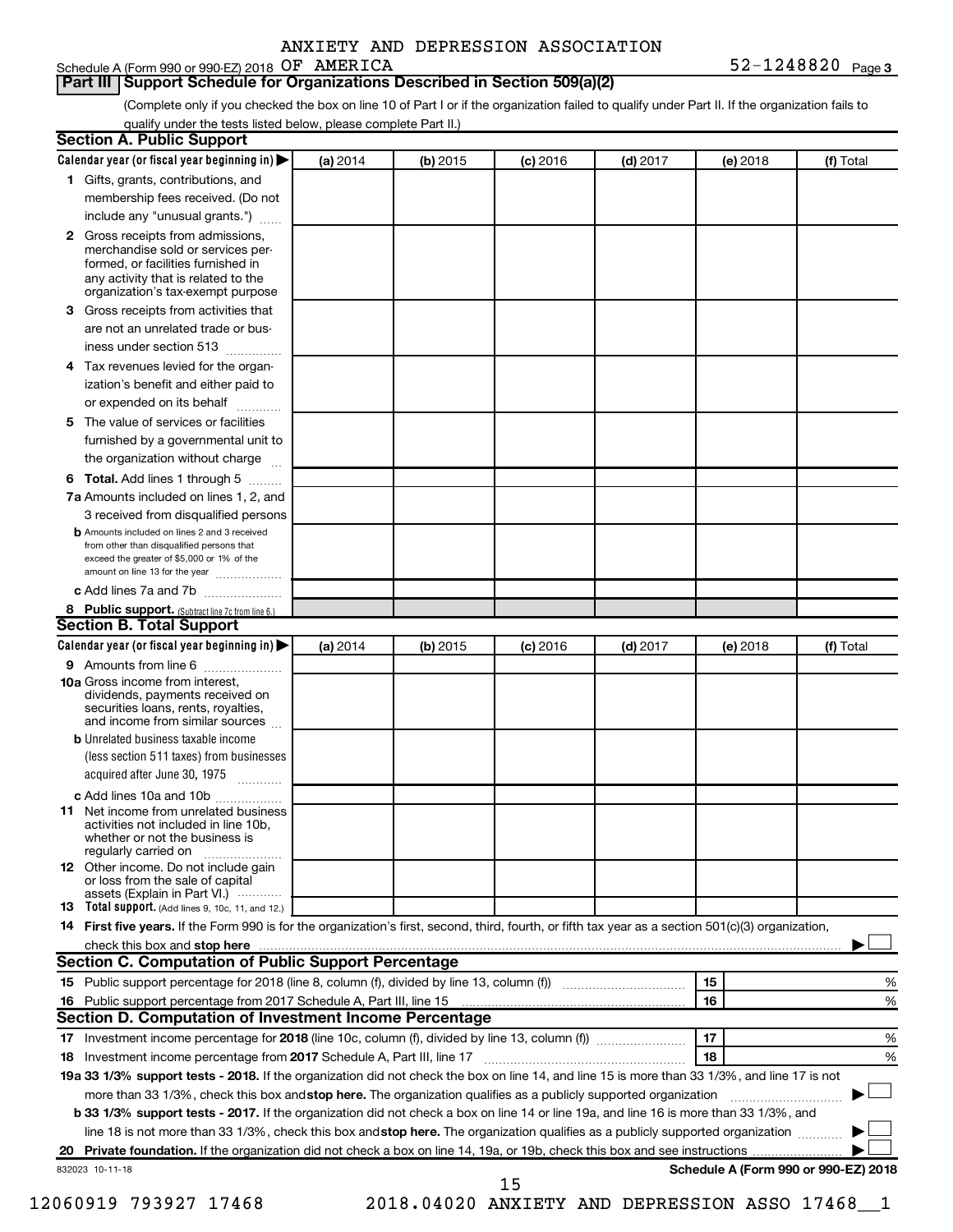Schedule A (Form 990 or 990-EZ) 2018 ANXIETY AND DEPRESSION ASSOCIATION OF AMERICA 52-1248820 Page 3

## Part III Support Schedule for Organizations Described in Section 509(a)(2)

(Complete only if you checked the box on line 10 of Part I or if the organization failed to qualify under Part II. If the organization fails to qualify under the tests listed below, please complete Part II.)

### Section A. Public Support

| Calendar year (or fiscal year beginning in) ▶ | (a) 2014 | (b) 2015 | (c) 2016 | (d) 2017 | (e) 2018 | (f) Total |
|---|---|---|---|---|---|---|
| 1 Gifts, grants, contributions, and membership fees received. (Do not include any "unusual grants.") | | | | | | |
| 2 Gross receipts from admissions, merchandise sold or services performed, or facilities furnished in any activity that is related to the organization's tax-exempt purpose | | | | | | |
| 3 Gross receipts from activities that are not an unrelated trade or business under section 513 | | | | | | |
| 4 Tax revenues levied for the organization's benefit and either paid to or expended on its behalf | | | | | | |
| 5 The value of services or facilities furnished by a governmental unit to the organization without charge | | | | | | |
| 6 **Total.** Add lines 1 through 5 | | | | | | |
| 7a Amounts included on lines 1, 2, and 3 received from disqualified persons | | | | | | |
| b Amounts included on lines 2 and 3 received from other than disqualified persons that exceed the greater of $5,000 or 1% of the amount on line 13 for the year | | | | | | |
| c Add lines 7a and 7b | | | | | | |
| 8 **Public support.** (Subtract line 7c from line 6.) | | | | | | |

### Section B. Total Support

| Calendar year (or fiscal year beginning in) ▶ | (a) 2014 | (b) 2015 | (c) 2016 | (d) 2017 | (e) 2018 | (f) Total |
|---|---|---|---|---|---|---|
| 9 Amounts from line 6 | | | | | | |
| 10a Gross income from interest, dividends, payments received on securities loans, rents, royalties, and income from similar sources | | | | | | |
| b Unrelated business taxable income (less section 511 taxes) from businesses acquired after June 30, 1975 | | | | | | |
| c Add lines 10a and 10b | | | | | | |
| 11 Net income from unrelated business activities not included in line 10b, whether or not the business is regularly carried on | | | | | | |
| 12 Other income. Do not include gain or loss from the sale of capital assets (Explain in Part VI.) | | | | | | |
| 13 **Total support.** (Add lines 9, 10c, 11, and 12.) | | | | | | |

14 **First five years.** If the Form 990 is for the organization's first, second, third, fourth, or fifth tax year as a section 501(c)(3) organization, check this box and **stop here** ▶ ☐

### Section C. Computation of Public Support Percentage

| | | | |
|---|---|---|---|
| 15 | Public support percentage for 2018 (line 8, column (f), divided by line 13, column (f)) | 15 | % |
| 16 | Public support percentage from 2017 Schedule A, Part III, line 15 | 16 | % |

### Section D. Computation of Investment Income Percentage

| | | | |
|---|---|---|---|
| 17 | Investment income percentage for **2018** (line 10c, column (f), divided by line 13, column (f)) | 17 | % |
| 18 | Investment income percentage from **2017** Schedule A, Part III, line 17 | 18 | % |

**19a 33 1/3% support tests - 2018.** If the organization did not check the box on line 14, and line 15 is more than 33 1/3%, and line 17 is not more than 33 1/3%, check this box and **stop here.** The organization qualifies as a publicly supported organization ▶ ☐

**b 33 1/3% support tests - 2017.** If the organization did not check a box on line 14 or line 19a, and line 16 is more than 33 1/3%, and line 18 is not more than 33 1/3%, check this box and **stop here.** The organization qualifies as a publicly supported organization ▶ ☐

**20 Private foundation.** If the organization did not check a box on line 14, 19a, or 19b, check this box and see instructions ▶ ☐

832023 10-11-18 **Schedule A (Form 990 or 990-EZ) 2018**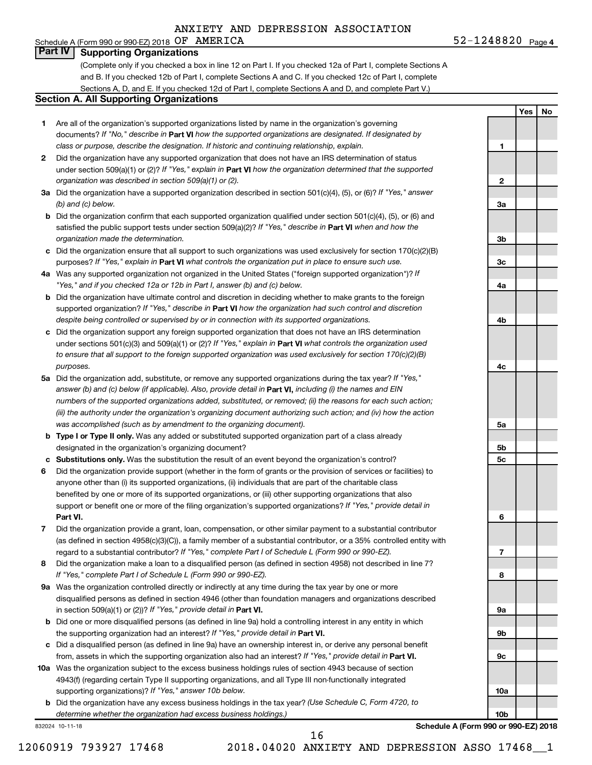ANXIETY AND DEPRESSION ASSOCIATION

Schedule A (Form 990 or 990-EZ) 2018 OF AMERICA 52-1248820 Page 4

## Part IV Supporting Organizations

(Complete only if you checked a box in line 12 on Part I. If you checked 12a of Part I, complete Sections A and B. If you checked 12b of Part I, complete Sections A and C. If you checked 12c of Part I, complete Sections A, D, and E. If you checked 12d of Part I, complete Sections A and D, and complete Part V.)

### Section A. All Supporting Organizations

| | | | Yes | No |
|---|---|---|---|---|
| **1** | Are all of the organization's supported organizations listed by name in the organization's governing documents? *If "No," describe in* **Part VI** *how the supported organizations are designated. If designated by class or purpose, describe the designation. If historic and continuing relationship, explain.* | **1** | | |
| **2** | Did the organization have any supported organization that does not have an IRS determination of status under section 509(a)(1) or (2)? *If "Yes," explain in* **Part VI** *how the organization determined that the supported organization was described in section 509(a)(1) or (2).* | **2** | | |
| **3a** | Did the organization have a supported organization described in section 501(c)(4), (5), or (6)? *If "Yes," answer (b) and (c) below.* | **3a** | | |
| **b** | Did the organization confirm that each supported organization qualified under section 501(c)(4), (5), or (6) and satisfied the public support tests under section 509(a)(2)? *If "Yes," describe in* **Part VI** *when and how the organization made the determination.* | **3b** | | |
| **c** | Did the organization ensure that all support to such organizations was used exclusively for section 170(c)(2)(B) purposes? *If "Yes," explain in* **Part VI** *what controls the organization put in place to ensure such use.* | **3c** | | |
| **4a** | Was any supported organization not organized in the United States ("foreign supported organization")? *If "Yes," and if you checked 12a or 12b in Part I, answer (b) and (c) below.* | **4a** | | |
| **b** | Did the organization have ultimate control and discretion in deciding whether to make grants to the foreign supported organization? *If "Yes," describe in* **Part VI** *how the organization had such control and discretion despite being controlled or supervised by or in connection with its supported organizations.* | **4b** | | |
| **c** | Did the organization support any foreign supported organization that does not have an IRS determination under sections 501(c)(3) and 509(a)(1) or (2)? *If "Yes," explain in* **Part VI** *what controls the organization used to ensure that all support to the foreign supported organization was used exclusively for section 170(c)(2)(B) purposes.* | **4c** | | |
| **5a** | Did the organization add, substitute, or remove any supported organizations during the tax year? *If "Yes," answer (b) and (c) below (if applicable). Also, provide detail in* **Part VI,** *including (i) the names and EIN numbers of the supported organizations added, substituted, or removed; (ii) the reasons for each such action; (iii) the authority under the organization's organizing document authorizing such action; and (iv) how the action was accomplished (such as by amendment to the organizing document).* | **5a** | | |
| **b** | **Type I or Type II only.** Was any added or substituted supported organization part of a class already designated in the organization's organizing document? | **5b** | | |
| **c** | **Substitutions only.** Was the substitution the result of an event beyond the organization's control? | **5c** | | |
| **6** | Did the organization provide support (whether in the form of grants or the provision of services or facilities) to anyone other than (i) its supported organizations, (ii) individuals that are part of the charitable class benefited by one or more of its supported organizations, or (iii) other supporting organizations that also support or benefit one or more of the filing organization's supported organizations? *If "Yes," provide detail in* **Part VI.** | **6** | | |
| **7** | Did the organization provide a grant, loan, compensation, or other similar payment to a substantial contributor (as defined in section 4958(c)(3)(C)), a family member of a substantial contributor, or a 35% controlled entity with regard to a substantial contributor? *If "Yes," complete Part I of Schedule L (Form 990 or 990-EZ).* | **7** | | |
| **8** | Did the organization make a loan to a disqualified person (as defined in section 4958) not described in line 7? *If "Yes," complete Part I of Schedule L (Form 990 or 990-EZ).* | **8** | | |
| **9a** | Was the organization controlled directly or indirectly at any time during the tax year by one or more disqualified persons as defined in section 4946 (other than foundation managers and organizations described in section 509(a)(1) or (2))? *If "Yes," provide detail in* **Part VI.** | **9a** | | |
| **b** | Did one or more disqualified persons (as defined in line 9a) hold a controlling interest in any entity in which the supporting organization had an interest? *If "Yes," provide detail in* **Part VI.** | **9b** | | |
| **c** | Did a disqualified person (as defined in line 9a) have an ownership interest in, or derive any personal benefit from, assets in which the supporting organization also had an interest? *If "Yes," provide detail in* **Part VI.** | **9c** | | |
| **10a** | Was the organization subject to the excess business holdings rules of section 4943 because of section 4943(f) (regarding certain Type II supporting organizations, and all Type III non-functionally integrated supporting organizations)? *If "Yes," answer 10b below.* | **10a** | | |
| **b** | Did the organization have any excess business holdings in the tax year? *(Use Schedule C, Form 4720, to determine whether the organization had excess business holdings.)* | **10b** | | |

832024 10-11-18 **Schedule A (Form 990 or 990-EZ) 2018**

12060919 793927 17468 2018.04020 ANXIETY AND DEPRESSION ASSO 17468__1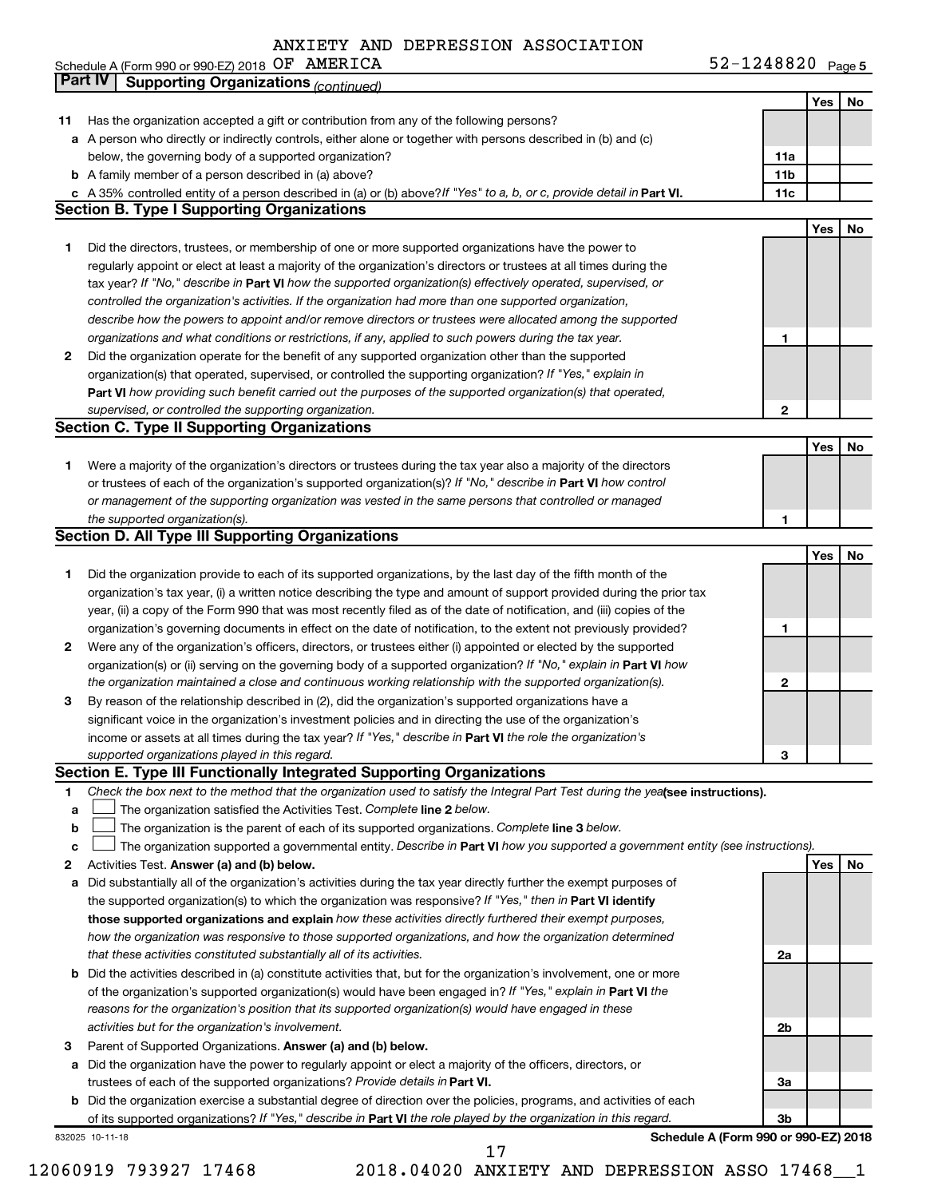ANXIETY AND DEPRESSION ASSOCIATION

Schedule A (Form 990 or 990-EZ) 2018 OF AMERICA 52-1248820 Page 5

**Part IV | Supporting Organizations** *(continued)*

| | | | Yes | No |
|---|---|---|---|---|
| **11** | Has the organization accepted a gift or contribution from any of the following persons? | | | |
| **a** | A person who directly or indirectly controls, either alone or together with persons described in (b) and (c) below, the governing body of a supported organization? | **11a** | | |
| **b** | A family member of a person described in (a) above? | **11b** | | |
| **c** | A 35% controlled entity of a person described in (a) or (b) above? *If "Yes" to a, b, or c, provide detail in* **Part VI.** | **11c** | | |

**Section B. Type I Supporting Organizations**

| | | | Yes | No |
|---|---|---|---|---|
| **1** | Did the directors, trustees, or membership of one or more supported organizations have the power to regularly appoint or elect at least a majority of the organization's directors or trustees at all times during the tax year? *If "No," describe in* **Part VI** *how the supported organization(s) effectively operated, supervised, or controlled the organization's activities. If the organization had more than one supported organization, describe how the powers to appoint and/or remove directors or trustees were allocated among the supported organizations and what conditions or restrictions, if any, applied to such powers during the tax year.* | **1** | | |
| **2** | Did the organization operate for the benefit of any supported organization other than the supported organization(s) that operated, supervised, or controlled the supporting organization? *If "Yes," explain in* **Part VI** *how providing such benefit carried out the purposes of the supported organization(s) that operated, supervised, or controlled the supporting organization.* | **2** | | |

**Section C. Type II Supporting Organizations**

| | | | Yes | No |
|---|---|---|---|---|
| **1** | Were a majority of the organization's directors or trustees during the tax year also a majority of the directors or trustees of each of the organization's supported organization(s)? *If "No," describe in* **Part VI** *how control or management of the supporting organization was vested in the same persons that controlled or managed the supported organization(s).* | **1** | | |

**Section D. All Type III Supporting Organizations**

| | | | Yes | No |
|---|---|---|---|---|
| **1** | Did the organization provide to each of its supported organizations, by the last day of the fifth month of the organization's tax year, (i) a written notice describing the type and amount of support provided during the prior tax year, (ii) a copy of the Form 990 that was most recently filed as of the date of notification, and (iii) copies of the organization's governing documents in effect on the date of notification, to the extent not previously provided? | **1** | | |
| **2** | Were any of the organization's officers, directors, or trustees either (i) appointed or elected by the supported organization(s) or (ii) serving on the governing body of a supported organization? *If "No," explain in* **Part VI** *how the organization maintained a close and continuous working relationship with the supported organization(s).* | **2** | | |
| **3** | By reason of the relationship described in (2), did the organization's supported organizations have a significant voice in the organization's investment policies and in directing the use of the organization's income or assets at all times during the tax year? *If "Yes," describe in* **Part VI** *the role the organization's supported organizations played in this regard.* | **3** | | |

**Section E. Type III Functionally Integrated Supporting Organizations**

**1** *Check the box next to the method that the organization used to satisfy the Integral Part Test during the year* **(see instructions).**

**a** ☐ The organization satisfied the Activities Test. *Complete* **line 2** *below.*

**b** ☐ The organization is the parent of each of its supported organizations. *Complete* **line 3** *below.*

**c** ☐ The organization supported a governmental entity. *Describe in* **Part VI** *how you supported a government entity (see instructions).*

| | | | Yes | No |
|---|---|---|---|---|
| **2** | Activities Test. **Answer (a) and (b) below.** | | | |
| **a** | Did substantially all of the organization's activities during the tax year directly further the exempt purposes of the supported organization(s) to which the organization was responsive? *If "Yes," then in* **Part VI identify those supported organizations and explain** *how these activities directly furthered their exempt purposes, how the organization was responsive to those supported organizations, and how the organization determined that these activities constituted substantially all of its activities.* | **2a** | | |
| **b** | Did the activities described in (a) constitute activities that, but for the organization's involvement, one or more of the organization's supported organization(s) would have been engaged in? *If "Yes," explain in* **Part VI** *the reasons for the organization's position that its supported organization(s) would have engaged in these activities but for the organization's involvement.* | **2b** | | |
| **3** | Parent of Supported Organizations. **Answer (a) and (b) below.** | | | |
| **a** | Did the organization have the power to regularly appoint or elect a majority of the officers, directors, or trustees of each of the supported organizations? *Provide details in* **Part VI.** | **3a** | | |
| **b** | Did the organization exercise a substantial degree of direction over the policies, programs, and activities of each of its supported organizations? *If "Yes," describe in* **Part VI** *the role played by the organization in this regard.* | **3b** | | |

832025 10-11-18 **Schedule A (Form 990 or 990-EZ) 2018**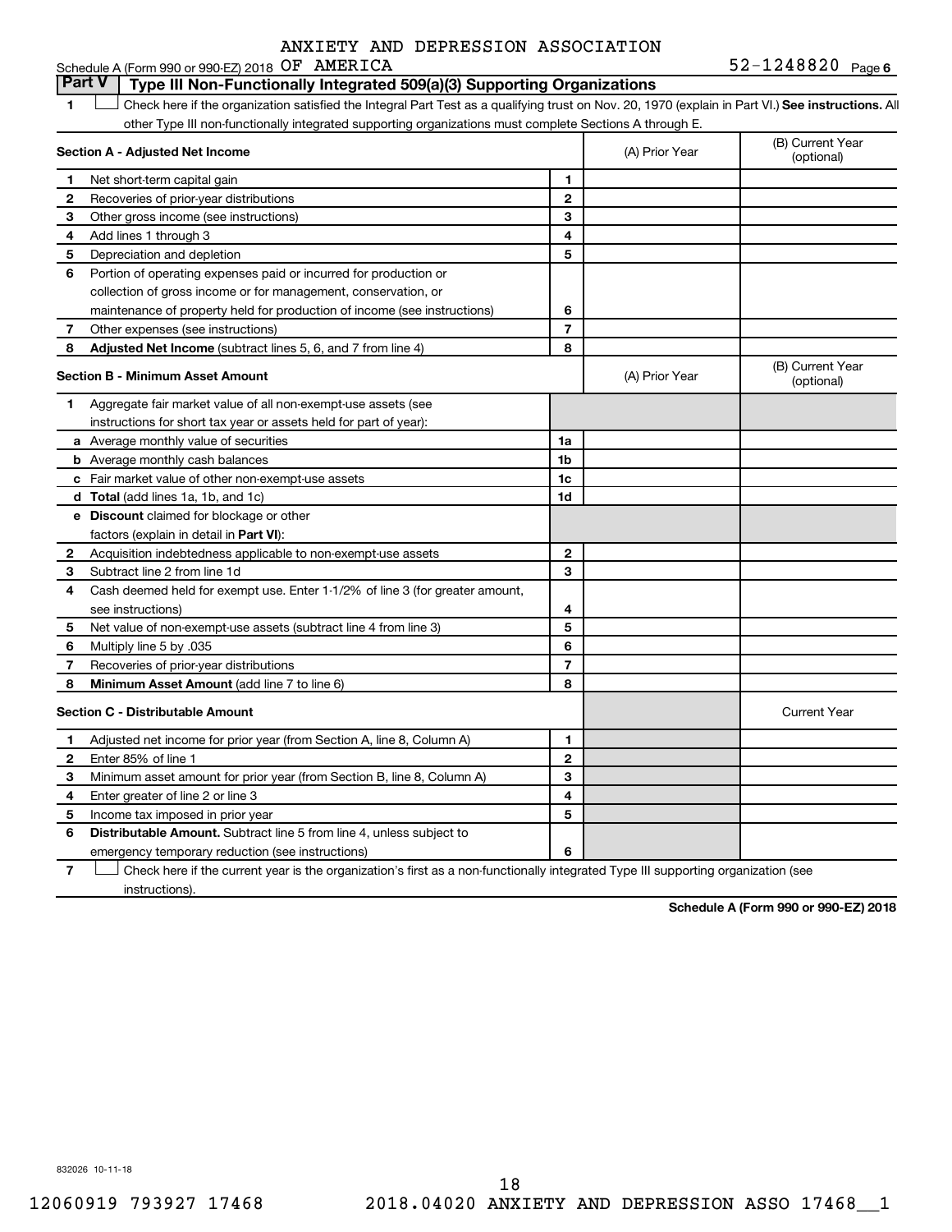ANXIETY AND DEPRESSION ASSOCIATION

Schedule A (Form 990 or 990-EZ) 2018 OF AMERICA 52-1248820 Page 6

## Part V | Type III Non-Functionally Integrated 509(a)(3) Supporting Organizations

1 ☐ Check here if the organization satisfied the Integral Part Test as a qualifying trust on Nov. 20, 1970 (explain in Part VI.) **See instructions.** All other Type III non-functionally integrated supporting organizations must complete Sections A through E.

| Section A - Adjusted Net Income | | (A) Prior Year | (B) Current Year (optional) |
|---|---|---|---|
| **1** Net short-term capital gain | 1 | | |
| **2** Recoveries of prior-year distributions | 2 | | |
| **3** Other gross income (see instructions) | 3 | | |
| **4** Add lines 1 through 3 | 4 | | |
| **5** Depreciation and depletion | 5 | | |
| **6** Portion of operating expenses paid or incurred for production or collection of gross income or for management, conservation, or maintenance of property held for production of income (see instructions) | 6 | | |
| **7** Other expenses (see instructions) | 7 | | |
| **8** **Adjusted Net Income** (subtract lines 5, 6, and 7 from line 4) | 8 | | |

| Section B - Minimum Asset Amount | | (A) Prior Year | (B) Current Year (optional) |
|---|---|---|---|
| **1** Aggregate fair market value of all non-exempt-use assets (see instructions for short tax year or assets held for part of year): | | | |
| **a** Average monthly value of securities | 1a | | |
| **b** Average monthly cash balances | 1b | | |
| **c** Fair market value of other non-exempt-use assets | 1c | | |
| **d** **Total** (add lines 1a, 1b, and 1c) | 1d | | |
| **e** **Discount** claimed for blockage or other factors (explain in detail in **Part VI**): | | | |
| **2** Acquisition indebtedness applicable to non-exempt-use assets | 2 | | |
| **3** Subtract line 2 from line 1d | 3 | | |
| **4** Cash deemed held for exempt use. Enter 1-1/2% of line 3 (for greater amount, see instructions) | 4 | | |
| **5** Net value of non-exempt-use assets (subtract line 4 from line 3) | 5 | | |
| **6** Multiply line 5 by .035 | 6 | | |
| **7** Recoveries of prior-year distributions | 7 | | |
| **8** **Minimum Asset Amount** (add line 7 to line 6) | 8 | | |

| Section C - Distributable Amount | | | Current Year |
|---|---|---|---|
| **1** Adjusted net income for prior year (from Section A, line 8, Column A) | 1 | | |
| **2** Enter 85% of line 1 | 2 | | |
| **3** Minimum asset amount for prior year (from Section B, line 8, Column A) | 3 | | |
| **4** Enter greater of line 2 or line 3 | 4 | | |
| **5** Income tax imposed in prior year | 5 | | |
| **6** **Distributable Amount.** Subtract line 5 from line 4, unless subject to emergency temporary reduction (see instructions) | 6 | | |

7 ☐ Check here if the current year is the organization's first as a non-functionally integrated Type III supporting organization (see instructions).

**Schedule A (Form 990 or 990-EZ) 2018**

832026 10-11-18

12060919 793927 17468 2018.04020 ANXIETY AND DEPRESSION ASSO 17468__1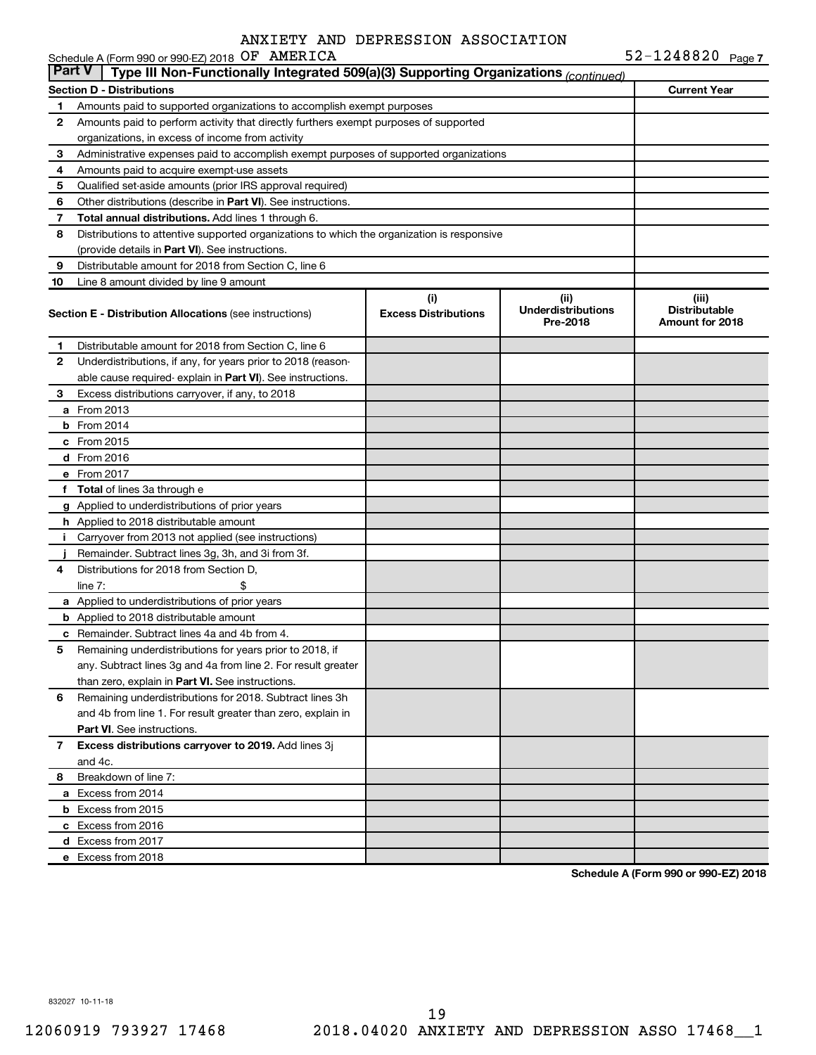ANXIETY AND DEPRESSION ASSOCIATION OF AMERICA

Schedule A (Form 990 or 990-EZ) 2018 52-1248820 Page 7

## Part V Type III Non-Functionally Integrated 509(a)(3) Supporting Organizations *(continued)*

| Section D - Distributions | | Current Year |
|---|---|---|
| 1 | Amounts paid to supported organizations to accomplish exempt purposes | |
| 2 | Amounts paid to perform activity that directly furthers exempt purposes of supported organizations, in excess of income from activity | |
| 3 | Administrative expenses paid to accomplish exempt purposes of supported organizations | |
| 4 | Amounts paid to acquire exempt-use assets | |
| 5 | Qualified set-aside amounts (prior IRS approval required) | |
| 6 | Other distributions (describe in **Part VI**). See instructions. | |
| 7 | **Total annual distributions.** Add lines 1 through 6. | |
| 8 | Distributions to attentive supported organizations to which the organization is responsive (provide details in **Part VI**). See instructions. | |
| 9 | Distributable amount for 2018 from Section C, line 6 | |
| 10 | Line 8 amount divided by line 9 amount | |

| Section E - Distribution Allocations (see instructions) | | (i) Excess Distributions | (ii) Underdistributions Pre-2018 | (iii) Distributable Amount for 2018 |
|---|---|---|---|---|
| 1 | Distributable amount for 2018 from Section C, line 6 | | | |
| 2 | Underdistributions, if any, for years prior to 2018 (reasonable cause required- explain in **Part VI**). See instructions. | | | |
| 3 | Excess distributions carryover, if any, to 2018 | | | |
| a | From 2013 | | | |
| b | From 2014 | | | |
| c | From 2015 | | | |
| d | From 2016 | | | |
| e | From 2017 | | | |
| f | **Total** of lines 3a through e | | | |
| g | Applied to underdistributions of prior years | | | |
| h | Applied to 2018 distributable amount | | | |
| i | Carryover from 2013 not applied (see instructions) | | | |
| j | Remainder. Subtract lines 3g, 3h, and 3i from 3f. | | | |
| 4 | Distributions for 2018 from Section D, line 7: $ | | | |
| a | Applied to underdistributions of prior years | | | |
| b | Applied to 2018 distributable amount | | | |
| c | Remainder. Subtract lines 4a and 4b from 4. | | | |
| 5 | Remaining underdistributions for years prior to 2018, if any. Subtract lines 3g and 4a from line 2. For result greater than zero, explain in **Part VI.** See instructions. | | | |
| 6 | Remaining underdistributions for 2018. Subtract lines 3h and 4b from line 1. For result greater than zero, explain in **Part VI**. See instructions. | | | |
| 7 | **Excess distributions carryover to 2019.** Add lines 3j and 4c. | | | |
| 8 | Breakdown of line 7: | | | |
| a | Excess from 2014 | | | |
| b | Excess from 2015 | | | |
| c | Excess from 2016 | | | |
| d | Excess from 2017 | | | |
| e | Excess from 2018 | | | |

**Schedule A (Form 990 or 990-EZ) 2018**

832027 10-11-18

12060919 793927 17468 2018.04020 ANXIETY AND DEPRESSION ASSO 17468__1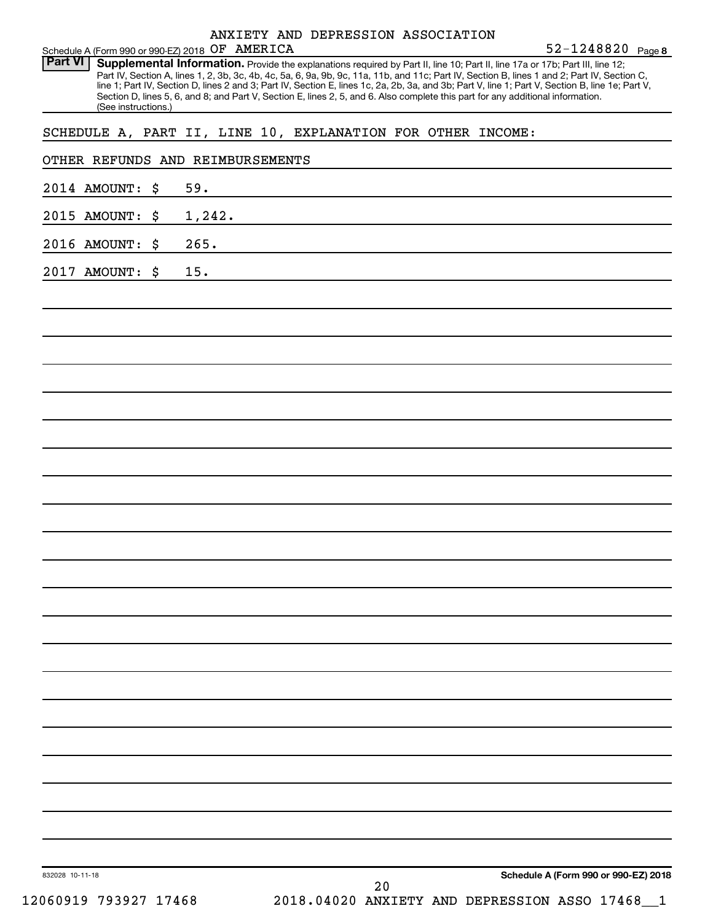ANXIETY AND DEPRESSION ASSOCIATION OF AMERICA

52-1248820

**Part VI** **Supplemental Information.** Provide the explanations required by Part II, line 10; Part II, line 17a or 17b; Part III, line 12; Part IV, Section A, lines 1, 2, 3b, 3c, 4b, 4c, 5a, 6, 9a, 9b, 9c, 11a, 11b, and 11c; Part IV, Section B, lines 1 and 2; Part IV, Section C, line 1; Part IV, Section D, lines 2 and 3; Part IV, Section E, lines 1c, 2a, 2b, 3a, and 3b; Part V, line 1; Part V, Section B, line 1e; Part V, Section D, lines 5, 6, and 8; and Part V, Section E, lines 2, 5, and 6. Also complete this part for any additional information. (See instructions.)

SCHEDULE A, PART II, LINE 10, EXPLANATION FOR OTHER INCOME:

OTHER REFUNDS AND REIMBURSEMENTS

2014 AMOUNT: $ 59.

2015 AMOUNT: $ 1,242.

2016 AMOUNT: $ 265.

2017 AMOUNT: $ 15.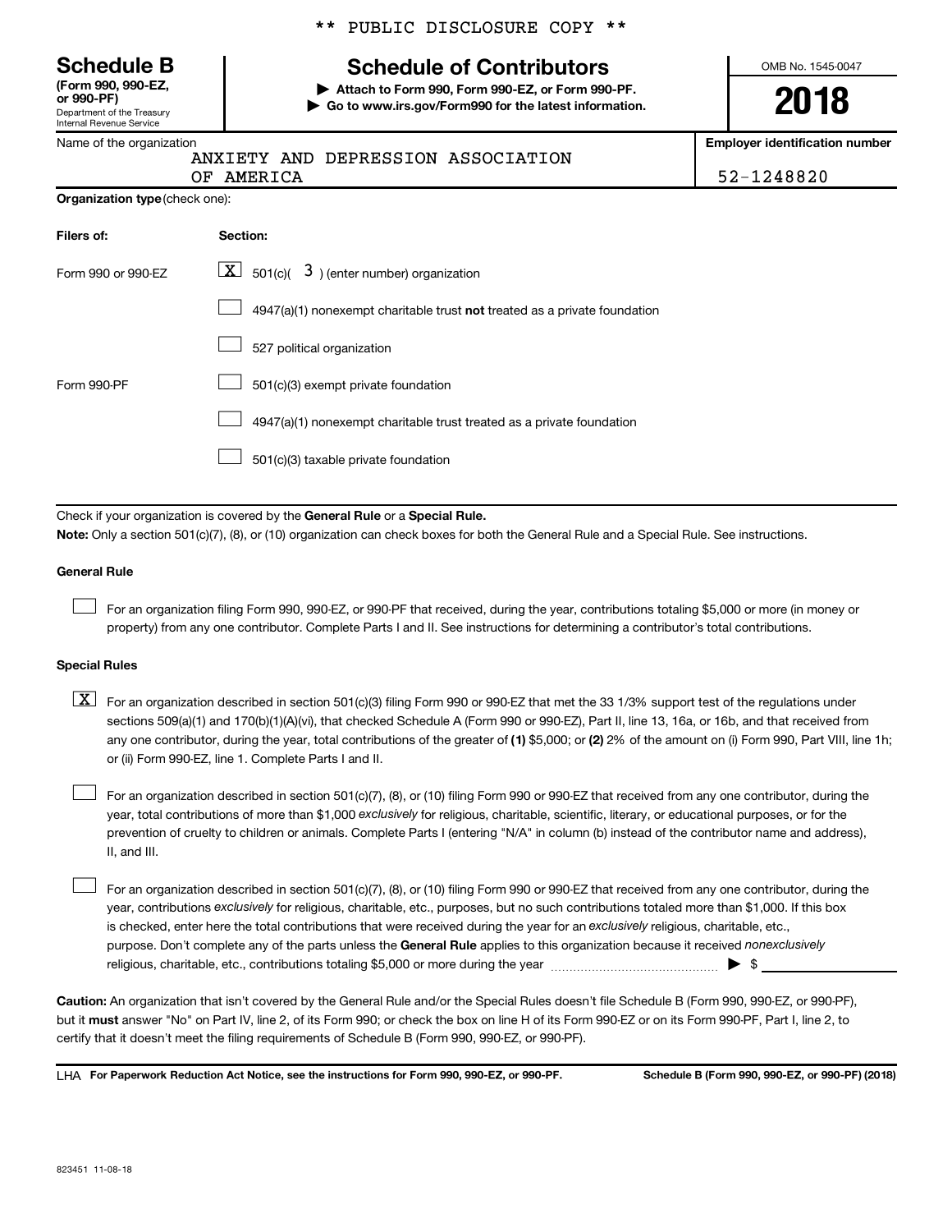\*\* PUBLIC DISCLOSURE COPY \*\*

# Schedule B

**(Form 990, 990-EZ, or 990-PF)**
Department of the Treasury
Internal Revenue Service

## Schedule of Contributors

▶ **Attach to Form 990, Form 990-EZ, or Form 990-PF.**
▶ **Go to www.irs.gov/Form990 for the latest information.**

OMB No. 1545-0047

**2018**

| Name of the organization | Employer identification number |
|---|---|
| ANXIETY AND DEPRESSION ASSOCIATION OF AMERICA | 52-1248820 |

**Organization type** (check one):

| Filers of: | Section: |
|---|---|
| Form 990 or 990-EZ | [X] 501(c)( 3 ) (enter number) organization |
| | [ ] 4947(a)(1) nonexempt charitable trust **not** treated as a private foundation |
| | [ ] 527 political organization |
| Form 990-PF | [ ] 501(c)(3) exempt private foundation |
| | [ ] 4947(a)(1) nonexempt charitable trust treated as a private foundation |
| | [ ] 501(c)(3) taxable private foundation |

Check if your organization is covered by the **General Rule** or a **Special Rule.**

**Note:** Only a section 501(c)(7), (8), or (10) organization can check boxes for both the General Rule and a Special Rule. See instructions.

### General Rule

[ ] For an organization filing Form 990, 990-EZ, or 990-PF that received, during the year, contributions totaling $5,000 or more (in money or property) from any one contributor. Complete Parts I and II. See instructions for determining a contributor's total contributions.

### Special Rules

[X] For an organization described in section 501(c)(3) filing Form 990 or 990-EZ that met the 33 1/3% support test of the regulations under sections 509(a)(1) and 170(b)(1)(A)(vi), that checked Schedule A (Form 990 or 990-EZ), Part II, line 13, 16a, or 16b, and that received from any one contributor, during the year, total contributions of the greater of **(1)** $5,000; or **(2)** 2% of the amount on (i) Form 990, Part VIII, line 1h; or (ii) Form 990-EZ, line 1. Complete Parts I and II.

[ ] For an organization described in section 501(c)(7), (8), or (10) filing Form 990 or 990-EZ that received from any one contributor, during the year, total contributions of more than $1,000 *exclusively* for religious, charitable, scientific, literary, or educational purposes, or for the prevention of cruelty to children or animals. Complete Parts I (entering "N/A" in column (b) instead of the contributor name and address), II, and III.

[ ] For an organization described in section 501(c)(7), (8), or (10) filing Form 990 or 990-EZ that received from any one contributor, during the year, contributions *exclusively* for religious, charitable, etc., purposes, but no such contributions totaled more than $1,000. If this box is checked, enter here the total contributions that were received during the year for an *exclusively* religious, charitable, etc., purpose. Don't complete any of the parts unless the **General Rule** applies to this organization because it received *nonexclusively* religious, charitable, etc., contributions totaling $5,000 or more during the year ▶ $ ____________

**Caution:** An organization that isn't covered by the General Rule and/or the Special Rules doesn't file Schedule B (Form 990, 990-EZ, or 990-PF), but it **must** answer "No" on Part IV, line 2, of its Form 990; or check the box on line H of its Form 990-EZ or on its Form 990-PF, Part I, line 2, to certify that it doesn't meet the filing requirements of Schedule B (Form 990, 990-EZ, or 990-PF).

LHA **For Paperwork Reduction Act Notice, see the instructions for Form 990, 990-EZ, or 990-PF.** **Schedule B (Form 990, 990-EZ, or 990-PF) (2018)**

823451 11-08-18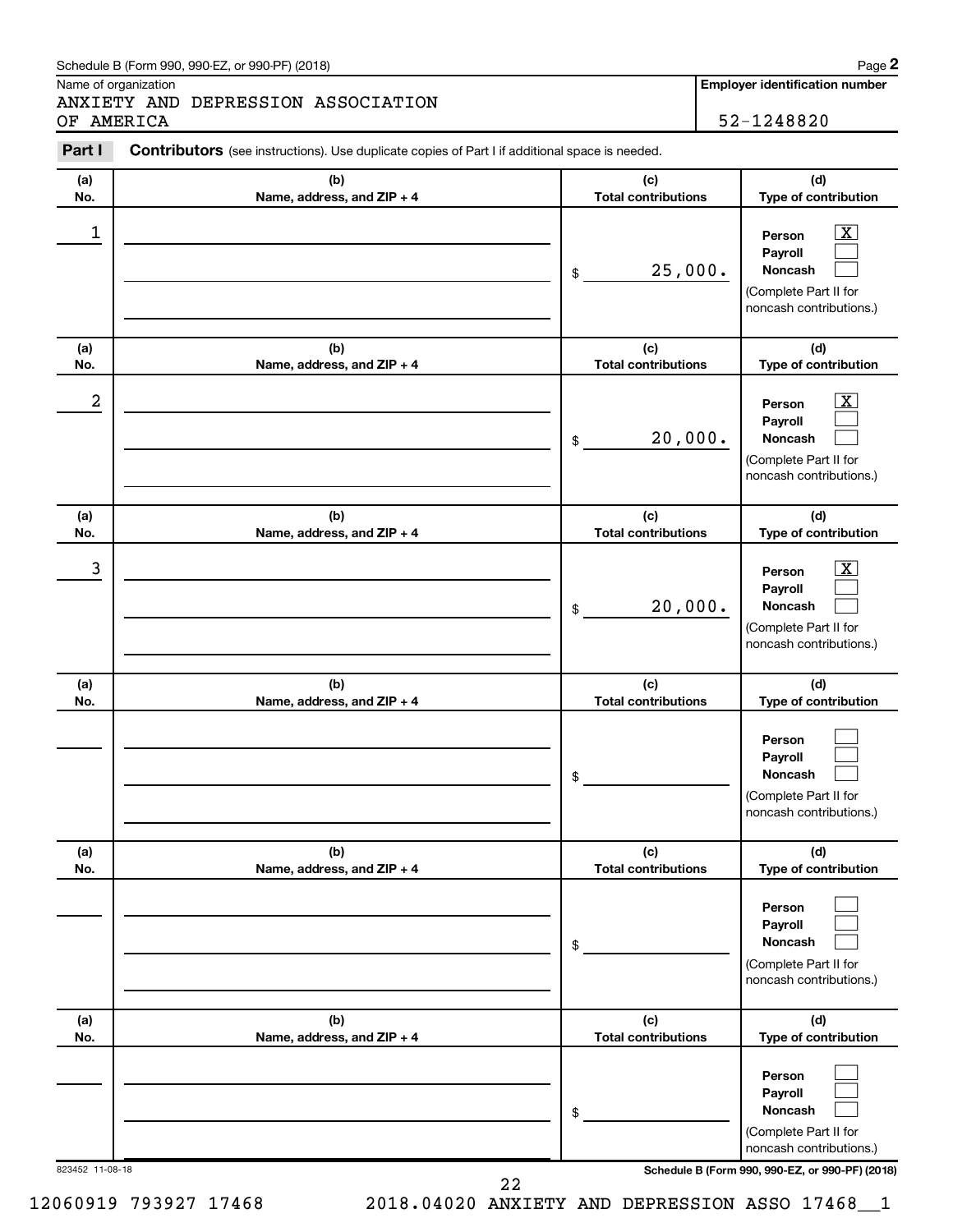Schedule B (Form 990, 990-EZ, or 990-PF) (2018)

Name of organization

ANXIETY AND DEPRESSION ASSOCIATION OF AMERICA

**Employer identification number**

52-1248820

**Part I** **Contributors** (see instructions). Use duplicate copies of Part I if additional space is needed.

| (a) No. | (b) Name, address, and ZIP + 4 | (c) Total contributions | (d) Type of contribution |
|---|---|---|---|
| 1 | | $ 25,000. | Person [X] Payroll [ ] Noncash [ ] (Complete Part II for noncash contributions.) |
| 2 | | $ 20,000. | Person [X] Payroll [ ] Noncash [ ] (Complete Part II for noncash contributions.) |
| 3 | | $ 20,000. | Person [X] Payroll [ ] Noncash [ ] (Complete Part II for noncash contributions.) |
| | | $ | Person [ ] Payroll [ ] Noncash [ ] (Complete Part II for noncash contributions.) |
| | | $ | Person [ ] Payroll [ ] Noncash [ ] (Complete Part II for noncash contributions.) |
| | | $ | Person [ ] Payroll [ ] Noncash [ ] (Complete Part II for noncash contributions.) |

823452 11-08-18

**Schedule B (Form 990, 990-EZ, or 990-PF) (2018)**

12060919 793927 17468 2018.04020 ANXIETY AND DEPRESSION ASSO 17468__1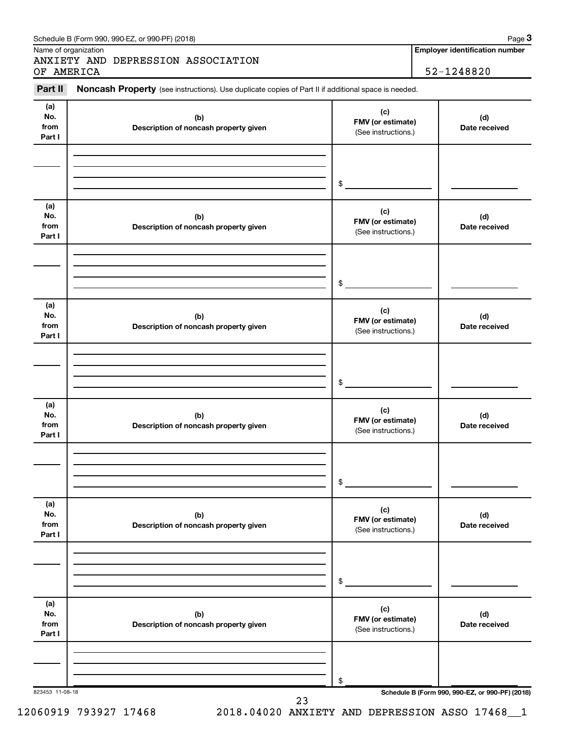Schedule B (Form 990, 990-EZ, or 990-PF) (2018)

Name of organization: ANXIETY AND DEPRESSION ASSOCIATION OF AMERICA

**Employer identification number:** 52-1248820

**Part II** **Noncash Property** (see instructions). Use duplicate copies of Part II if additional space is needed.

| (a) No. from Part I | (b) Description of noncash property given | (c) FMV (or estimate) (See instructions.) | (d) Date received |
|---|---|---|---|
| | | $ | |

| (a) No. from Part I | (b) Description of noncash property given | (c) FMV (or estimate) (See instructions.) | (d) Date received |
|---|---|---|---|
| | | $ | |

| (a) No. from Part I | (b) Description of noncash property given | (c) FMV (or estimate) (See instructions.) | (d) Date received |
|---|---|---|---|
| | | $ | |

| (a) No. from Part I | (b) Description of noncash property given | (c) FMV (or estimate) (See instructions.) | (d) Date received |
|---|---|---|---|
| | | $ | |

| (a) No. from Part I | (b) Description of noncash property given | (c) FMV (or estimate) (See instructions.) | (d) Date received |
|---|---|---|---|
| | | $ | |

| (a) No. from Part I | (b) Description of noncash property given | (c) FMV (or estimate) (See instructions.) | (d) Date received |
|---|---|---|---|
| | | $ | |

823453 11-08-18

**Schedule B (Form 990, 990-EZ, or 990-PF) (2018)**

12060919 793927 17468    2018.04020 ANXIETY AND DEPRESSION ASSO 17468__1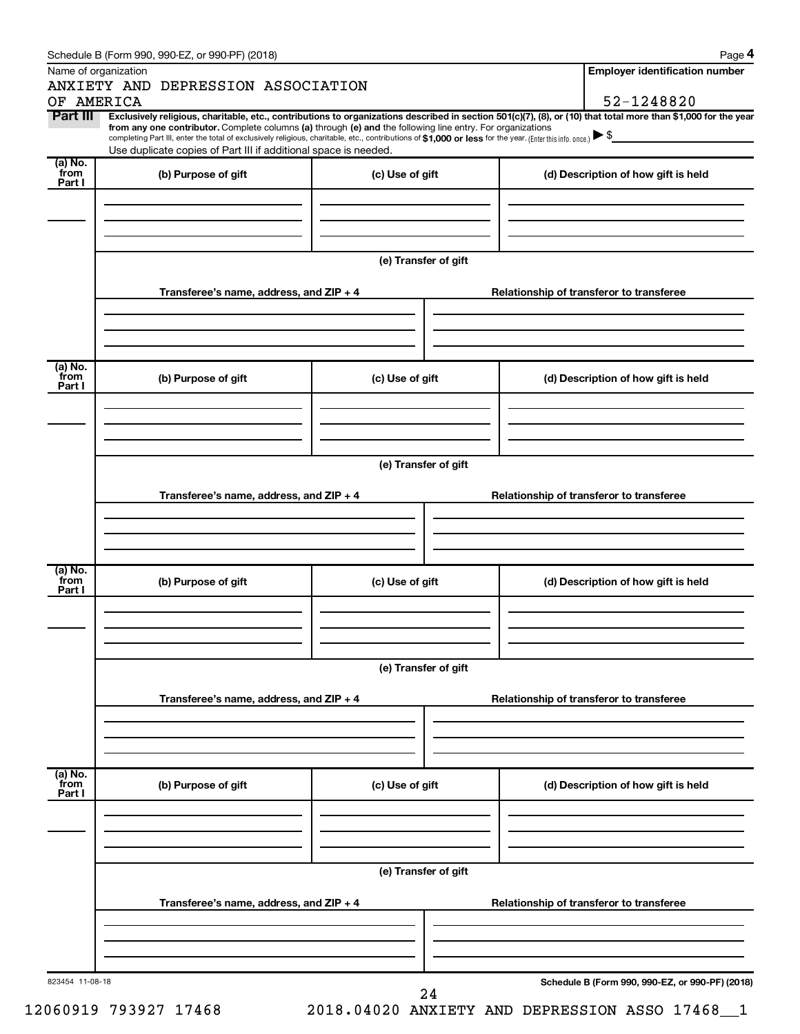Schedule B (Form 990, 990-EZ, or 990-PF) (2018)

Name of organization

ANXIETY AND DEPRESSION ASSOCIATION OF AMERICA

**Employer identification number**

52-1248820

**Part III** **Exclusively religious, charitable, etc., contributions to organizations described in section 501(c)(7), (8), or (10) that total more than $1,000 for the year from any one contributor.** Complete columns **(a)** through **(e)** and the following line entry. For organizations completing Part III, enter the total of exclusively religious, charitable, etc., contributions of **$1,000 or less** for the year. (Enter this info. once.) ▶ $

Use duplicate copies of Part III if additional space is needed.

| (a) No. from Part I | (b) Purpose of gift | (c) Use of gift | (d) Description of how gift is held |
|---|---|---|---|
| | | | |

**(e) Transfer of gift**

| Transferee's name, address, and ZIP + 4 | Relationship of transferor to transferee |
|---|---|
| | |

| (a) No. from Part I | (b) Purpose of gift | (c) Use of gift | (d) Description of how gift is held |
|---|---|---|---|
| | | | |

**(e) Transfer of gift**

| Transferee's name, address, and ZIP + 4 | Relationship of transferor to transferee |
|---|---|
| | |

| (a) No. from Part I | (b) Purpose of gift | (c) Use of gift | (d) Description of how gift is held |
|---|---|---|---|
| | | | |

**(e) Transfer of gift**

| Transferee's name, address, and ZIP + 4 | Relationship of transferor to transferee |
|---|---|
| | |

| (a) No. from Part I | (b) Purpose of gift | (c) Use of gift | (d) Description of how gift is held |
|---|---|---|---|
| | | | |

**(e) Transfer of gift**

| Transferee's name, address, and ZIP + 4 | Relationship of transferor to transferee |
|---|---|
| | |

823454 11-08-18

**Schedule B (Form 990, 990-EZ, or 990-PF) (2018)**

12060919 793927 17468 2018.04020 ANXIETY AND DEPRESSION ASSO 17468__1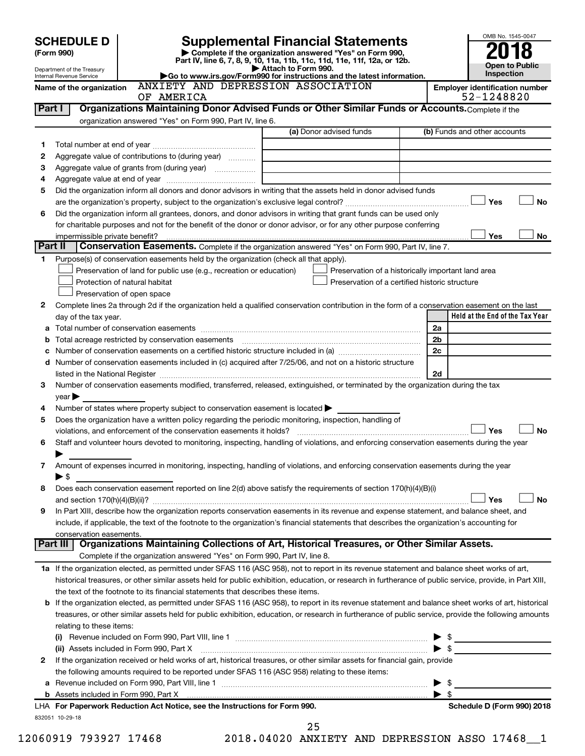# SCHEDULE D (Form 990)

Department of the Treasury
Internal Revenue Service

## Supplemental Financial Statements

▶ Complete if the organization answered "Yes" on Form 990, Part IV, line 6, 7, 8, 9, 10, 11a, 11b, 11c, 11d, 11e, 11f, 12a, or 12b.
▶ Attach to Form 990.
▶Go to www.irs.gov/Form990 for instructions and the latest information.

OMB No. 1545-0047

**2018**

**Open to Public Inspection**

Name of the organization: ANXIETY AND DEPRESSION ASSOCIATION OF AMERICA

Employer identification number: 52-1248820

## Part I — Organizations Maintaining Donor Advised Funds or Other Similar Funds or Accounts.

Complete if the organization answered "Yes" on Form 990, Part IV, line 6.

| | | (a) Donor advised funds | (b) Funds and other accounts |
|---|---|---|---|
| 1 | Total number at end of year | | |
| 2 | Aggregate value of contributions to (during year) | | |
| 3 | Aggregate value of grants from (during year) | | |
| 4 | Aggregate value at end of year | | |

5 Did the organization inform all donors and donor advisors in writing that the assets held in donor advised funds are the organization's property, subject to the organization's exclusive legal control? ☐ Yes ☐ No

6 Did the organization inform all grantees, donors, and donor advisors in writing that grant funds can be used only for charitable purposes and not for the benefit of the donor or donor advisor, or for any other purpose conferring impermissible private benefit? ☐ Yes ☐ No

## Part II — Conservation Easements.

Complete if the organization answered "Yes" on Form 990, Part IV, line 7.

1 Purpose(s) of conservation easements held by the organization (check all that apply).

- ☐ Preservation of land for public use (e.g., recreation or education)
- ☐ Protection of natural habitat
- ☐ Preservation of open space
- ☐ Preservation of a historically important land area
- ☐ Preservation of a certified historic structure

2 Complete lines 2a through 2d if the organization held a qualified conservation contribution in the form of a conservation easement on the last day of the tax year.

| | | | Held at the End of the Tax Year |
|---|---|---|---|
| a | Total number of conservation easements | 2a | |
| b | Total acreage restricted by conservation easements | 2b | |
| c | Number of conservation easements on a certified historic structure included in (a) | 2c | |
| d | Number of conservation easements included in (c) acquired after 7/25/06, and not on a historic structure listed in the National Register | 2d | |

3 Number of conservation easements modified, transferred, released, extinguished, or terminated by the organization during the tax year ▶

4 Number of states where property subject to conservation easement is located ▶

5 Does the organization have a written policy regarding the periodic monitoring, inspection, handling of violations, and enforcement of the conservation easements it holds? ☐ Yes ☐ No

6 Staff and volunteer hours devoted to monitoring, inspecting, handling of violations, and enforcing conservation easements during the year ▶

7 Amount of expenses incurred in monitoring, inspecting, handling of violations, and enforcing conservation easements during the year ▶ $

8 Does each conservation easement reported on line 2(d) above satisfy the requirements of section 170(h)(4)(B)(i) and section 170(h)(4)(B)(ii)? ☐ Yes ☐ No

9 In Part XIII, describe how the organization reports conservation easements in its revenue and expense statement, and balance sheet, and include, if applicable, the text of the footnote to the organization's financial statements that describes the organization's accounting for conservation easements.

## Part III — Organizations Maintaining Collections of Art, Historical Treasures, or Other Similar Assets.

Complete if the organization answered "Yes" on Form 990, Part IV, line 8.

1a If the organization elected, as permitted under SFAS 116 (ASC 958), not to report in its revenue statement and balance sheet works of art, historical treasures, or other similar assets held for public exhibition, education, or research in furtherance of public service, provide, in Part XIII, the text of the footnote to its financial statements that describes these items.

b If the organization elected, as permitted under SFAS 116 (ASC 958), to report in its revenue statement and balance sheet works of art, historical treasures, or other similar assets held for public exhibition, education, or research in furtherance of public service, provide the following amounts relating to these items:

(i) Revenue included on Form 990, Part VIII, line 1 ▶ $

(ii) Assets included in Form 990, Part X ▶ $

2 If the organization received or held works of art, historical treasures, or other similar assets for financial gain, provide the following amounts required to be reported under SFAS 116 (ASC 958) relating to these items:

a Revenue included on Form 990, Part VIII, line 1 ▶ $

b Assets included in Form 990, Part X ▶ $

LHA For Paperwork Reduction Act Notice, see the Instructions for Form 990. Schedule D (Form 990) 2018

832051 10-29-18

12060919 793927 17468 2018.04020 ANXIETY AND DEPRESSION ASSO 17468__1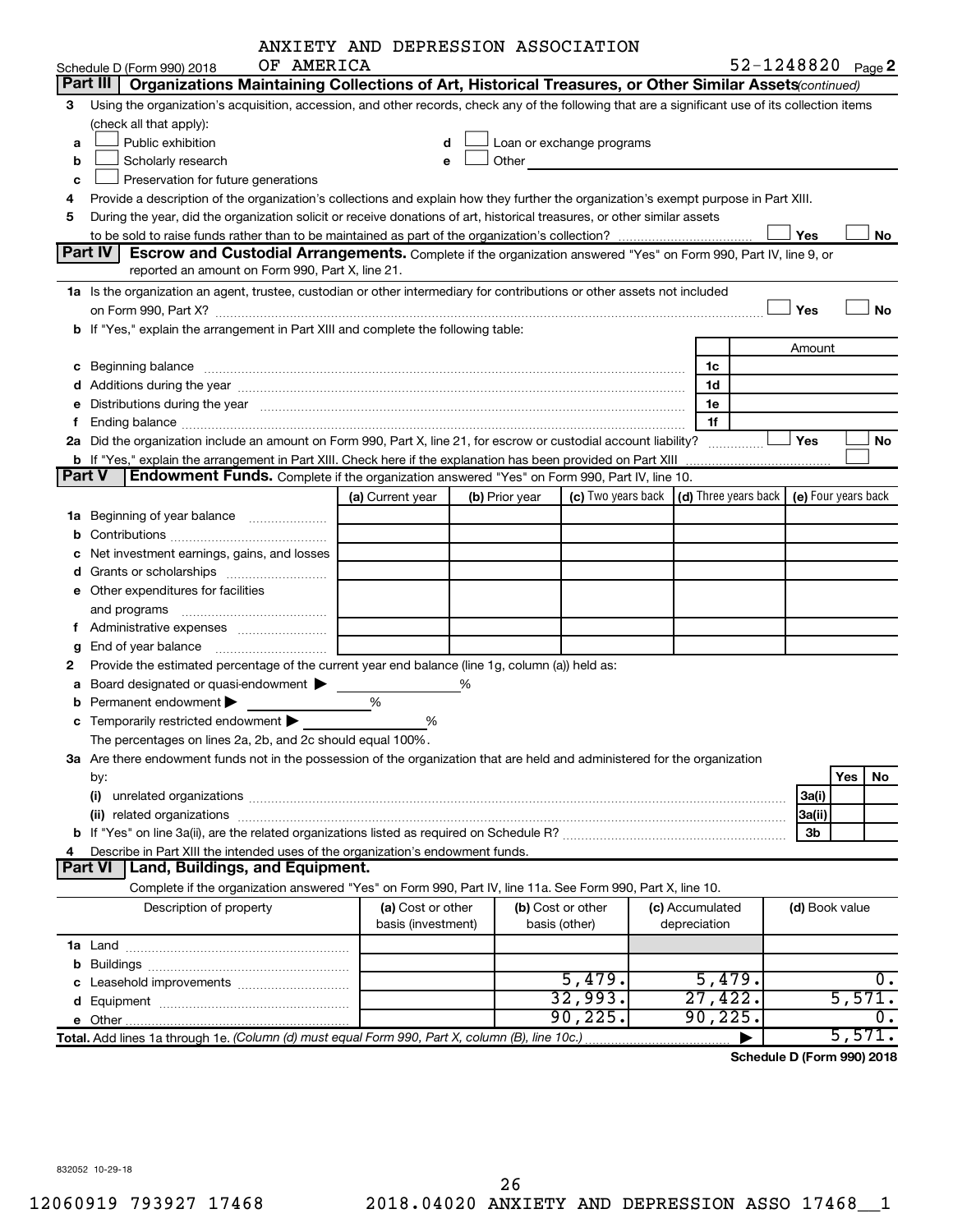ANXIETY AND DEPRESSION ASSOCIATION OF AMERICA

Schedule D (Form 990) 2018 — 52-1248820 Page 2

**Part III | Organizations Maintaining Collections of Art, Historical Treasures, or Other Similar Assets** *(continued)*

3 Using the organization's acquisition, accession, and other records, check any of the following that are a significant use of its collection items (check all that apply):

- a ☐ Public exhibition
- b ☐ Scholarly research
- c ☐ Preservation for future generations
- d ☐ Loan or exchange programs
- e ☐ Other

4 Provide a description of the organization's collections and explain how they further the organization's exempt purpose in Part XIII.

5 During the year, did the organization solicit or receive donations of art, historical treasures, or other similar assets to be sold to raise funds rather than to be maintained as part of the organization's collection? ☐ Yes ☐ No

**Part IV | Escrow and Custodial Arrangements.** Complete if the organization answered "Yes" on Form 990, Part IV, line 9, or reported an amount on Form 990, Part X, line 21.

1a Is the organization an agent, trustee, custodian or other intermediary for contributions or other assets not included on Form 990, Part X? ☐ Yes ☐ No

b If "Yes," explain the arrangement in Part XIII and complete the following table:

| | | Amount |
|---|---|---|
| c Beginning balance | 1c | |
| d Additions during the year | 1d | |
| e Distributions during the year | 1e | |
| f Ending balance | 1f | |

2a Did the organization include an amount on Form 990, Part X, line 21, for escrow or custodial account liability? ☐ Yes ☐ No

b If "Yes," explain the arrangement in Part XIII. Check here if the explanation has been provided on Part XIII ☐

**Part V | Endowment Funds.** Complete if the organization answered "Yes" on Form 990, Part IV, line 10.

| | (a) Current year | (b) Prior year | (c) Two years back | (d) Three years back | (e) Four years back |
|---|---|---|---|---|---|
| 1a Beginning of year balance | | | | | |
| b Contributions | | | | | |
| c Net investment earnings, gains, and losses | | | | | |
| d Grants or scholarships | | | | | |
| e Other expenditures for facilities and programs | | | | | |
| f Administrative expenses | | | | | |
| g End of year balance | | | | | |

2 Provide the estimated percentage of the current year end balance (line 1g, column (a)) held as:

a Board designated or quasi-endowment ▶ ______ %

b Permanent endowment ▶ ______ %

c Temporarily restricted endowment ▶ ______ %

The percentages on lines 2a, 2b, and 2c should equal 100%.

3a Are there endowment funds not in the possession of the organization that are held and administered for the organization by:

| | | Yes | No |
|---|---|---|---|
| (i) unrelated organizations | 3a(i) | | |
| (ii) related organizations | 3a(ii) | | |
| b If "Yes" on line 3a(ii), are the related organizations listed as required on Schedule R? | 3b | | |

4 Describe in Part XIII the intended uses of the organization's endowment funds.

**Part VI | Land, Buildings, and Equipment.**

Complete if the organization answered "Yes" on Form 990, Part IV, line 11a. See Form 990, Part X, line 10.

| Description of property | (a) Cost or other basis (investment) | (b) Cost or other basis (other) | (c) Accumulated depreciation | (d) Book value |
|---|---|---|---|---|
| 1a Land | | | | |
| b Buildings | | | | |
| c Leasehold improvements | | 5,479. | 5,479. | 0. |
| d Equipment | | 32,993. | 27,422. | 5,571. |
| e Other | | 90,225. | 90,225. | 0. |
| **Total.** Add lines 1a through 1e. *(Column (d) must equal Form 990, Part X, column (B), line 10c.)* ▶ | | | | 5,571. |

**Schedule D (Form 990) 2018**

832052 10-29-18

12060919 793927 17468 2018.04020 ANXIETY AND DEPRESSION ASSO 17468__1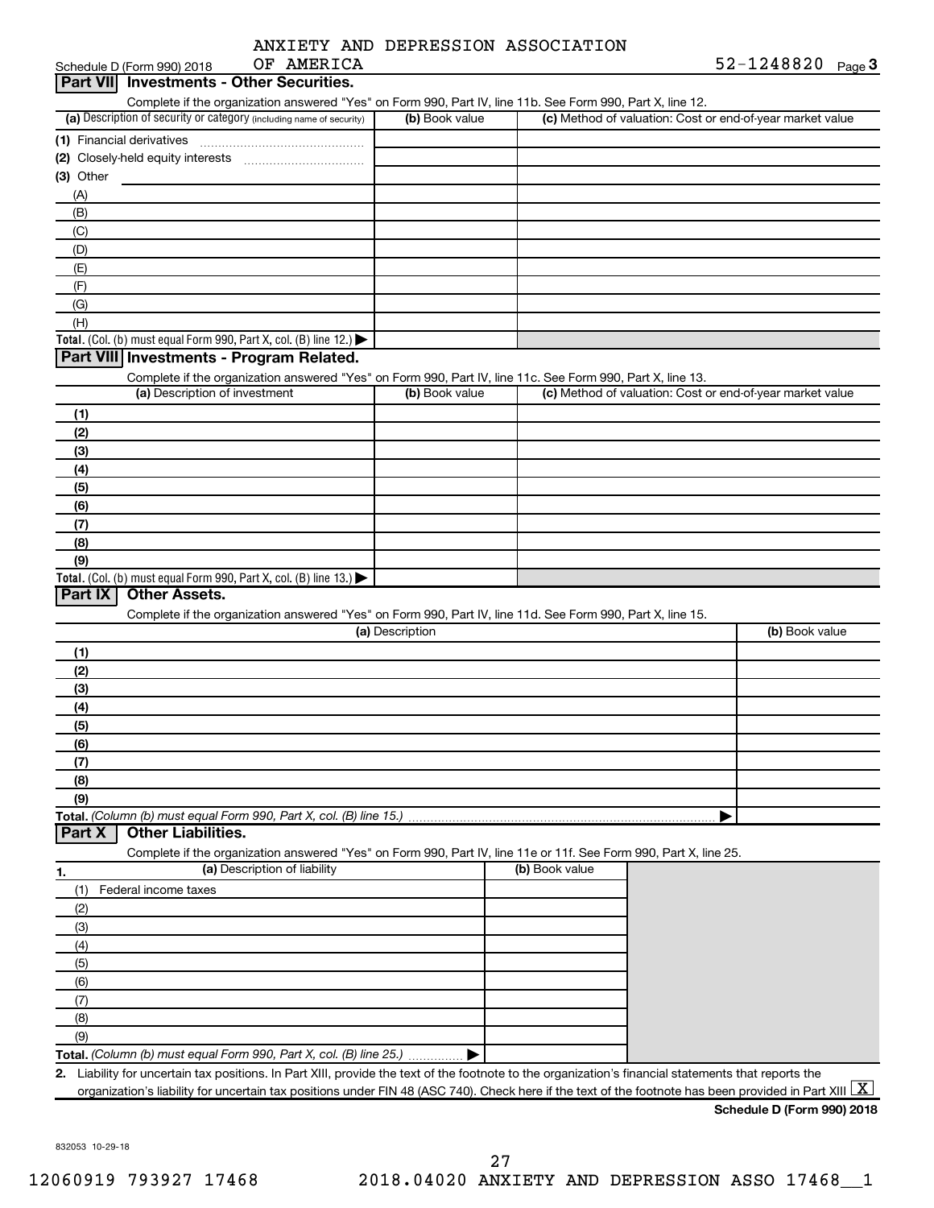Schedule D (Form 990) 2018 ANXIETY AND DEPRESSION ASSOCIATION OF AMERICA 52-1248820 Page 3

## Part VII Investments - Other Securities.

Complete if the organization answered "Yes" on Form 990, Part IV, line 11b. See Form 990, Part X, line 12.

| (a) Description of security or category (including name of security) | (b) Book value | (c) Method of valuation: Cost or end-of-year market value |
|---|---|---|
| (1) Financial derivatives | | |
| (2) Closely-held equity interests | | |
| (3) Other | | |
| (A) | | |
| (B) | | |
| (C) | | |
| (D) | | |
| (E) | | |
| (F) | | |
| (G) | | |
| (H) | | |
| **Total.** (Col. (b) must equal Form 990, Part X, col. (B) line 12.) ▶ | | |

## Part VIII Investments - Program Related.

Complete if the organization answered "Yes" on Form 990, Part IV, line 11c. See Form 990, Part X, line 13.

| (a) Description of investment | (b) Book value | (c) Method of valuation: Cost or end-of-year market value |
|---|---|---|
| (1) | | |
| (2) | | |
| (3) | | |
| (4) | | |
| (5) | | |
| (6) | | |
| (7) | | |
| (8) | | |
| (9) | | |
| **Total.** (Col. (b) must equal Form 990, Part X, col. (B) line 13.) ▶ | | |

## Part IX Other Assets.

Complete if the organization answered "Yes" on Form 990, Part IV, line 11d. See Form 990, Part X, line 15.

| (a) Description | (b) Book value |
|---|---|
| (1) | |
| (2) | |
| (3) | |
| (4) | |
| (5) | |
| (6) | |
| (7) | |
| (8) | |
| (9) | |
| **Total.** *(Column (b) must equal Form 990, Part X, col. (B) line 15.)* ▶ | |

## Part X Other Liabilities.

Complete if the organization answered "Yes" on Form 990, Part IV, line 11e or 11f. See Form 990, Part X, line 25.

| 1. (a) Description of liability | (b) Book value |
|---|---|
| (1) Federal income taxes | |
| (2) | |
| (3) | |
| (4) | |
| (5) | |
| (6) | |
| (7) | |
| (8) | |
| (9) | |
| **Total.** *(Column (b) must equal Form 990, Part X, col. (B) line 25.)* ▶ | |

2. Liability for uncertain tax positions. In Part XIII, provide the text of the footnote to the organization's financial statements that reports the organization's liability for uncertain tax positions under FIN 48 (ASC 740). Check here if the text of the footnote has been provided in Part XIII [X]

**Schedule D (Form 990) 2018**

832053 10-29-18

12060919 793927 17468 2018.04020 ANXIETY AND DEPRESSION ASSO 17468__1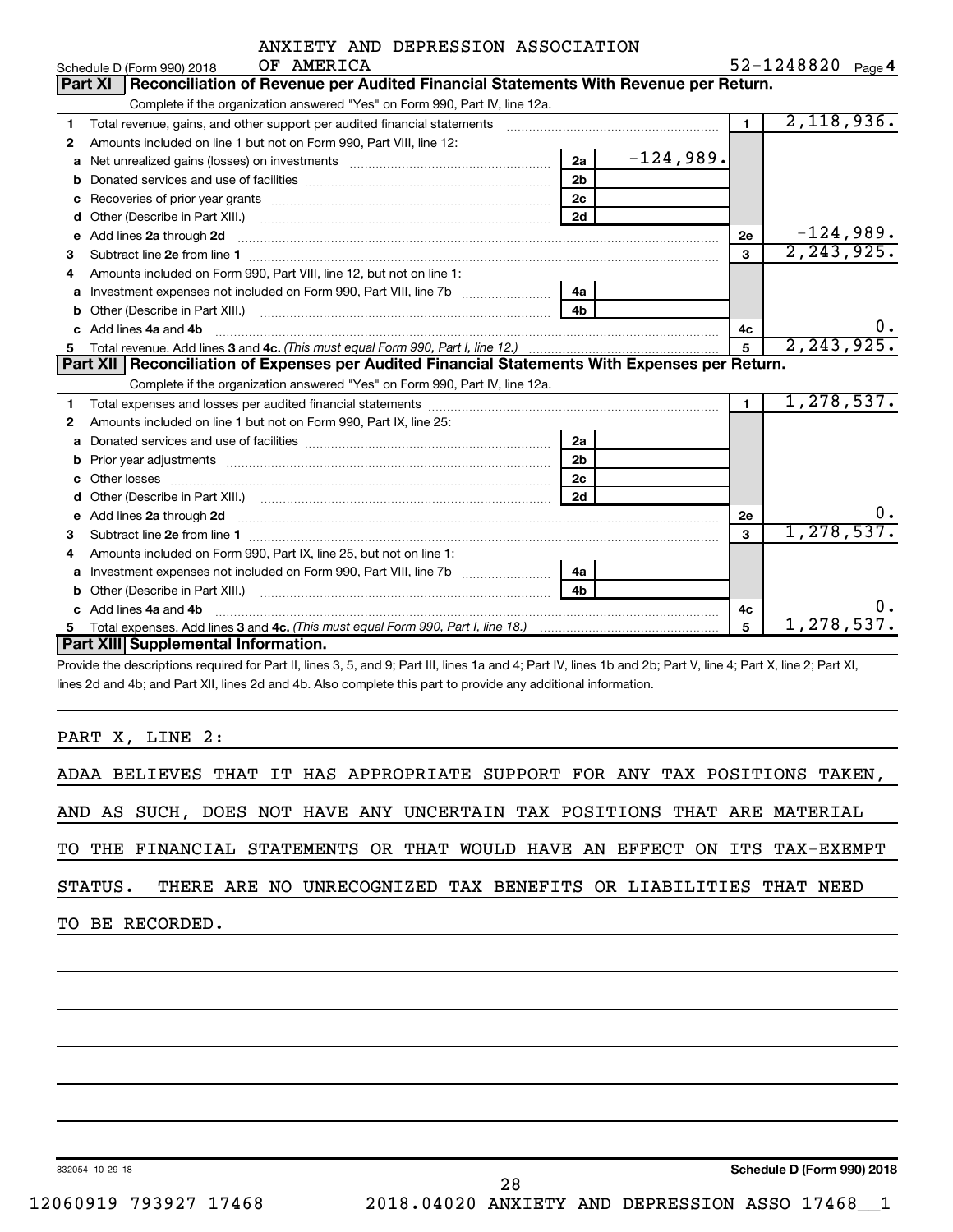ANXIETY AND DEPRESSION ASSOCIATION OF AMERICA

Schedule D (Form 990) 2018 — 52-1248820 Page 4

## Part XI Reconciliation of Revenue per Audited Financial Statements With Revenue per Return.

Complete if the organization answered "Yes" on Form 990, Part IV, line 12a.

| | Description | Line | Amount | Line | Amount |
|---|---|---|---|---|---|
| 1 | Total revenue, gains, and other support per audited financial statements | | | 1 | 2,118,936. |
| 2 | Amounts included on line 1 but not on Form 990, Part VIII, line 12: | | | | |
| a | Net unrealized gains (losses) on investments | 2a | -124,989. | | |
| b | Donated services and use of facilities | 2b | | | |
| c | Recoveries of prior year grants | 2c | | | |
| d | Other (Describe in Part XIII.) | 2d | | | |
| e | Add lines 2a through 2d | | | 2e | -124,989. |
| 3 | Subtract line 2e from line 1 | | | 3 | 2,243,925. |
| 4 | Amounts included on Form 990, Part VIII, line 12, but not on line 1: | | | | |
| a | Investment expenses not included on Form 990, Part VIII, line 7b | 4a | | | |
| b | Other (Describe in Part XIII.) | 4b | | | |
| c | Add lines 4a and 4b | | | 4c | 0. |
| 5 | Total revenue. Add lines 3 and 4c. *(This must equal Form 990, Part I, line 12.)* | | | 5 | 2,243,925. |

## Part XII Reconciliation of Expenses per Audited Financial Statements With Expenses per Return.

Complete if the organization answered "Yes" on Form 990, Part IV, line 12a.

| | Description | Line | Amount | Line | Amount |
|---|---|---|---|---|---|
| 1 | Total expenses and losses per audited financial statements | | | 1 | 1,278,537. |
| 2 | Amounts included on line 1 but not on Form 990, Part IX, line 25: | | | | |
| a | Donated services and use of facilities | 2a | | | |
| b | Prior year adjustments | 2b | | | |
| c | Other losses | 2c | | | |
| d | Other (Describe in Part XIII.) | 2d | | | |
| e | Add lines 2a through 2d | | | 2e | 0. |
| 3 | Subtract line 2e from line 1 | | | 3 | 1,278,537. |
| 4 | Amounts included on Form 990, Part IX, line 25, but not on line 1: | | | | |
| a | Investment expenses not included on Form 990, Part VIII, line 7b | 4a | | | |
| b | Other (Describe in Part XIII.) | 4b | | | |
| c | Add lines 4a and 4b | | | 4c | 0. |
| 5 | Total expenses. Add lines 3 and 4c. *(This must equal Form 990, Part I, line 18.)* | | | 5 | 1,278,537. |

## Part XIII Supplemental Information.

Provide the descriptions required for Part II, lines 3, 5, and 9; Part III, lines 1a and 4; Part IV, lines 1b and 2b; Part V, line 4; Part X, line 2; Part XI, lines 2d and 4b; and Part XII, lines 2d and 4b. Also complete this part to provide any additional information.

PART X, LINE 2:

ADAA BELIEVES THAT IT HAS APPROPRIATE SUPPORT FOR ANY TAX POSITIONS TAKEN, AND AS SUCH, DOES NOT HAVE ANY UNCERTAIN TAX POSITIONS THAT ARE MATERIAL TO THE FINANCIAL STATEMENTS OR THAT WOULD HAVE AN EFFECT ON ITS TAX-EXEMPT STATUS. THERE ARE NO UNRECOGNIZED TAX BENEFITS OR LIABILITIES THAT NEED TO BE RECORDED.

832054 10-29-18 — Schedule D (Form 990) 2018

12060919 793927 17468 — 2018.04020 ANXIETY AND DEPRESSION ASSO 17468__1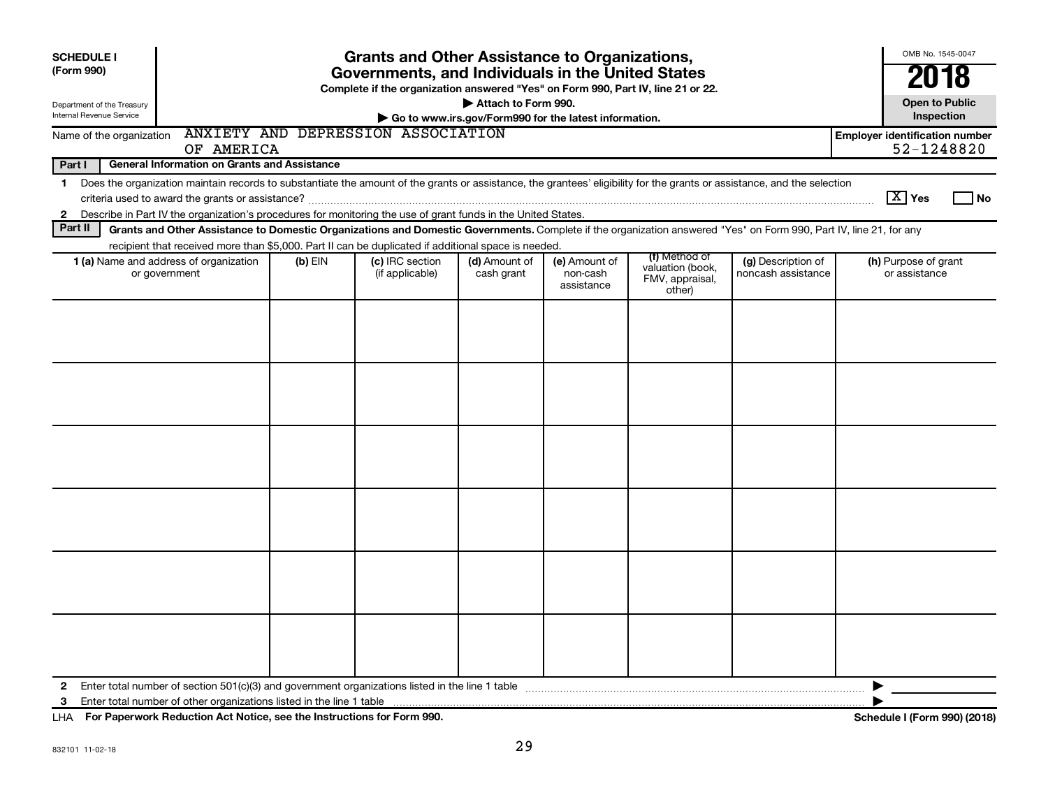**SCHEDULE I**
**(Form 990)**

Department of the Treasury
Internal Revenue Service

# Grants and Other Assistance to Organizations, Governments, and Individuals in the United States

**Complete if the organization answered "Yes" on Form 990, Part IV, line 21 or 22.**

**▶ Attach to Form 990.**

**▶ Go to www.irs.gov/Form990 for the latest information.**

OMB No. 1545-0047

**2018**

**Open to Public Inspection**

Name of the organization: ANXIETY AND DEPRESSION ASSOCIATION OF AMERICA

**Employer identification number** 52-1248820

**Part I — General Information on Grants and Assistance**

1 Does the organization maintain records to substantiate the amount of the grants or assistance, the grantees' eligibility for the grants or assistance, and the selection criteria used to award the grants or assistance? [X] Yes [ ] No

2 Describe in Part IV the organization's procedures for monitoring the use of grant funds in the United States.

**Part II — Grants and Other Assistance to Domestic Organizations and Domestic Governments.** Complete if the organization answered "Yes" on Form 990, Part IV, line 21, for any recipient that received more than $5,000. Part II can be duplicated if additional space is needed.

| 1 (a) Name and address of organization or government | (b) EIN | (c) IRC section (if applicable) | (d) Amount of cash grant | (e) Amount of non-cash assistance | (f) Method of valuation (book, FMV, appraisal, other) | (g) Description of noncash assistance | (h) Purpose of grant or assistance |
|---|---|---|---|---|---|---|---|
| | | | | | | | |
| | | | | | | | |
| | | | | | | | |
| | | | | | | | |
| | | | | | | | |
| | | | | | | | |

2 Enter total number of section 501(c)(3) and government organizations listed in the line 1 table ▶

3 Enter total number of other organizations listed in the line 1 table ▶

LHA **For Paperwork Reduction Act Notice, see the Instructions for Form 990.** **Schedule I (Form 990) (2018)**

832101 11-02-18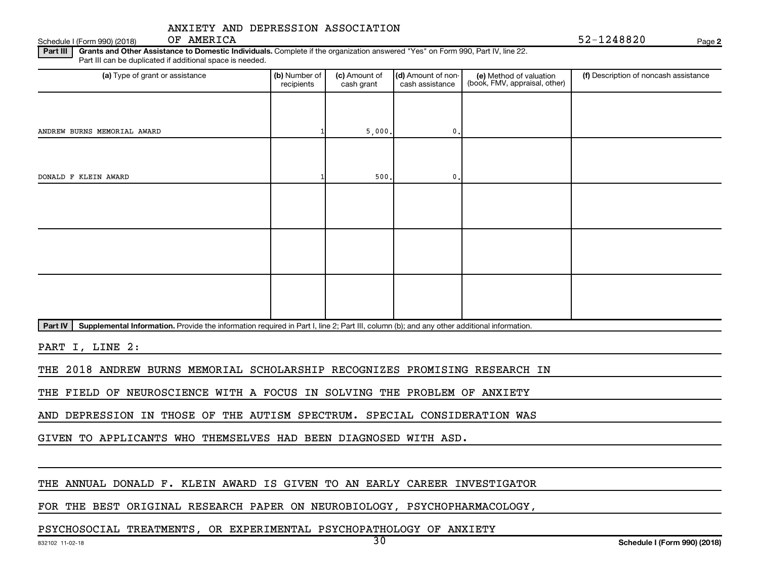ANXIETY AND DEPRESSION ASSOCIATION OF AMERICA

Schedule I (Form 990) (2018) 52-1248820 Page 2

**Part III** **Grants and Other Assistance to Domestic Individuals.** Complete if the organization answered "Yes" on Form 990, Part IV, line 22. Part III can be duplicated if additional space is needed.

| (a) Type of grant or assistance | (b) Number of recipients | (c) Amount of cash grant | (d) Amount of non-cash assistance | (e) Method of valuation (book, FMV, appraisal, other) | (f) Description of noncash assistance |
|---|---|---|---|---|---|
| ANDREW BURNS MEMORIAL AWARD | 1 | 5,000. | 0. | | |
| DONALD F KLEIN AWARD | 1 | 500. | 0. | | |
| | | | | | |
| | | | | | |
| | | | | | |

**Part IV** **Supplemental Information.** Provide the information required in Part I, line 2; Part III, column (b); and any other additional information.

PART I, LINE 2:

THE 2018 ANDREW BURNS MEMORIAL SCHOLARSHIP RECOGNIZES PROMISING RESEARCH IN THE FIELD OF NEUROSCIENCE WITH A FOCUS IN SOLVING THE PROBLEM OF ANXIETY AND DEPRESSION IN THOSE OF THE AUTISM SPECTRUM. SPECIAL CONSIDERATION WAS GIVEN TO APPLICANTS WHO THEMSELVES HAD BEEN DIAGNOSED WITH ASD.

THE ANNUAL DONALD F. KLEIN AWARD IS GIVEN TO AN EARLY CAREER INVESTIGATOR FOR THE BEST ORIGINAL RESEARCH PAPER ON NEUROBIOLOGY, PSYCHOPHARMACOLOGY, PSYCHOSOCIAL TREATMENTS, OR EXPERIMENTAL PSYCHOPATHOLOGY OF ANXIETY

832102 11-02-18 Schedule I (Form 990) (2018)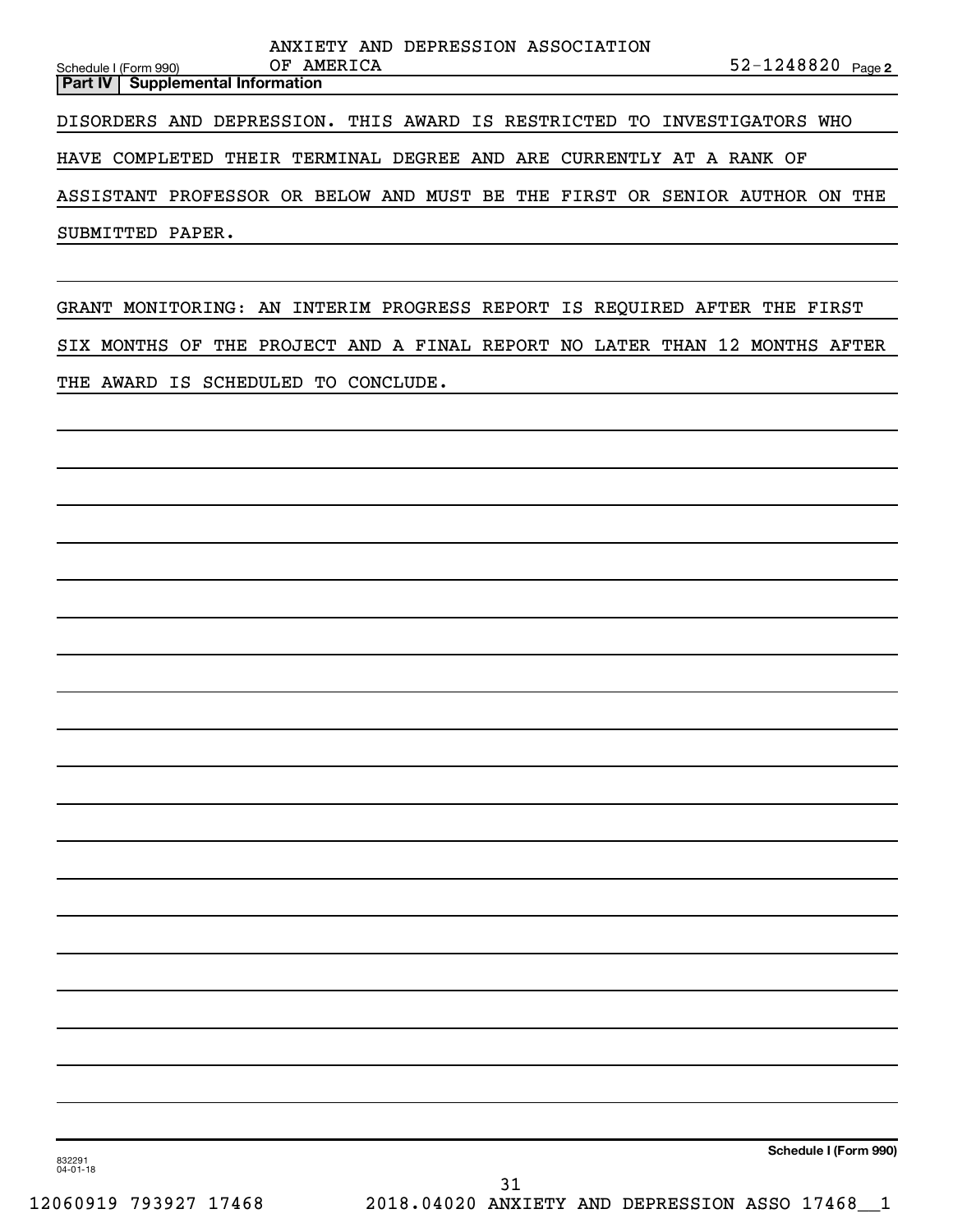ANXIETY AND DEPRESSION ASSOCIATION OF AMERICA 52-1248820

**Part IV | Supplemental Information**

DISORDERS AND DEPRESSION. THIS AWARD IS RESTRICTED TO INVESTIGATORS WHO HAVE COMPLETED THEIR TERMINAL DEGREE AND ARE CURRENTLY AT A RANK OF ASSISTANT PROFESSOR OR BELOW AND MUST BE THE FIRST OR SENIOR AUTHOR ON THE SUBMITTED PAPER.

GRANT MONITORING: AN INTERIM PROGRESS REPORT IS REQUIRED AFTER THE FIRST SIX MONTHS OF THE PROJECT AND A FINAL REPORT NO LATER THAN 12 MONTHS AFTER THE AWARD IS SCHEDULED TO CONCLUDE.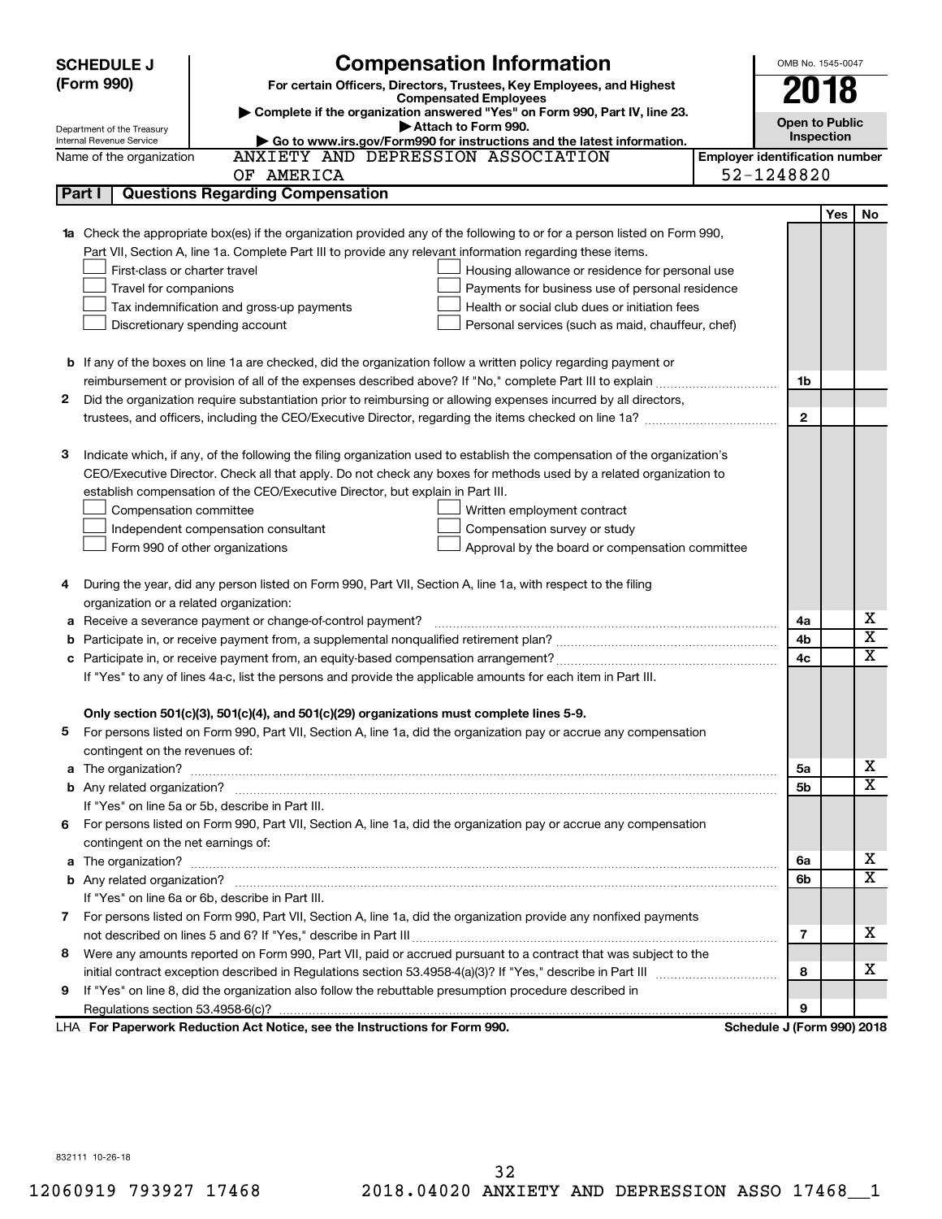# SCHEDULE J (Form 990)

## Compensation Information

**For certain Officers, Directors, Trustees, Key Employees, and Highest Compensated Employees**

▶ Complete if the organization answered "Yes" on Form 990, Part IV, line 23.
▶ Attach to Form 990.
▶ Go to www.irs.gov/Form990 for instructions and the latest information.

Department of the Treasury
Internal Revenue Service

OMB No. 1545-0047

**2018**

**Open to Public Inspection**

Name of the organization: ANXIETY AND DEPRESSION ASSOCIATION OF AMERICA

Employer identification number: 52-1248820

### Part I — Questions Regarding Compensation

| | | | Yes | No |
|---|---|---|---|---|
| **1a** | Check the appropriate box(es) if the organization provided any of the following to or for a person listed on Form 990, Part VII, Section A, line 1a. Complete Part III to provide any relevant information regarding these items.<br>☐ First-class or charter travel ☐ Housing allowance or residence for personal use<br>☐ Travel for companions ☐ Payments for business use of personal residence<br>☐ Tax indemnification and gross-up payments ☐ Health or social club dues or initiation fees<br>☐ Discretionary spending account ☐ Personal services (such as maid, chauffeur, chef) | | | |
| **b** | If any of the boxes on line 1a are checked, did the organization follow a written policy regarding payment or reimbursement or provision of all of the expenses described above? If "No," complete Part III to explain | 1b | | |
| **2** | Did the organization require substantiation prior to reimbursing or allowing expenses incurred by all directors, trustees, and officers, including the CEO/Executive Director, regarding the items checked on line 1a? | 2 | | |
| **3** | Indicate which, if any, of the following the filing organization used to establish the compensation of the organization's CEO/Executive Director. Check all that apply. Do not check any boxes for methods used by a related organization to establish compensation of the CEO/Executive Director, but explain in Part III.<br>☐ Compensation committee ☐ Written employment contract<br>☐ Independent compensation consultant ☐ Compensation survey or study<br>☐ Form 990 of other organizations ☐ Approval by the board or compensation committee | | | |
| **4** | During the year, did any person listed on Form 990, Part VII, Section A, line 1a, with respect to the filing organization or a related organization: | | | |
| **a** | Receive a severance payment or change-of-control payment? | 4a | | X |
| **b** | Participate in, or receive payment from, a supplemental nonqualified retirement plan? | 4b | | X |
| **c** | Participate in, or receive payment from, an equity-based compensation arrangement? | 4c | | X |
| | If "Yes" to any of lines 4a-c, list the persons and provide the applicable amounts for each item in Part III. | | | |
| | **Only section 501(c)(3), 501(c)(4), and 501(c)(29) organizations must complete lines 5-9.** | | | |
| **5** | For persons listed on Form 990, Part VII, Section A, line 1a, did the organization pay or accrue any compensation contingent on the revenues of: | | | |
| **a** | The organization? | 5a | | X |
| **b** | Any related organization? | 5b | | X |
| | If "Yes" on line 5a or 5b, describe in Part III. | | | |
| **6** | For persons listed on Form 990, Part VII, Section A, line 1a, did the organization pay or accrue any compensation contingent on the net earnings of: | | | |
| **a** | The organization? | 6a | | X |
| **b** | Any related organization? | 6b | | X |
| | If "Yes" on line 6a or 6b, describe in Part III. | | | |
| **7** | For persons listed on Form 990, Part VII, Section A, line 1a, did the organization provide any nonfixed payments not described on lines 5 and 6? If "Yes," describe in Part III | 7 | | X |
| **8** | Were any amounts reported on Form 990, Part VII, paid or accrued pursuant to a contract that was subject to the initial contract exception described in Regulations section 53.4958-4(a)(3)? If "Yes," describe in Part III | 8 | | X |
| **9** | If "Yes" on line 8, did the organization also follow the rebuttable presumption procedure described in Regulations section 53.4958-6(c)? | 9 | | |

LHA **For Paperwork Reduction Act Notice, see the Instructions for Form 990.** **Schedule J (Form 990) 2018**

832111 10-26-18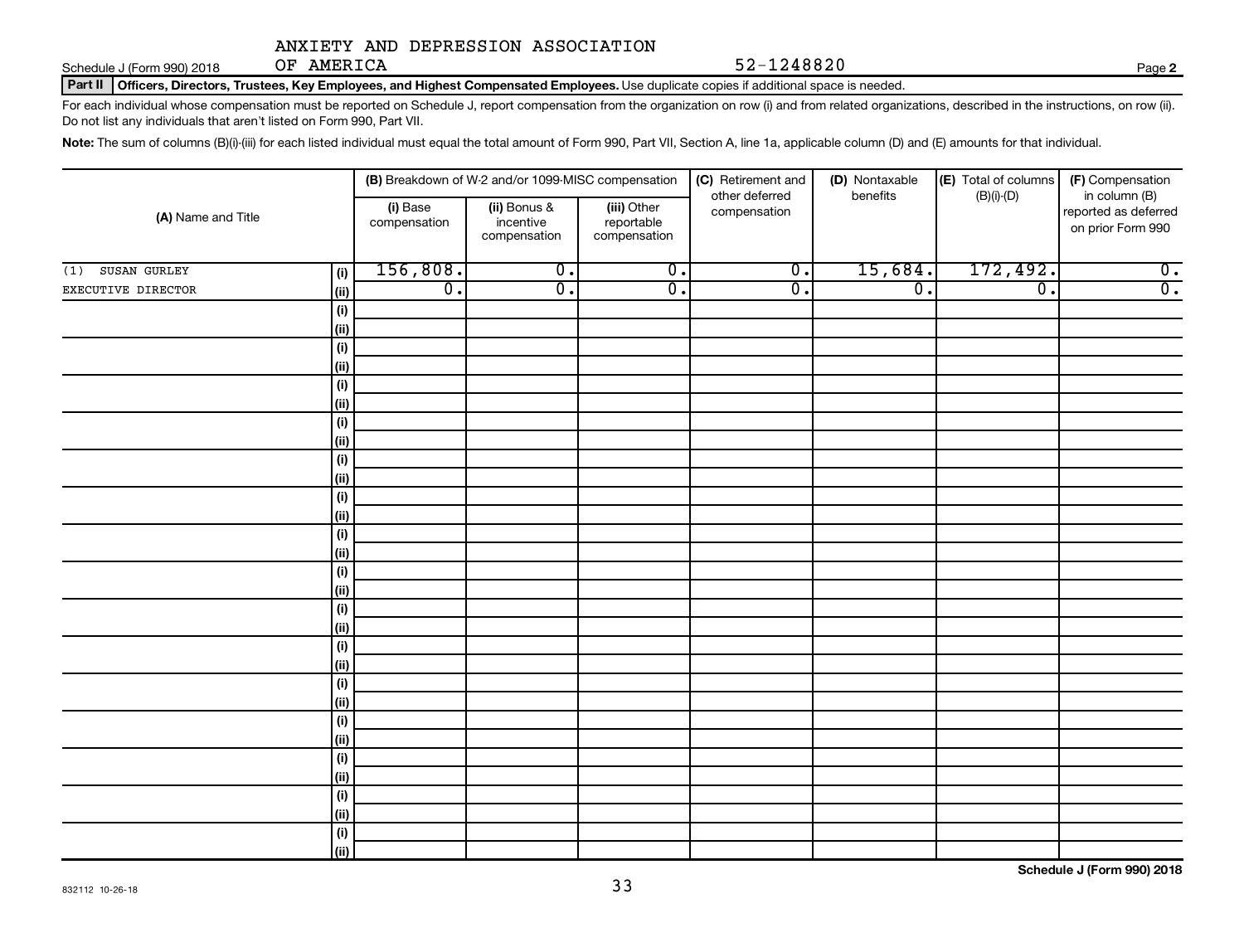ANXIETY AND DEPRESSION ASSOCIATION OF AMERICA 52-1248820

Schedule J (Form 990) 2018

**Part II** **Officers, Directors, Trustees, Key Employees, and Highest Compensated Employees.** Use duplicate copies if additional space is needed.

For each individual whose compensation must be reported on Schedule J, report compensation from the organization on row (i) and from related organizations, described in the instructions, on row (ii). Do not list any individuals that aren't listed on Form 990, Part VII.

**Note:** The sum of columns (B)(i)-(iii) for each listed individual must equal the total amount of Form 990, Part VII, Section A, line 1a, applicable column (D) and (E) amounts for that individual.

| (A) Name and Title | | (B) Breakdown of W-2 and/or 1099-MISC compensation | | | (C) Retirement and other deferred compensation | (D) Nontaxable benefits | (E) Total of columns (B)(i)-(D) | (F) Compensation in column (B) reported as deferred on prior Form 990 |
|---|---|---|---|---|---|---|---|---|
| | | (i) Base compensation | (ii) Bonus & incentive compensation | (iii) Other reportable compensation | | | | |
| (1) SUSAN GURLEY | (i) | 156,808. | 0. | 0. | 0. | 15,684. | 172,492. | 0. |
| EXECUTIVE DIRECTOR | (ii) | 0. | 0. | 0. | 0. | 0. | 0. | 0. |
| | (i) | | | | | | | |
| | (ii) | | | | | | | |
| | (i) | | | | | | | |
| | (ii) | | | | | | | |
| | (i) | | | | | | | |
| | (ii) | | | | | | | |
| | (i) | | | | | | | |
| | (ii) | | | | | | | |
| | (i) | | | | | | | |
| | (ii) | | | | | | | |
| | (i) | | | | | | | |
| | (ii) | | | | | | | |
| | (i) | | | | | | | |
| | (ii) | | | | | | | |
| | (i) | | | | | | | |
| | (ii) | | | | | | | |
| | (i) | | | | | | | |
| | (ii) | | | | | | | |
| | (i) | | | | | | | |
| | (ii) | | | | | | | |
| | (i) | | | | | | | |
| | (ii) | | | | | | | |
| | (i) | | | | | | | |
| | (ii) | | | | | | | |
| | (i) | | | | | | | |
| | (ii) | | | | | | | |
| | (i) | | | | | | | |
| | (ii) | | | | | | | |
| | (i) | | | | | | | |
| | (ii) | | | | | | | |

832112 10-26-18

**Schedule J (Form 990) 2018**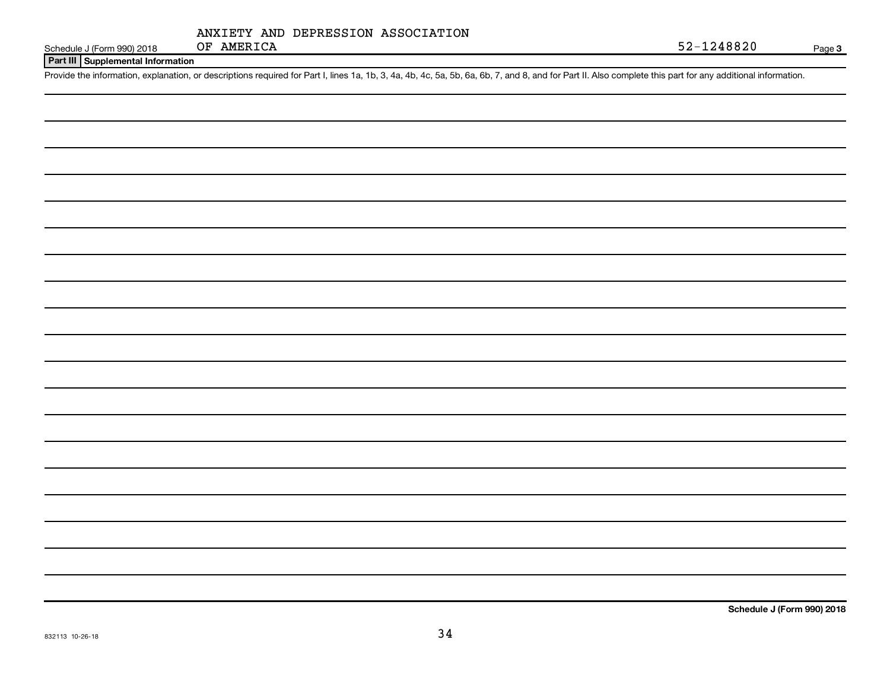ANXIETY AND DEPRESSION ASSOCIATION OF AMERICA 52-1248820

Schedule J (Form 990) 2018

## Part III Supplemental Information

Provide the information, explanation, or descriptions required for Part I, lines 1a, 1b, 3, 4a, 4b, 4c, 5a, 5b, 6a, 6b, 7, and 8, and for Part II. Also complete this part for any additional information.

Schedule J (Form 990) 2018

832113 10-26-18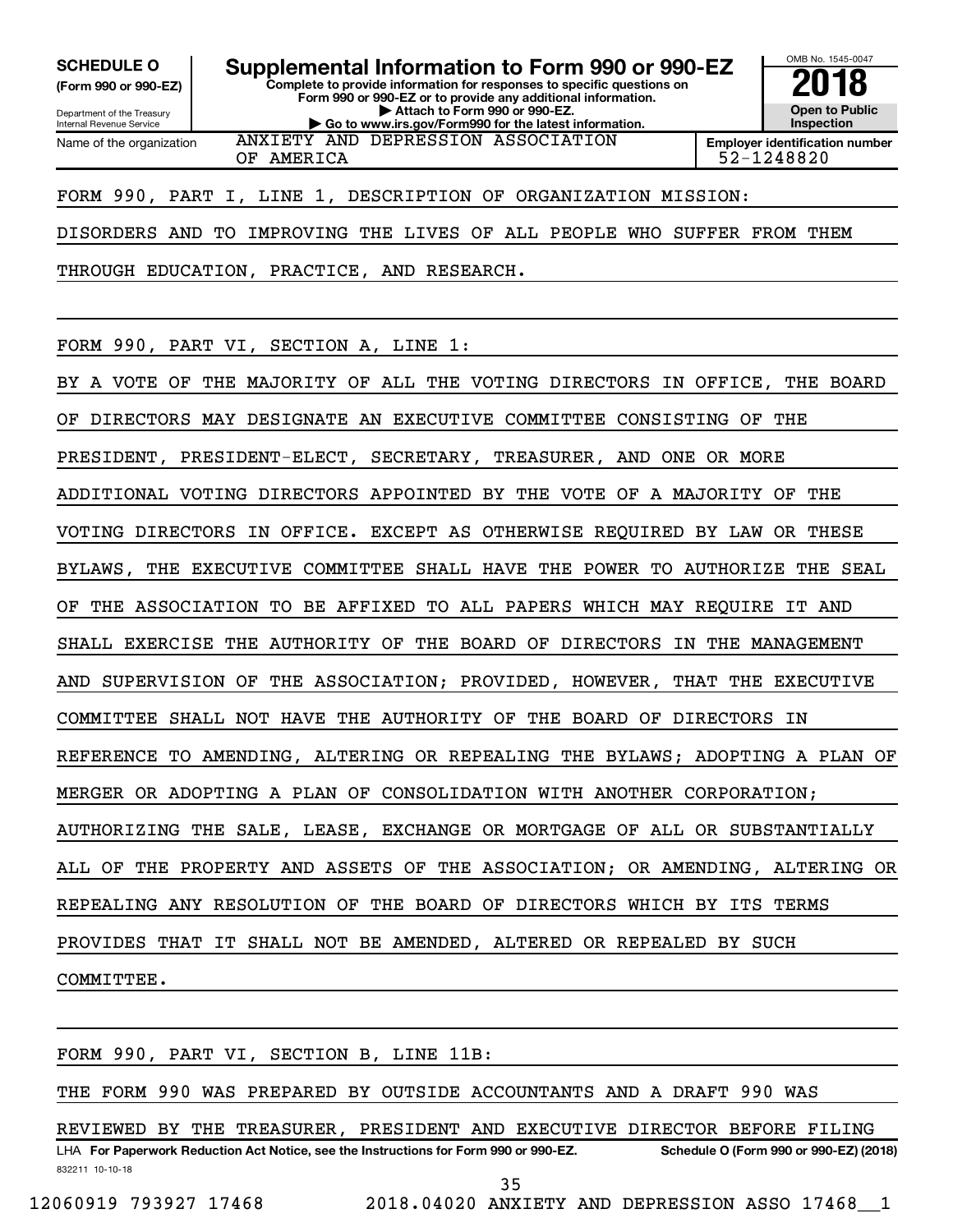**SCHEDULE O**
**(Form 990 or 990-EZ)**

Department of the Treasury
Internal Revenue Service

# Supplemental Information to Form 990 or 990-EZ

**Complete to provide information for responses to specific questions on Form 990 or 990-EZ or to provide any additional information.**
**▶ Attach to Form 990 or 990-EZ.**
**▶ Go to www.irs.gov/Form990 for the latest information.**

OMB No. 1545-0047

**2018**

**Open to Public Inspection**

Name of the organization: ANXIETY AND DEPRESSION ASSOCIATION OF AMERICA

**Employer identification number** 52-1248820

FORM 990, PART I, LINE 1, DESCRIPTION OF ORGANIZATION MISSION:

DISORDERS AND TO IMPROVING THE LIVES OF ALL PEOPLE WHO SUFFER FROM THEM THROUGH EDUCATION, PRACTICE, AND RESEARCH.

FORM 990, PART VI, SECTION A, LINE 1:

BY A VOTE OF THE MAJORITY OF ALL THE VOTING DIRECTORS IN OFFICE, THE BOARD OF DIRECTORS MAY DESIGNATE AN EXECUTIVE COMMITTEE CONSISTING OF THE PRESIDENT, PRESIDENT-ELECT, SECRETARY, TREASURER, AND ONE OR MORE ADDITIONAL VOTING DIRECTORS APPOINTED BY THE VOTE OF A MAJORITY OF THE VOTING DIRECTORS IN OFFICE. EXCEPT AS OTHERWISE REQUIRED BY LAW OR THESE BYLAWS, THE EXECUTIVE COMMITTEE SHALL HAVE THE POWER TO AUTHORIZE THE SEAL OF THE ASSOCIATION TO BE AFFIXED TO ALL PAPERS WHICH MAY REQUIRE IT AND SHALL EXERCISE THE AUTHORITY OF THE BOARD OF DIRECTORS IN THE MANAGEMENT AND SUPERVISION OF THE ASSOCIATION; PROVIDED, HOWEVER, THAT THE EXECUTIVE COMMITTEE SHALL NOT HAVE THE AUTHORITY OF THE BOARD OF DIRECTORS IN REFERENCE TO AMENDING, ALTERING OR REPEALING THE BYLAWS; ADOPTING A PLAN OF MERGER OR ADOPTING A PLAN OF CONSOLIDATION WITH ANOTHER CORPORATION; AUTHORIZING THE SALE, LEASE, EXCHANGE OR MORTGAGE OF ALL OR SUBSTANTIALLY ALL OF THE PROPERTY AND ASSETS OF THE ASSOCIATION; OR AMENDING, ALTERING OR REPEALING ANY RESOLUTION OF THE BOARD OF DIRECTORS WHICH BY ITS TERMS PROVIDES THAT IT SHALL NOT BE AMENDED, ALTERED OR REPEALED BY SUCH COMMITTEE.

FORM 990, PART VI, SECTION B, LINE 11B:

THE FORM 990 WAS PREPARED BY OUTSIDE ACCOUNTANTS AND A DRAFT 990 WAS REVIEWED BY THE TREASURER, PRESIDENT AND EXECUTIVE DIRECTOR BEFORE FILING

LHA **For Paperwork Reduction Act Notice, see the Instructions for Form 990 or 990-EZ.** **Schedule O (Form 990 or 990-EZ) (2018)**

832211 10-10-18

12060919 793927 17468 2018.04020 ANXIETY AND DEPRESSION ASSO 17468__1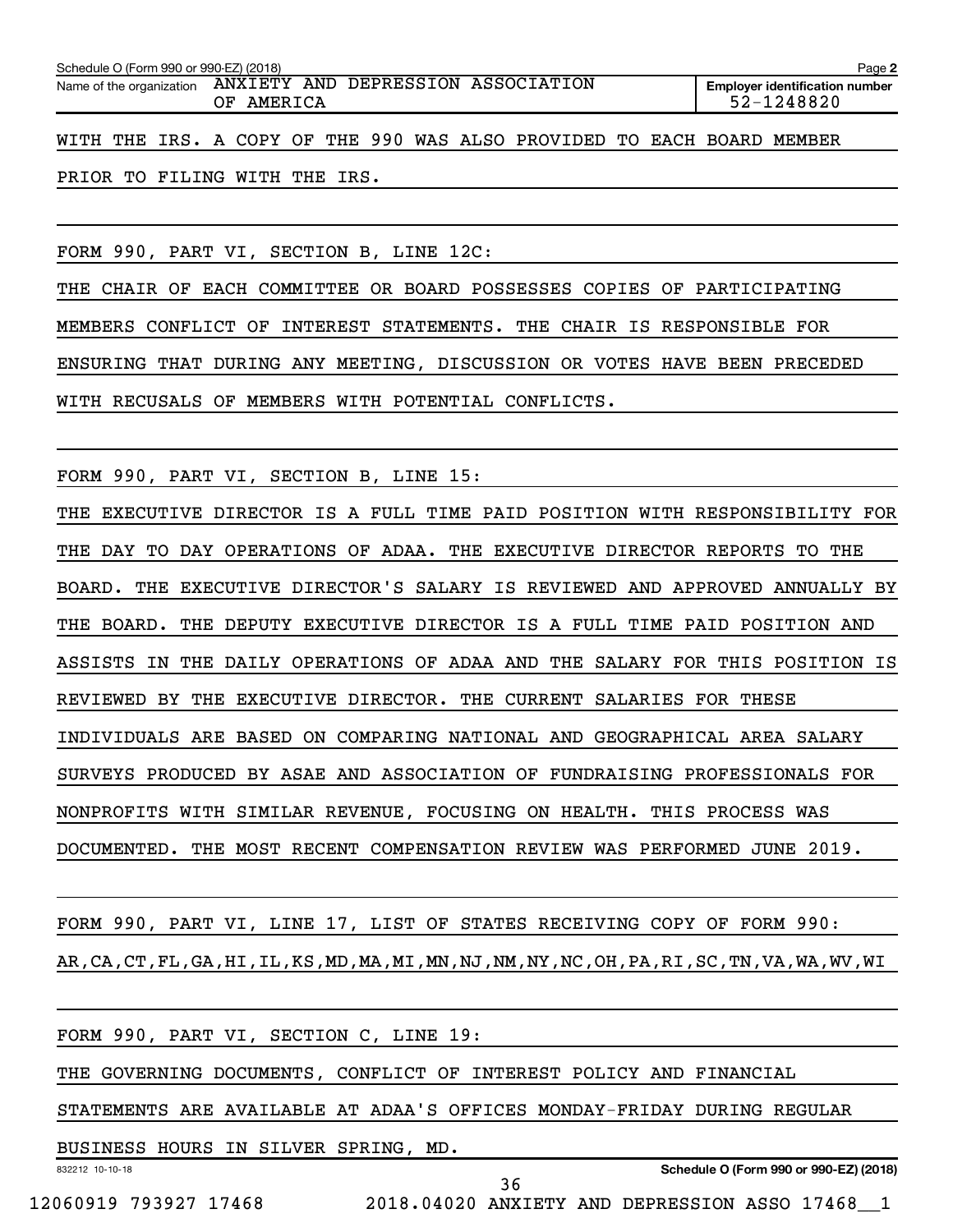Schedule O (Form 990 or 990-EZ) (2018) Page **2**

| Name of the organization | Employer identification number |
| --- | --- |
| ANXIETY AND DEPRESSION ASSOCIATION OF AMERICA | 52-1248820 |

WITH THE IRS. A COPY OF THE 990 WAS ALSO PROVIDED TO EACH BOARD MEMBER PRIOR TO FILING WITH THE IRS.

FORM 990, PART VI, SECTION B, LINE 12C:

THE CHAIR OF EACH COMMITTEE OR BOARD POSSESSES COPIES OF PARTICIPATING MEMBERS CONFLICT OF INTEREST STATEMENTS. THE CHAIR IS RESPONSIBLE FOR ENSURING THAT DURING ANY MEETING, DISCUSSION OR VOTES HAVE BEEN PRECEDED WITH RECUSALS OF MEMBERS WITH POTENTIAL CONFLICTS.

FORM 990, PART VI, SECTION B, LINE 15:

THE EXECUTIVE DIRECTOR IS A FULL TIME PAID POSITION WITH RESPONSIBILITY FOR THE DAY TO DAY OPERATIONS OF ADAA. THE EXECUTIVE DIRECTOR REPORTS TO THE BOARD. THE EXECUTIVE DIRECTOR'S SALARY IS REVIEWED AND APPROVED ANNUALLY BY THE BOARD. THE DEPUTY EXECUTIVE DIRECTOR IS A FULL TIME PAID POSITION AND ASSISTS IN THE DAILY OPERATIONS OF ADAA AND THE SALARY FOR THIS POSITION IS REVIEWED BY THE EXECUTIVE DIRECTOR. THE CURRENT SALARIES FOR THESE INDIVIDUALS ARE BASED ON COMPARING NATIONAL AND GEOGRAPHICAL AREA SALARY SURVEYS PRODUCED BY ASAE AND ASSOCIATION OF FUNDRAISING PROFESSIONALS FOR NONPROFITS WITH SIMILAR REVENUE, FOCUSING ON HEALTH. THIS PROCESS WAS DOCUMENTED. THE MOST RECENT COMPENSATION REVIEW WAS PERFORMED JUNE 2019.

FORM 990, PART VI, LINE 17, LIST OF STATES RECEIVING COPY OF FORM 990:

AR,CA,CT,FL,GA,HI,IL,KS,MD,MA,MI,MN,NJ,NM,NY,NC,OH,PA,RI,SC,TN,VA,WA,WV,WI

FORM 990, PART VI, SECTION C, LINE 19:

THE GOVERNING DOCUMENTS, CONFLICT OF INTEREST POLICY AND FINANCIAL STATEMENTS ARE AVAILABLE AT ADAA'S OFFICES MONDAY-FRIDAY DURING REGULAR BUSINESS HOURS IN SILVER SPRING, MD.

832212 10-10-18 **Schedule O (Form 990 or 990-EZ) (2018)**

12060919 793927 17468 2018.04020 ANXIETY AND DEPRESSION ASSO 17468__1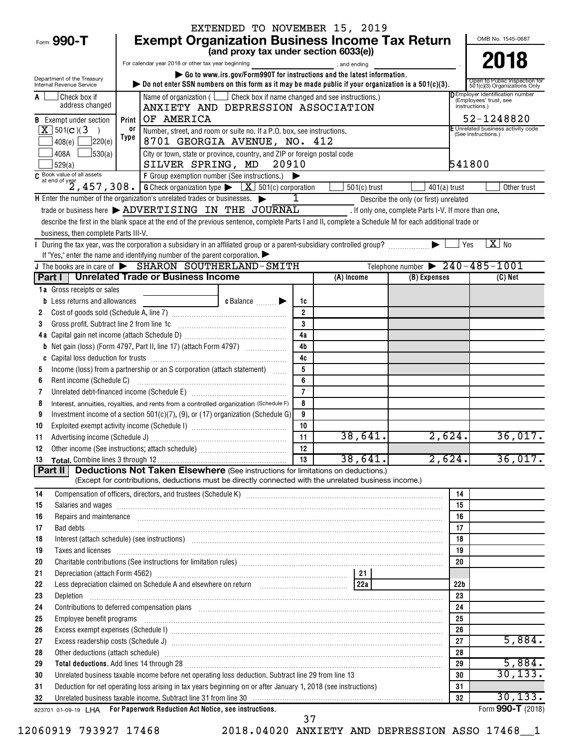EXTENDED TO NOVEMBER 15, 2019

Form **990-T**

# Exempt Organization Business Income Tax Return

**(and proxy tax under section 6033(e))**

For calendar year 2018 or other tax year beginning , and ending .

▶ Go to www.irs.gov/Form990T for instructions and the latest information.

▶ Do not enter SSN numbers on this form as it may be made public if your organization is a 501(c)(3).

Department of the Treasury Internal Revenue Service

OMB No. 1545-0687

**2018**

Open to Public Inspection for 501(c)(3) Organizations Only

A ☐ Check box if address changed

B Exempt under section [X] 501(C)(3) ☐ 408(e) ☐ 220(e) ☐ 408A ☐ 530(a) ☐ 529(a)

Print or Type

Name of organization ( ☐ Check box if name changed and see instructions.)
ANXIETY AND DEPRESSION ASSOCIATION OF AMERICA

Number, street, and room or suite no. If a P.O. box, see instructions.
8701 GEORGIA AVENUE, NO. 412

City or town, state or province, country, and ZIP or foreign postal code
SILVER SPRING, MD 20910

D Employer identification number (Employees' trust, see instructions.)
52-1248820

E Unrelated business activity code (See instructions.)
541800

C Book value of all assets at end of year 2,457,308.

F Group exemption number (See instructions.) ▶

G Check organization type ▶ [X] 501(c) corporation ☐ 501(c) trust ☐ 401(a) trust ☐ Other trust

H Enter the number of the organization's unrelated trades or businesses. ▶ 1 Describe the only (or first) unrelated trade or business here ▶ ADVERTISING IN THE JOURNAL . If only one, complete Parts I-V. If more than one, describe the first in the blank space at the end of the previous sentence, complete Parts I and II, complete a Schedule M for each additional trade or business, then complete Parts III-V.

I During the tax year, was the corporation a subsidiary in an affiliated group or a parent-subsidiary controlled group? ▶ ☐ Yes [X] No

If "Yes," enter the name and identifying number of the parent corporation. ▶

J The books are in care of ▶ SHARON SOUTHERLAND-SMITH Telephone number ▶ 240-485-1001

## Part I Unrelated Trade or Business Income

| | | | (A) Income | (B) Expenses | (C) Net |
|---|---|---|---|---|---|
| 1a | Gross receipts or sales | | | | |
| b | Less returns and allowances c Balance ▶ | 1c | | | |
| 2 | Cost of goods sold (Schedule A, line 7) | 2 | | | |
| 3 | Gross profit. Subtract line 2 from line 1c | 3 | | | |
| 4a | Capital gain net income (attach Schedule D) | 4a | | | |
| b | Net gain (loss) (Form 4797, Part II, line 17) (attach Form 4797) | 4b | | | |
| c | Capital loss deduction for trusts | 4c | | | |
| 5 | Income (loss) from a partnership or an S corporation (attach statement) | 5 | | | |
| 6 | Rent income (Schedule C) | 6 | | | |
| 7 | Unrelated debt-financed income (Schedule E) | 7 | | | |
| 8 | Interest, annuities, royalties, and rents from a controlled organization (Schedule F) | 8 | | | |
| 9 | Investment income of a section 501(c)(7), (9), or (17) organization (Schedule G) | 9 | | | |
| 10 | Exploited exempt activity income (Schedule I) | 10 | | | |
| 11 | Advertising income (Schedule J) | 11 | 38,641. | 2,624. | 36,017. |
| 12 | Other income (See instructions; attach schedule) | 12 | | | |
| 13 | **Total.** Combine lines 3 through 12 | 13 | 38,641. | 2,624. | 36,017. |

## Part II Deductions Not Taken Elsewhere (See instructions for limitations on deductions.)

(Except for contributions, deductions must be directly connected with the unrelated business income.)

| | | | |
|---|---|---|---|
| 14 | Compensation of officers, directors, and trustees (Schedule K) | 14 | |
| 15 | Salaries and wages | 15 | |
| 16 | Repairs and maintenance | 16 | |
| 17 | Bad debts | 17 | |
| 18 | Interest (attach schedule) (see instructions) | 18 | |
| 19 | Taxes and licenses | 19 | |
| 20 | Charitable contributions (See instructions for limitation rules) | 20 | |
| 21 | Depreciation (attach Form 4562) — 21 | | |
| 22 | Less depreciation claimed on Schedule A and elsewhere on return — 22a | 22b | |
| 23 | Depletion | 23 | |
| 24 | Contributions to deferred compensation plans | 24 | |
| 25 | Employee benefit programs | 25 | |
| 26 | Excess exempt expenses (Schedule I) | 26 | |
| 27 | Excess readership costs (Schedule J) | 27 | 5,884. |
| 28 | Other deductions (attach schedule) | 28 | |
| 29 | **Total deductions.** Add lines 14 through 28 | 29 | 5,884. |
| 30 | Unrelated business taxable income before net operating loss deduction. Subtract line 29 from line 13 | 30 | 30,133. |
| 31 | Deduction for net operating loss arising in tax years beginning on or after January 1, 2018 (see instructions) | 31 | |
| 32 | Unrelated business taxable income. Subtract line 31 from line 30 | 32 | 30,133. |

823701 01-09-19 LHA For Paperwork Reduction Act Notice, see instructions. Form **990-T** (2018)

12060919 793927 17468 2018.04020 ANXIETY AND DEPRESSION ASSO 17468__1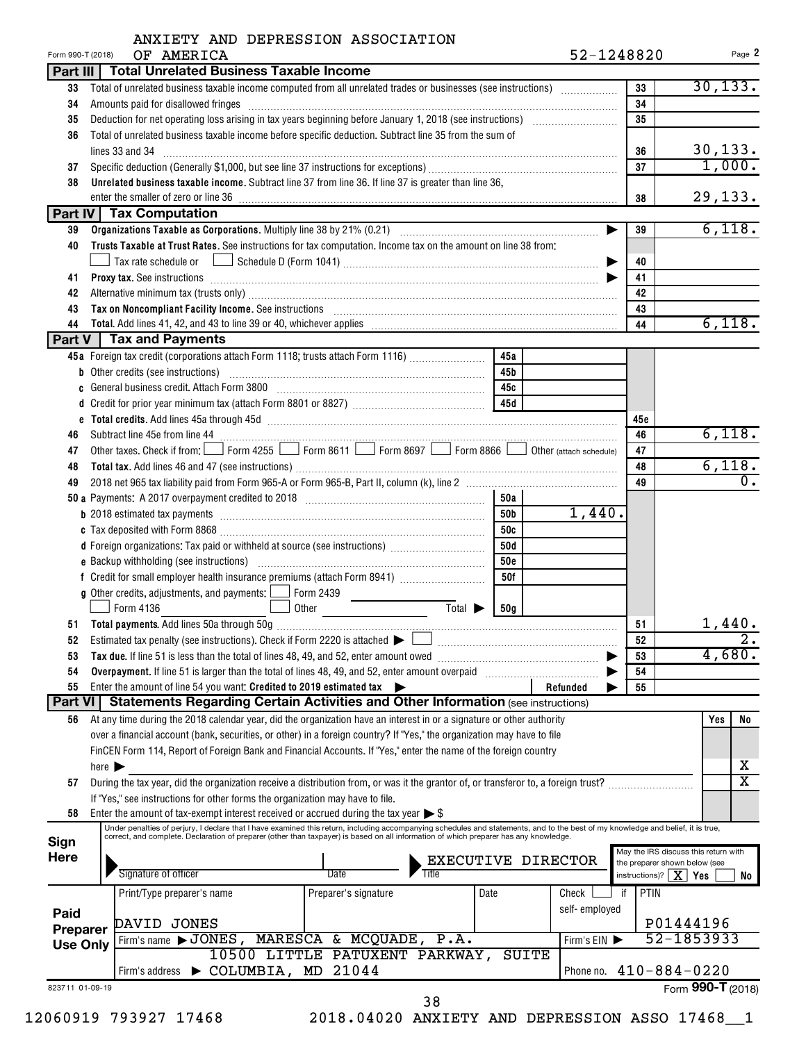ANXIETY AND DEPRESSION ASSOCIATION OF AMERICA

Form 990-T (2018) 52-1248820 Page 2

## Part III | Total Unrelated Business Taxable Income

| Line | Description | Box | Amount |
|---|---|---|---|
| 33 | Total of unrelated business taxable income computed from all unrelated trades or businesses (see instructions) | 33 | 30,133. |
| 34 | Amounts paid for disallowed fringes | 34 | |
| 35 | Deduction for net operating loss arising in tax years beginning before January 1, 2018 (see instructions) | 35 | |
| 36 | Total of unrelated business taxable income before specific deduction. Subtract line 35 from the sum of lines 33 and 34 | 36 | 30,133. |
| 37 | Specific deduction (Generally $1,000, but see line 37 instructions for exceptions) | 37 | 1,000. |
| 38 | **Unrelated business taxable income.** Subtract line 37 from line 36. If line 37 is greater than line 36, enter the smaller of zero or line 36 | 38 | 29,133. |

## Part IV | Tax Computation

| Line | Description | Box | Amount |
|---|---|---|---|
| 39 | **Organizations Taxable as Corporations.** Multiply line 38 by 21% (0.21) | 39 | 6,118. |
| 40 | **Trusts Taxable at Trust Rates.** See instructions for tax computation. Income tax on the amount on line 38 from: ☐ Tax rate schedule or ☐ Schedule D (Form 1041) | 40 | |
| 41 | **Proxy tax.** See instructions | 41 | |
| 42 | Alternative minimum tax (trusts only) | 42 | |
| 43 | **Tax on Noncompliant Facility Income.** See instructions | 43 | |
| 44 | **Total.** Add lines 41, 42, and 43 to line 39 or 40, whichever applies | 44 | 6,118. |

## Part V | Tax and Payments

| Line | Description | Box | Amount | Box | Amount |
|---|---|---|---|---|---|
| 45a | Foreign tax credit (corporations attach Form 1118; trusts attach Form 1116) | 45a | | | |
| b | Other credits (see instructions) | 45b | | | |
| c | General business credit. Attach Form 3800 | 45c | | | |
| d | Credit for prior year minimum tax (attach Form 8801 or 8827) | 45d | | | |
| e | **Total credits.** Add lines 45a through 45d | | | 45e | |
| 46 | Subtract line 45e from line 44 | | | 46 | 6,118. |
| 47 | Other taxes. Check if from: ☐ Form 4255 ☐ Form 8611 ☐ Form 8697 ☐ Form 8866 ☐ Other (attach schedule) | | | 47 | |
| 48 | **Total tax.** Add lines 46 and 47 (see instructions) | | | 48 | 6,118. |
| 49 | 2018 net 965 tax liability paid from Form 965-A or Form 965-B, Part II, column (k), line 2 | | | 49 | 0. |
| 50a | Payments: A 2017 overpayment credited to 2018 | 50a | | | |
| b | 2018 estimated tax payments | 50b | 1,440. | | |
| c | Tax deposited with Form 8868 | 50c | | | |
| d | Foreign organizations: Tax paid or withheld at source (see instructions) | 50d | | | |
| e | Backup withholding (see instructions) | 50e | | | |
| f | Credit for small employer health insurance premiums (attach Form 8941) | 50f | | | |
| g | Other credits, adjustments, and payments: ☐ Form 2439 ☐ Form 4136 ☐ Other Total ▶ | 50g | | | |
| 51 | **Total payments.** Add lines 50a through 50g | | | 51 | 1,440. |
| 52 | Estimated tax penalty (see instructions). Check if Form 2220 is attached ▶ ☐ | | | 52 | 2. |
| 53 | **Tax due.** If line 51 is less than the total of lines 48, 49, and 52, enter amount owed | | | 53 | 4,680. |
| 54 | **Overpayment.** If line 51 is larger than the total of lines 48, 49, and 52, enter amount overpaid | | | 54 | |
| 55 | Enter the amount of line 54 you want: **Credited to 2019 estimated tax** ▶ | | Refunded ▶ | 55 | |

## Part VI | Statements Regarding Certain Activities and Other Information (see instructions)

| Line | Description | Yes | No |
|---|---|---|---|
| 56 | At any time during the 2018 calendar year, did the organization have an interest in or a signature or other authority over a financial account (bank, securities, or other) in a foreign country? If "Yes," the organization may have to file FinCEN Form 114, Report of Foreign Bank and Financial Accounts. If "Yes," enter the name of the foreign country here ▶ | | X |
| 57 | During the tax year, did the organization receive a distribution from, or was it the grantor of, or transferor to, a foreign trust? If "Yes," see instructions for other forms the organization may have to file. | | X |
| 58 | Enter the amount of tax-exempt interest received or accrued during the tax year ▶ $ | | |

**Sign Here**

Under penalties of perjury, I declare that I have examined this return, including accompanying schedules and statements, and to the best of my knowledge and belief, it is true, correct, and complete. Declaration of preparer (other than taxpayer) is based on all information of which preparer has any knowledge.

Signature of officer | Date | Title: EXECUTIVE DIRECTOR

May the IRS discuss this return with the preparer shown below (see instructions)? ☒ Yes ☐ No

**Paid Preparer Use Only**

| Print/Type preparer's name | Preparer's signature | Date | Check ☐ if self-employed | PTIN |
|---|---|---|---|---|
| DAVID JONES | | | | P01444196 |

Firm's name ▶ JONES, MARESCA & MCQUADE, P.A. — Firm's EIN ▶ 52-1853933

Firm's address ▶ 10500 LITTLE PATUXENT PARKWAY, SUITE COLUMBIA, MD 21044 — Phone no. 410-884-0220

823711 01-09-19 Form **990-T** (2018)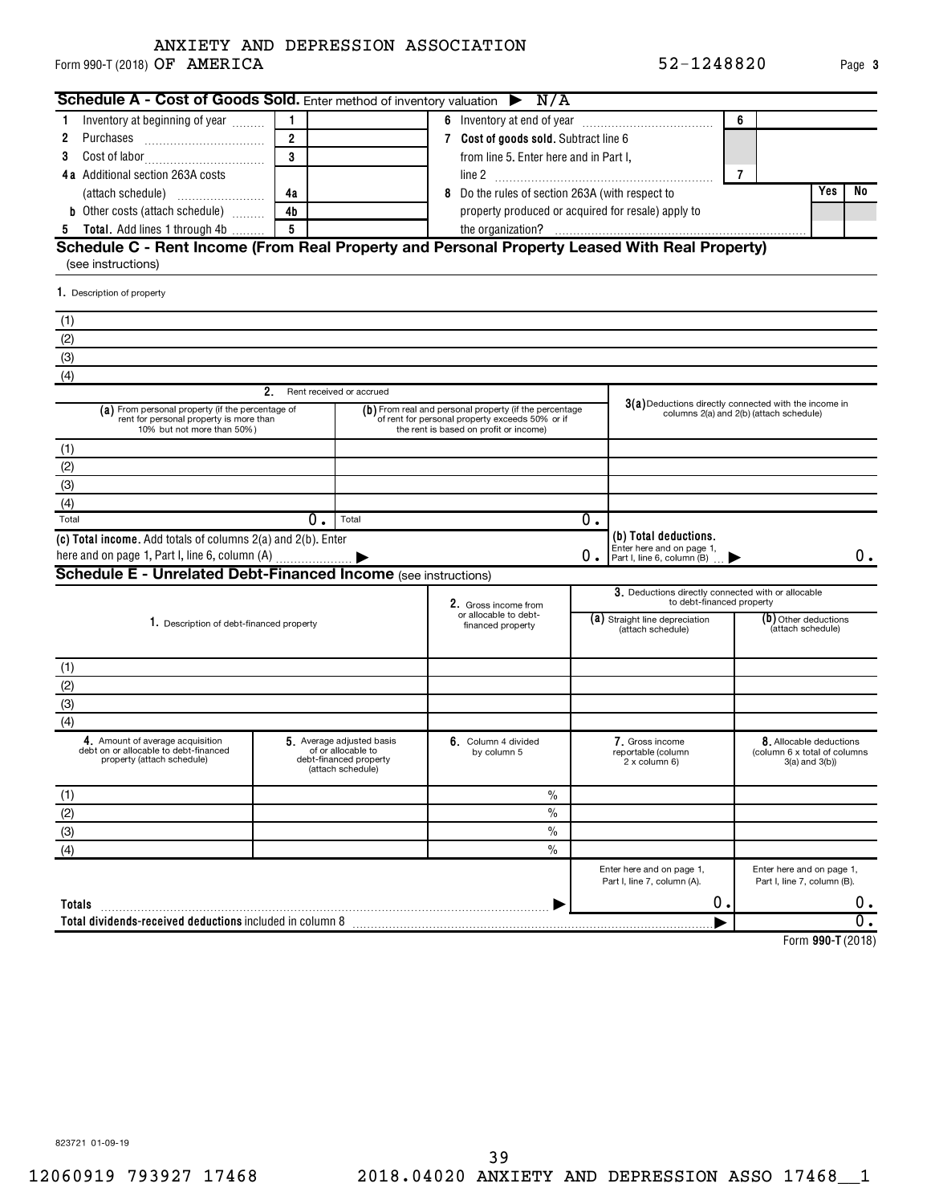ANXIETY AND DEPRESSION ASSOCIATION
Form 990-T (2018) OF AMERICA 52-1248820

## Schedule A - Cost of Goods Sold. Enter method of inventory valuation ▶ N/A

| | | | | |
|---|---|---|---|---|
| 1 Inventory at beginning of year | 1 | | 6 Inventory at end of year | 6 |
| 2 Purchases | 2 | | 7 **Cost of goods sold.** Subtract line 6 from line 5. Enter here and in Part I, line 2 | 7 |
| 3 Cost of labor | 3 | | | |
| 4a Additional section 263A costs (attach schedule) | 4a | | 8 Do the rules of section 263A (with respect to property produced or acquired for resale) apply to the organization? | Yes / No |
| b Other costs (attach schedule) | 4b | | | |
| 5 **Total.** Add lines 1 through 4b | 5 | | | |

## Schedule C - Rent Income (From Real Property and Personal Property Leased With Real Property)

(see instructions)

1. Description of property

(1)
(2)
(3)
(4)

| | 2. Rent received or accrued | | |
|---|---|---|---|
| | (a) From personal property (if the percentage of rent for personal property is more than 10% but not more than 50%) | (b) From real and personal property (if the percentage of rent for personal property exceeds 50% or if the rent is based on profit or income) | 3(a) Deductions directly connected with the income in columns 2(a) and 2(b) (attach schedule) |
| (1) | | | |
| (2) | | | |
| (3) | | | |
| (4) | | | |
| Total | 0. | 0. | |

(c) **Total income.** Add totals of columns 2(a) and 2(b). Enter here and on page 1, Part I, line 6, column (A) ▶ 0.

(b) **Total deductions.** Enter here and on page 1, Part I, line 6, column (B) ▶ 0.

## Schedule E - Unrelated Debt-Financed Income (see instructions)

| | 1. Description of debt-financed property | 2. Gross income from or allocable to debt-financed property | 3. Deductions directly connected with or allocable to debt-financed property: (a) Straight line depreciation (attach schedule) | (b) Other deductions (attach schedule) |
|---|---|---|---|---|
| (1) | | | | |
| (2) | | | | |
| (3) | | | | |
| (4) | | | | |

| | 4. Amount of average acquisition debt on or allocable to debt-financed property (attach schedule) | 5. Average adjusted basis of or allocable to debt-financed property (attach schedule) | 6. Column 4 divided by column 5 | 7. Gross income reportable (column 2 x column 6) | 8. Allocable deductions (column 6 x total of columns 3(a) and 3(b)) |
|---|---|---|---|---|---|
| (1) | | | % | | |
| (2) | | | % | | |
| (3) | | | % | | |
| (4) | | | % | | |
| | | | | Enter here and on page 1, Part I, line 7, column (A). | Enter here and on page 1, Part I, line 7, column (B). |
| **Totals** ▶ | | | | 0. | 0. |
| **Total dividends-received deductions** included in column 8 ▶ | | | | | 0. |

Form **990-T** (2018)

823721 01-09-19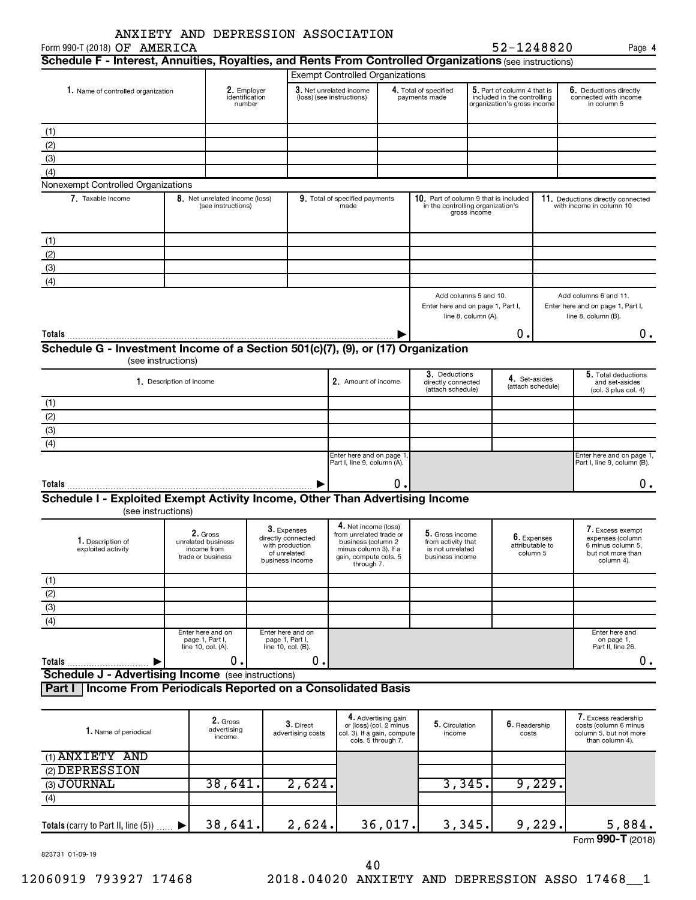ANXIETY AND DEPRESSION ASSOCIATION
Form 990-T (2018) OF AMERICA 52-1248820 Page 4

## Schedule F - Interest, Annuities, Royalties, and Rents From Controlled Organizations (see instructions)

**Exempt Controlled Organizations**

| 1. Name of controlled organization | 2. Employer identification number | 3. Net unrelated income (loss) (see instructions) | 4. Total of specified payments made | 5. Part of column 4 that is included in the controlling organization's gross income | 6. Deductions directly connected with income in column 5 |
|---|---|---|---|---|---|
| (1) | | | | | |
| (2) | | | | | |
| (3) | | | | | |
| (4) | | | | | |

**Nonexempt Controlled Organizations**

| 7. Taxable Income | 8. Net unrelated income (loss) (see instructions) | 9. Total of specified payments made | 10. Part of column 9 that is included in the controlling organization's gross income | 11. Deductions directly connected with income in column 10 |
|---|---|---|---|---|
| (1) | | | | |
| (2) | | | | |
| (3) | | | | |
| (4) | | | | |
| | | | Add columns 5 and 10. Enter here and on page 1, Part I, line 8, column (A). | Add columns 6 and 11. Enter here and on page 1, Part I, line 8, column (B). |
| **Totals** | | ▶ | 0. | 0. |

## Schedule G - Investment Income of a Section 501(c)(7), (9), or (17) Organization

(see instructions)

| 1. Description of income | 2. Amount of income | 3. Deductions directly connected (attach schedule) | 4. Set-asides (attach schedule) | 5. Total deductions and set-asides (col. 3 plus col. 4) |
|---|---|---|---|---|
| (1) | | | | |
| (2) | | | | |
| (3) | | | | |
| (4) | | | | |
| | Enter here and on page 1, Part I, line 9, column (A). | | | Enter here and on page 1, Part I, line 9, column (B). |
| **Totals** ▶ | 0. | | | 0. |

## Schedule I - Exploited Exempt Activity Income, Other Than Advertising Income

(see instructions)

| 1. Description of exploited activity | 2. Gross unrelated business income from trade or business | 3. Expenses directly connected with production of unrelated business income | 4. Net income (loss) from unrelated trade or business (column 2 minus column 3). If a gain, compute cols. 5 through 7. | 5. Gross income from activity that is not unrelated business income | 6. Expenses attributable to column 5 | 7. Excess exempt expenses (column 6 minus column 5, but not more than column 4). |
|---|---|---|---|---|---|---|
| (1) | | | | | | |
| (2) | | | | | | |
| (3) | | | | | | |
| (4) | | | | | | |
| | Enter here and on page 1, Part I, line 10, col. (A). | Enter here and on page 1, Part I, line 10, col. (B). | | | | Enter here and on page 1, Part II, line 26. |
| **Totals** ▶ | 0. | 0. | | | | 0. |

## Schedule J - Advertising Income (see instructions)

### Part I Income From Periodicals Reported on a Consolidated Basis

| 1. Name of periodical | 2. Gross advertising income | 3. Direct advertising costs | 4. Advertising gain or (loss) (col. 2 minus col. 3). If a gain, compute cols. 5 through 7. | 5. Circulation income | 6. Readership costs | 7. Excess readership costs (column 6 minus column 5, but not more than column 4). |
|---|---|---|---|---|---|---|
| (1) ANXIETY AND | | | | | | |
| (2) DEPRESSION | | | | | | |
| (3) JOURNAL | 38,641. | 2,624. | | 3,345. | 9,229. | |
| (4) | | | | | | |
| **Totals** (carry to Part II, line (5)) ▶ | 38,641. | 2,624. | 36,017. | 3,345. | 9,229. | 5,884. |

Form **990-T** (2018)

823731 01-09-19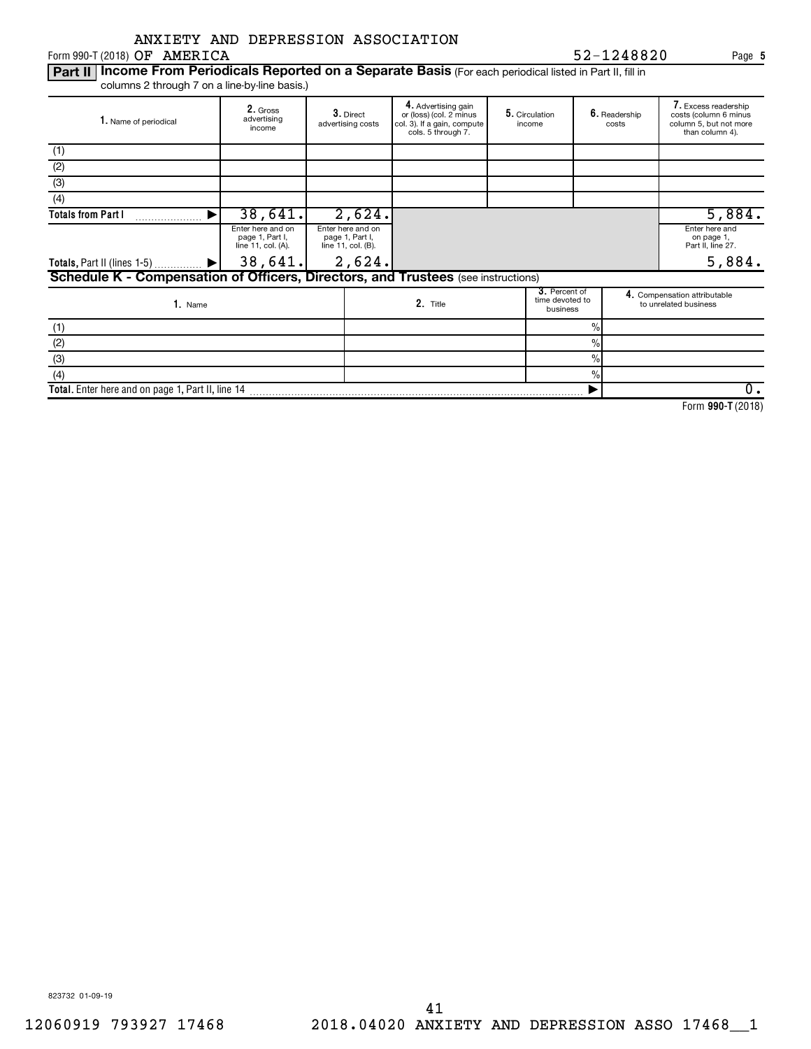ANXIETY AND DEPRESSION ASSOCIATION

Form 990-T (2018) OF AMERICA 52-1248820

**Part II** **Income From Periodicals Reported on a Separate Basis** (For each periodical listed in Part II, fill in columns 2 through 7 on a line-by-line basis.)

| 1. Name of periodical | 2. Gross advertising income | 3. Direct advertising costs | 4. Advertising gain or (loss) (col. 2 minus col. 3). If a gain, compute cols. 5 through 7. | 5. Circulation income | 6. Readership costs | 7. Excess readership costs (column 6 minus column 5, but not more than column 4). |
|---|---|---|---|---|---|---|
| (1) | | | | | | |
| (2) | | | | | | |
| (3) | | | | | | |
| (4) | | | | | | |
| **Totals from Part I** ▶ | 38,641. | 2,624. | | | | 5,884. |
| | Enter here and on page 1, Part I, line 11, col. (A). | Enter here and on page 1, Part I, line 11, col. (B). | | | | Enter here and on page 1, Part II, line 27. |
| **Totals,** Part II (lines 1-5) ▶ | 38,641. | 2,624. | | | | 5,884. |

**Schedule K - Compensation of Officers, Directors, and Trustees** (see instructions)

| 1. Name | 2. Title | 3. Percent of time devoted to business | 4. Compensation attributable to unrelated business |
|---|---|---|---|
| (1) | | % | |
| (2) | | % | |
| (3) | | % | |
| (4) | | % | |
| **Total.** Enter here and on page 1, Part II, line 14 ▶ | | | 0. |

Form **990-T** (2018)

823732 01-09-19

12060919 793927 17468 2018.04020 ANXIETY AND DEPRESSION ASSO 17468__1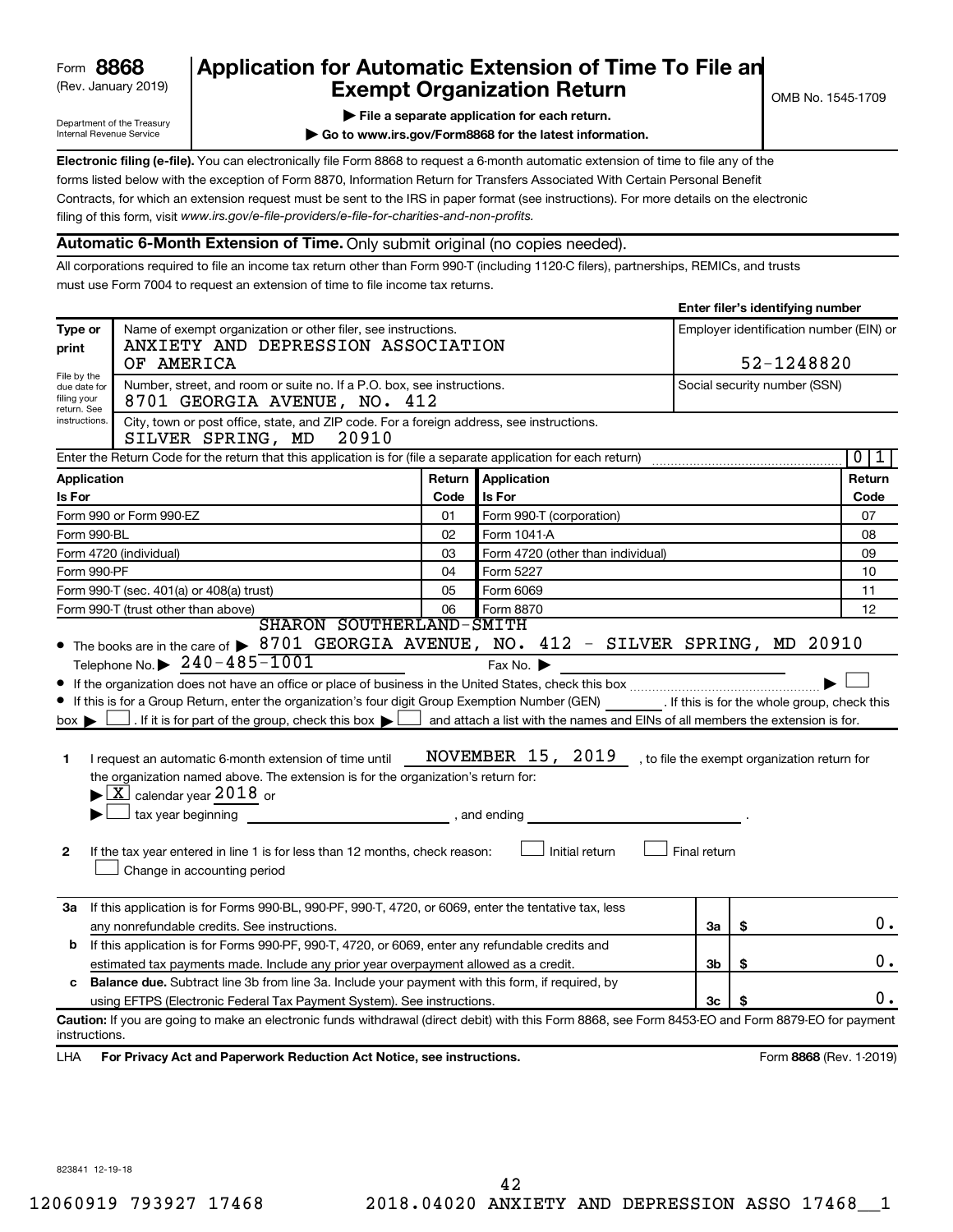Form **8868** (Rev. January 2019)

Department of the Treasury Internal Revenue Service

# Application for Automatic Extension of Time To File an Exempt Organization Return

▶ **File a separate application for each return.**

▶ **Go to www.irs.gov/Form8868 for the latest information.**

OMB No. 1545-1709

**Electronic filing (e-file).** You can electronically file Form 8868 to request a 6-month automatic extension of time to file any of the forms listed below with the exception of Form 8870, Information Return for Transfers Associated With Certain Personal Benefit Contracts, for which an extension request must be sent to the IRS in paper format (see instructions). For more details on the electronic filing of this form, visit *www.irs.gov/e-file-providers/e-file-for-charities-and-non-profits.*

## Automatic 6-Month Extension of Time. Only submit original (no copies needed).

All corporations required to file an income tax return other than Form 990-T (including 1120-C filers), partnerships, REMICs, and trusts must use Form 7004 to request an extension of time to file income tax returns.

**Enter filer's identifying number**

| Type or print | | |
|---|---|---|
| File by the due date for filing your return. See instructions. | Name of exempt organization or other filer, see instructions.<br>ANXIETY AND DEPRESSION ASSOCIATION OF AMERICA | Employer identification number (EIN) or<br>52-1248820 |
| | Number, street, and room or suite no. If a P.O. box, see instructions.<br>8701 GEORGIA AVENUE, NO. 412 | Social security number (SSN) |
| | City, town or post office, state, and ZIP code. For a foreign address, see instructions.<br>SILVER SPRING, MD 20910 | |

Enter the Return Code for the return that this application is for (file a separate application for each return) .......... 0 1

| Application Is For | Return Code | Application Is For | Return Code |
|---|---|---|---|
| Form 990 or Form 990-EZ | 01 | Form 990-T (corporation) | 07 |
| Form 990-BL | 02 | Form 1041-A | 08 |
| Form 4720 (individual) | 03 | Form 4720 (other than individual) | 09 |
| Form 990-PF | 04 | Form 5227 | 10 |
| Form 990-T (sec. 401(a) or 408(a) trust) | 05 | Form 6069 | 11 |
| Form 990-T (trust other than above) | 06 | Form 8870 | 12 |

- The books are in the care of ▶ SHARON SOUTHERLAND-SMITH 8701 GEORGIA AVENUE, NO. 412 - SILVER SPRING, MD 20910
  Telephone No. ▶ 240-485-1001 Fax No. ▶
- If the organization does not have an office or place of business in the United States, check this box .......... ▶ ☐
- If this is for a Group Return, enter the organization's four digit Group Exemption Number (GEN) ________ . If this is for the whole group, check this box ▶ ☐ . If it is for part of the group, check this box ▶ ☐ and attach a list with the names and EINs of all members the extension is for.

**1** I request an automatic 6-month extension of time until NOVEMBER 15, 2019 , to file the exempt organization return for the organization named above. The extension is for the organization's return for:
▶ ☒ calendar year 2018 or
▶ ☐ tax year beginning ______________ , and ending ______________ .

**2** If the tax year entered in line 1 is for less than 12 months, check reason: ☐ Initial return ☐ Final return
☐ Change in accounting period

| | | | |
|---|---|---|---|
| **3a** | If this application is for Forms 990-BL, 990-PF, 990-T, 4720, or 6069, enter the tentative tax, less any nonrefundable credits. See instructions. | **3a** | $ 0. |
| **b** | If this application is for Forms 990-PF, 990-T, 4720, or 6069, enter any refundable credits and estimated tax payments made. Include any prior year overpayment allowed as a credit. | **3b** | $ 0. |
| **c** | **Balance due.** Subtract line 3b from line 3a. Include your payment with this form, if required, by using EFTPS (Electronic Federal Tax Payment System). See instructions. | **3c** | $ 0. |

**Caution:** If you are going to make an electronic funds withdrawal (direct debit) with this Form 8868, see Form 8453-EO and Form 8879-EO for payment instructions.

LHA **For Privacy Act and Paperwork Reduction Act Notice, see instructions.** Form **8868** (Rev. 1-2019)

823841 12-19-18

12060919 793927 17468 2018.04020 ANXIETY AND DEPRESSION ASSO 17468__1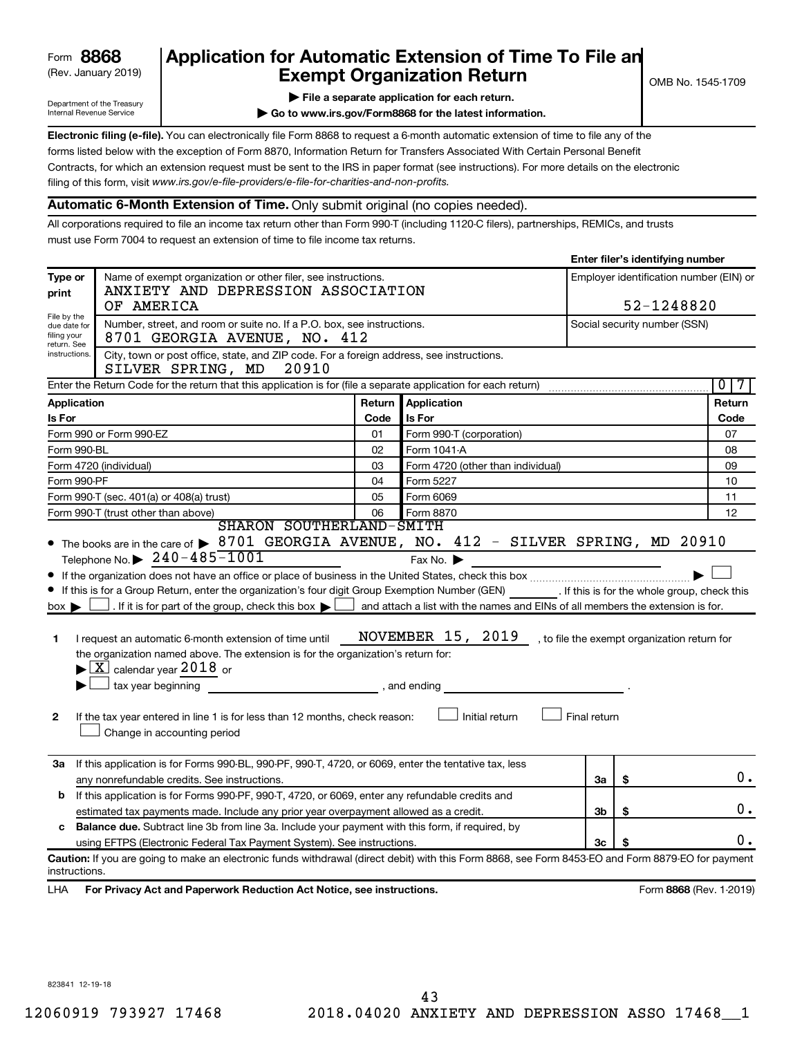Form **8868**
(Rev. January 2019)

Department of the Treasury
Internal Revenue Service

# Application for Automatic Extension of Time To File an Exempt Organization Return

▶ **File a separate application for each return.**

▶ **Go to www.irs.gov/Form8868 for the latest information.**

OMB No. 1545-1709

**Electronic filing (e-file).** You can electronically file Form 8868 to request a 6-month automatic extension of time to file any of the forms listed below with the exception of Form 8870, Information Return for Transfers Associated With Certain Personal Benefit Contracts, for which an extension request must be sent to the IRS in paper format (see instructions). For more details on the electronic filing of this form, visit *www.irs.gov/e-file-providers/e-file-for-charities-and-non-profits.*

**Automatic 6-Month Extension of Time.** Only submit original (no copies needed).

All corporations required to file an income tax return other than Form 990-T (including 1120-C filers), partnerships, REMICs, and trusts must use Form 7004 to request an extension of time to file income tax returns.

**Enter filer's identifying number**

| | | |
|---|---|---|
| **Type or print** | Name of exempt organization or other filer, see instructions. ANXIETY AND DEPRESSION ASSOCIATION OF AMERICA | Employer identification number (EIN) or 52-1248820 |
| File by the due date for filing your return. See instructions. | Number, street, and room or suite no. If a P.O. box, see instructions. 8701 GEORGIA AVENUE, NO. 412 | Social security number (SSN) |
| | City, town or post office, state, and ZIP code. For a foreign address, see instructions. SILVER SPRING, MD 20910 | |

Enter the Return Code for the return that this application is for (file a separate application for each return) ........ 0 7

| Application Is For | Return Code | Application Is For | Return Code |
|---|---|---|---|
| Form 990 or Form 990-EZ | 01 | Form 990-T (corporation) | 07 |
| Form 990-BL | 02 | Form 1041-A | 08 |
| Form 4720 (individual) | 03 | Form 4720 (other than individual) | 09 |
| Form 990-PF | 04 | Form 5227 | 10 |
| Form 990-T (sec. 401(a) or 408(a) trust) | 05 | Form 6069 | 11 |
| Form 990-T (trust other than above) | 06 | Form 8870 | 12 |

- The books are in the care of ▶ SHARON SOUTHERLAND-SMITH 8701 GEORGIA AVENUE, NO. 412 - SILVER SPRING, MD 20910

  Telephone No. ▶ 240-485-1001 Fax No. ▶

- If the organization does not have an office or place of business in the United States, check this box ........ ▶ ☐
- If this is for a Group Return, enter the organization's four digit Group Exemption Number (GEN) ______ . If this is for the whole group, check this box ▶ ☐ . If it is for part of the group, check this box ▶ ☐ and attach a list with the names and EINs of all members the extension is for.

**1** I request an automatic 6-month extension of time until NOVEMBER 15, 2019 , to file the exempt organization return for the organization named above. The extension is for the organization's return for:

▶ ☒ calendar year 2018 or

▶ ☐ tax year beginning ____________ , and ending ____________ .

**2** If the tax year entered in line 1 is for less than 12 months, check reason: ☐ Initial return ☐ Final return ☐ Change in accounting period

| | | | |
|---|---|---|---|
| **3a** | If this application is for Forms 990-BL, 990-PF, 990-T, 4720, or 6069, enter the tentative tax, less any nonrefundable credits. See instructions. | **3a** | $ 0. |
| **b** | If this application is for Forms 990-PF, 990-T, 4720, or 6069, enter any refundable credits and estimated tax payments made. Include any prior year overpayment allowed as a credit. | **3b** | $ 0. |
| **c** | **Balance due.** Subtract line 3b from line 3a. Include your payment with this form, if required, by using EFTPS (Electronic Federal Tax Payment System). See instructions. | **3c** | $ 0. |

**Caution:** If you are going to make an electronic funds withdrawal (direct debit) with this Form 8868, see Form 8453-EO and Form 8879-EO for payment instructions.

LHA **For Privacy Act and Paperwork Reduction Act Notice, see instructions.** Form **8868** (Rev. 1-2019)

823841 12-19-18

12060919 793927 17468 2018.04020 ANXIETY AND DEPRESSION ASSO 17468__1